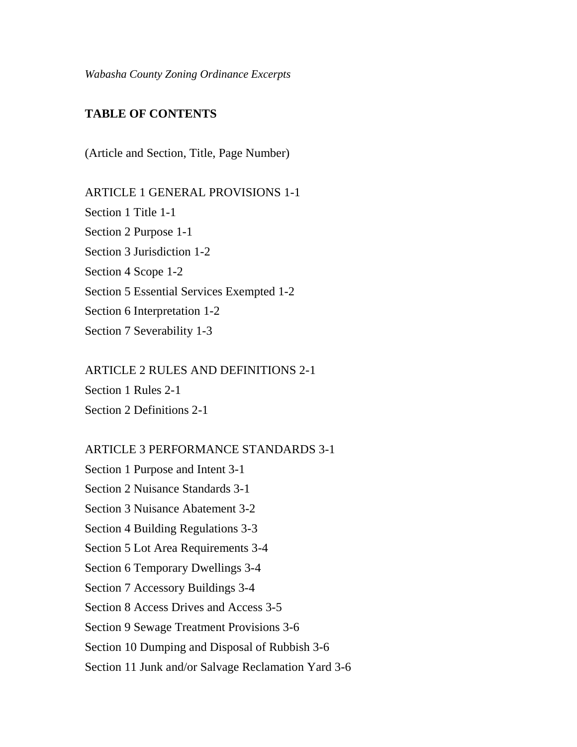*Wabasha County Zoning Ordinance Excerpts*

**TABLE OF CONTENTS**

(Article and Section, Title, Page Number)

ARTICLE 1 GENERAL PROVISIONS 1-1
Section 1 Title 1-1
Section 2 Purpose 1-1
Section 3 Jurisdiction 1-2
Section 4 Scope 1-2
Section 5 Essential Services Exempted 1-2
Section 6 Interpretation 1-2
Section 7 Severability 1-3

ARTICLE 2 RULES AND DEFINITIONS 2-1
Section 1 Rules 2-1
Section 2 Definitions 2-1

ARTICLE 3 PERFORMANCE STANDARDS 3-1
Section 1 Purpose and Intent 3-1
Section 2 Nuisance Standards 3-1
Section 3 Nuisance Abatement 3-2
Section 4 Building Regulations 3-3
Section 5 Lot Area Requirements 3-4
Section 6 Temporary Dwellings 3-4
Section 7 Accessory Buildings 3-4
Section 8 Access Drives and Access 3-5
Section 9 Sewage Treatment Provisions 3-6
Section 10 Dumping and Disposal of Rubbish 3-6
Section 11 Junk and/or Salvage Reclamation Yard 3-6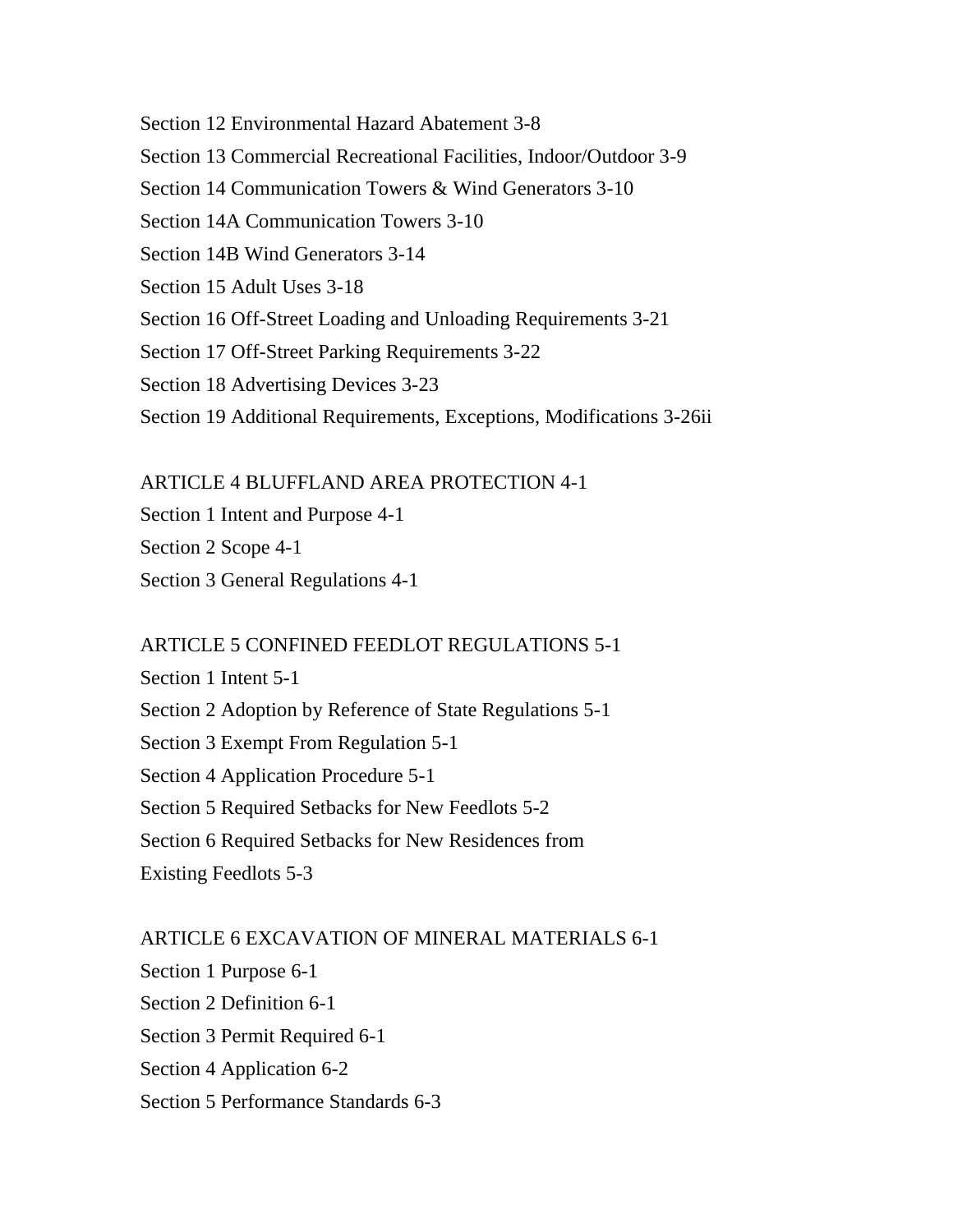Section 12 Environmental Hazard Abatement 3-8

Section 13 Commercial Recreational Facilities, Indoor/Outdoor 3-9

Section 14 Communication Towers & Wind Generators 3-10

Section 14A Communication Towers 3-10

Section 14B Wind Generators 3-14

Section 15 Adult Uses 3-18

Section 16 Off-Street Loading and Unloading Requirements 3-21

Section 17 Off-Street Parking Requirements 3-22

Section 18 Advertising Devices 3-23

Section 19 Additional Requirements, Exceptions, Modifications 3-26ii

ARTICLE 4 BLUFFLAND AREA PROTECTION 4-1

Section 1 Intent and Purpose 4-1

Section 2 Scope 4-1

Section 3 General Regulations 4-1

ARTICLE 5 CONFINED FEEDLOT REGULATIONS 5-1

Section 1 Intent 5-1

Section 2 Adoption by Reference of State Regulations 5-1

Section 3 Exempt From Regulation 5-1

Section 4 Application Procedure 5-1

Section 5 Required Setbacks for New Feedlots 5-2

Section 6 Required Setbacks for New Residences from Existing Feedlots 5-3

ARTICLE 6 EXCAVATION OF MINERAL MATERIALS 6-1

Section 1 Purpose 6-1

Section 2 Definition 6-1

Section 3 Permit Required 6-1

Section 4 Application 6-2

Section 5 Performance Standards 6-3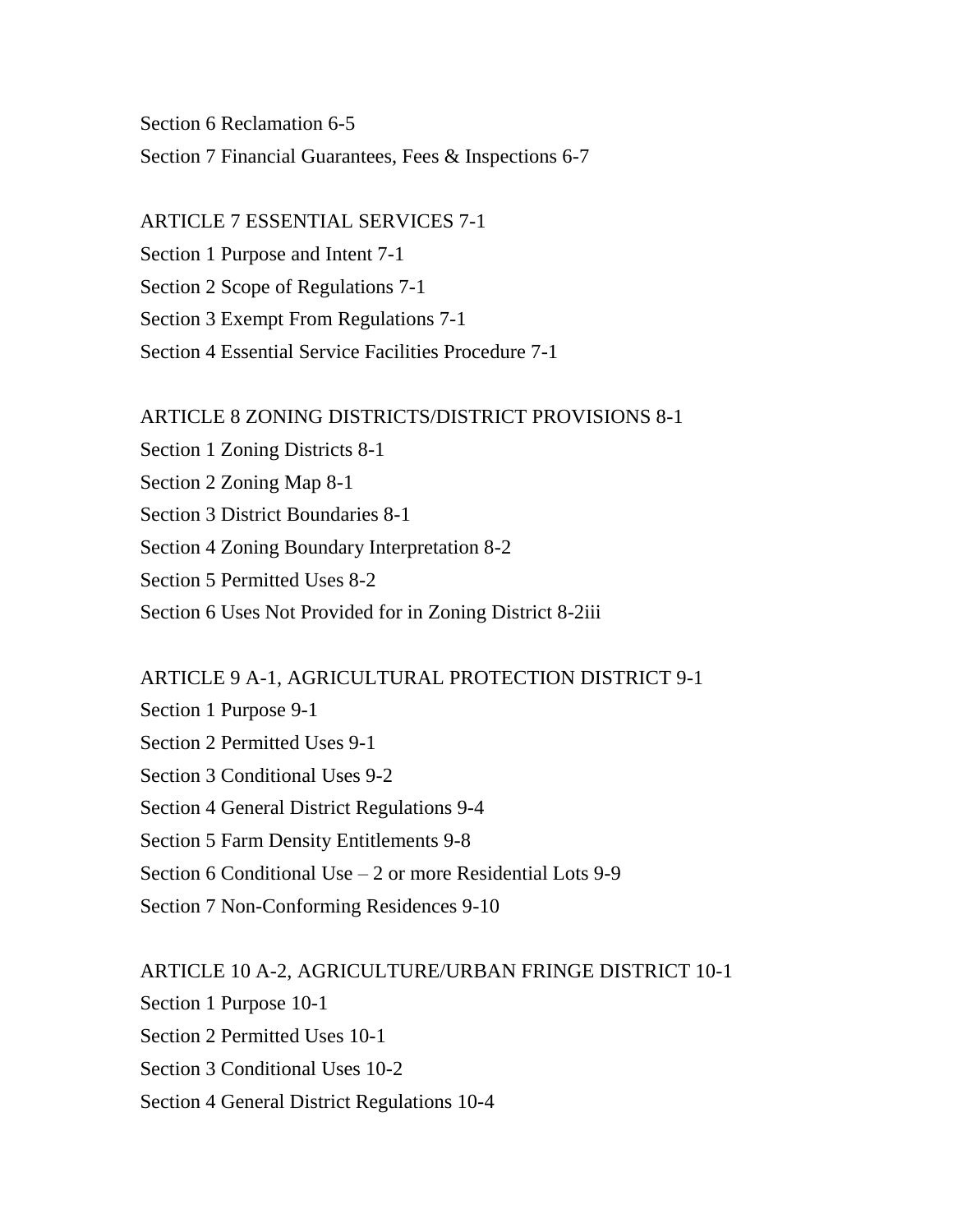Section 6 Reclamation 6-5

Section 7 Financial Guarantees, Fees & Inspections 6-7

ARTICLE 7 ESSENTIAL SERVICES 7-1

Section 1 Purpose and Intent 7-1

Section 2 Scope of Regulations 7-1

Section 3 Exempt From Regulations 7-1

Section 4 Essential Service Facilities Procedure 7-1

ARTICLE 8 ZONING DISTRICTS/DISTRICT PROVISIONS 8-1

Section 1 Zoning Districts 8-1

Section 2 Zoning Map 8-1

Section 3 District Boundaries 8-1

Section 4 Zoning Boundary Interpretation 8-2

Section 5 Permitted Uses 8-2

Section 6 Uses Not Provided for in Zoning District 8-2iii

ARTICLE 9 A-1, AGRICULTURAL PROTECTION DISTRICT 9-1

Section 1 Purpose 9-1

Section 2 Permitted Uses 9-1

Section 3 Conditional Uses 9-2

Section 4 General District Regulations 9-4

Section 5 Farm Density Entitlements 9-8

Section 6 Conditional Use – 2 or more Residential Lots 9-9

Section 7 Non-Conforming Residences 9-10

ARTICLE 10 A-2, AGRICULTURE/URBAN FRINGE DISTRICT 10-1

Section 1 Purpose 10-1

Section 2 Permitted Uses 10-1

Section 3 Conditional Uses 10-2

Section 4 General District Regulations 10-4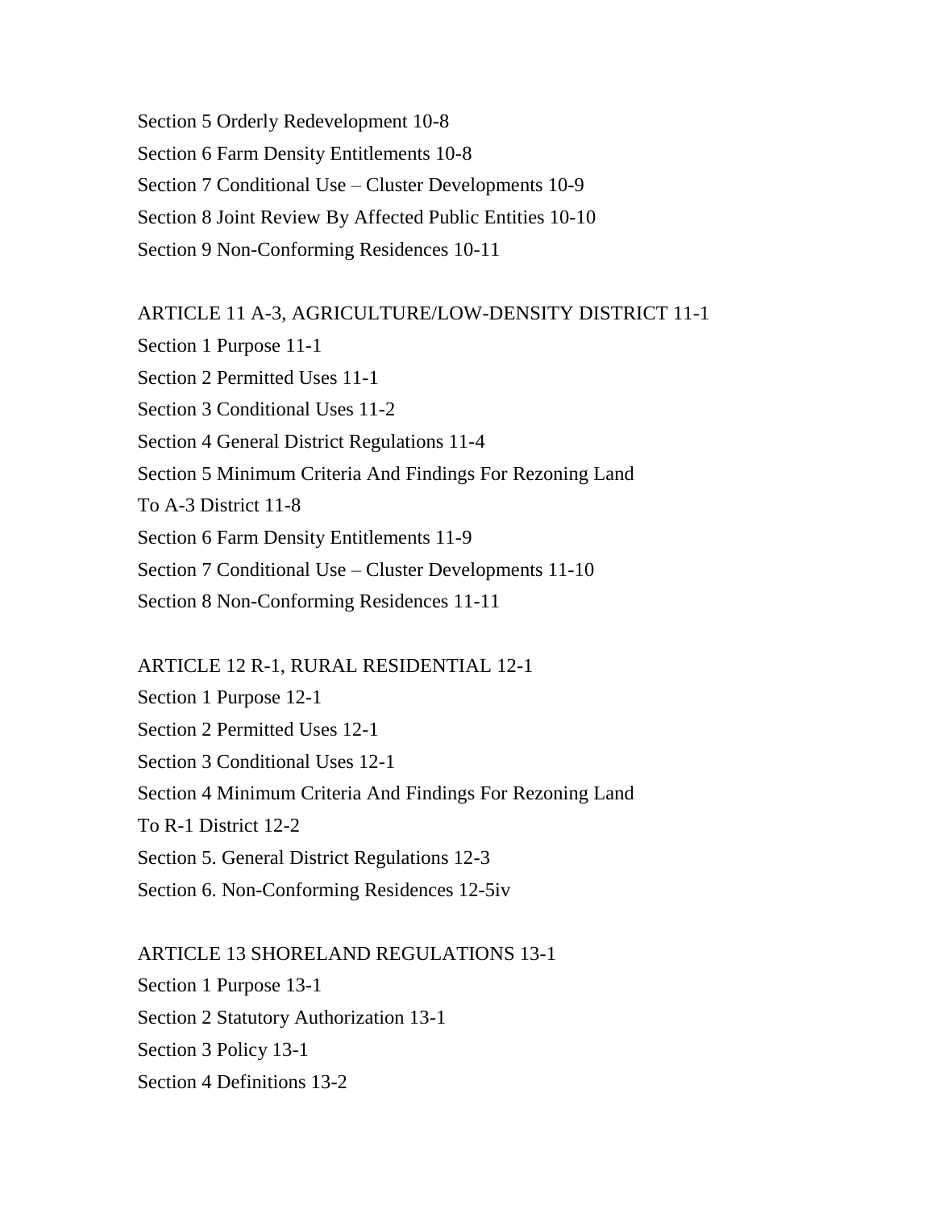Section 5 Orderly Redevelopment 10-8

Section 6 Farm Density Entitlements 10-8

Section 7 Conditional Use – Cluster Developments 10-9

Section 8 Joint Review By Affected Public Entities 10-10

Section 9 Non-Conforming Residences 10-11

ARTICLE 11 A-3, AGRICULTURE/LOW-DENSITY DISTRICT 11-1

Section 1 Purpose 11-1

Section 2 Permitted Uses 11-1

Section 3 Conditional Uses 11-2

Section 4 General District Regulations 11-4

Section 5 Minimum Criteria And Findings For Rezoning Land

To A-3 District 11-8

Section 6 Farm Density Entitlements 11-9

Section 7 Conditional Use – Cluster Developments 11-10

Section 8 Non-Conforming Residences 11-11

ARTICLE 12 R-1, RURAL RESIDENTIAL 12-1

Section 1 Purpose 12-1

Section 2 Permitted Uses 12-1

Section 3 Conditional Uses 12-1

Section 4 Minimum Criteria And Findings For Rezoning Land

To R-1 District 12-2

Section 5. General District Regulations 12-3

Section 6. Non-Conforming Residences 12-5iv

ARTICLE 13 SHORELAND REGULATIONS 13-1

Section 1 Purpose 13-1

Section 2 Statutory Authorization 13-1

Section 3 Policy 13-1

Section 4 Definitions 13-2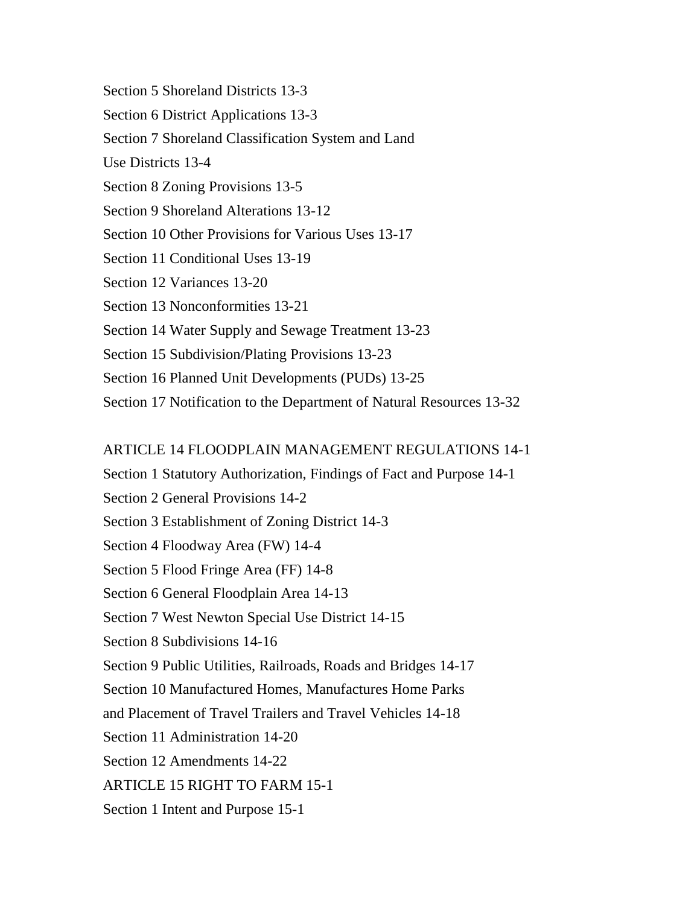Section 5 Shoreland Districts 13-3

Section 6 District Applications 13-3

Section 7 Shoreland Classification System and Land

Use Districts 13-4

Section 8 Zoning Provisions 13-5

Section 9 Shoreland Alterations 13-12

Section 10 Other Provisions for Various Uses 13-17

Section 11 Conditional Uses 13-19

Section 12 Variances 13-20

Section 13 Nonconformities 13-21

Section 14 Water Supply and Sewage Treatment 13-23

Section 15 Subdivision/Plating Provisions 13-23

Section 16 Planned Unit Developments (PUDs) 13-25

Section 17 Notification to the Department of Natural Resources 13-32

ARTICLE 14 FLOODPLAIN MANAGEMENT REGULATIONS 14-1

Section 1 Statutory Authorization, Findings of Fact and Purpose 14-1

Section 2 General Provisions 14-2

Section 3 Establishment of Zoning District 14-3

Section 4 Floodway Area (FW) 14-4

Section 5 Flood Fringe Area (FF) 14-8

Section 6 General Floodplain Area 14-13

Section 7 West Newton Special Use District 14-15

Section 8 Subdivisions 14-16

Section 9 Public Utilities, Railroads, Roads and Bridges 14-17

Section 10 Manufactured Homes, Manufactures Home Parks

and Placement of Travel Trailers and Travel Vehicles 14-18

Section 11 Administration 14-20

Section 12 Amendments 14-22

ARTICLE 15 RIGHT TO FARM 15-1

Section 1 Intent and Purpose 15-1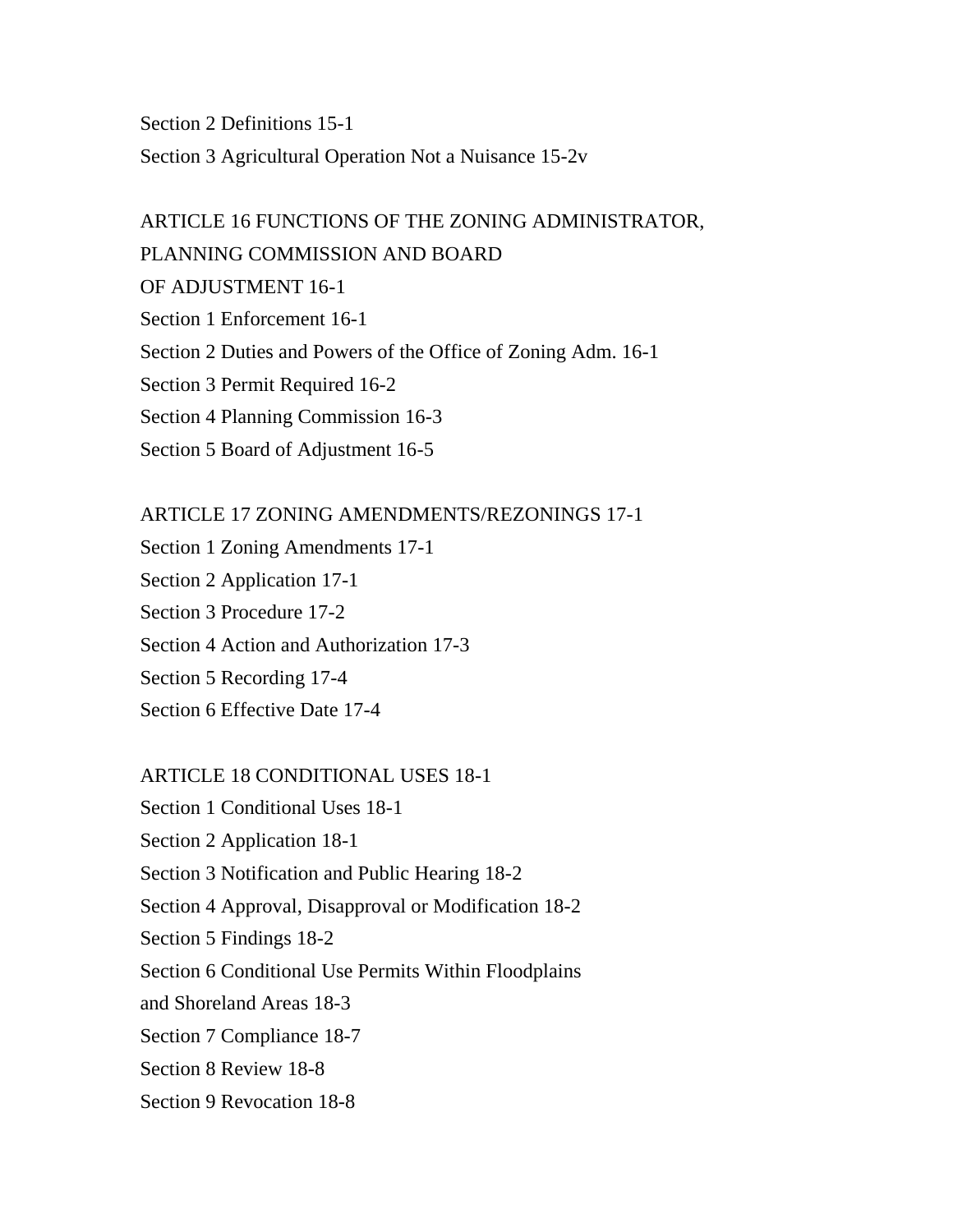Section 2 Definitions 15-1

Section 3 Agricultural Operation Not a Nuisance 15-2v

ARTICLE 16 FUNCTIONS OF THE ZONING ADMINISTRATOR,
PLANNING COMMISSION AND BOARD
OF ADJUSTMENT 16-1

Section 1 Enforcement 16-1

Section 2 Duties and Powers of the Office of Zoning Adm. 16-1

Section 3 Permit Required 16-2

Section 4 Planning Commission 16-3

Section 5 Board of Adjustment 16-5

ARTICLE 17 ZONING AMENDMENTS/REZONINGS 17-1

Section 1 Zoning Amendments 17-1

Section 2 Application 17-1

Section 3 Procedure 17-2

Section 4 Action and Authorization 17-3

Section 5 Recording 17-4

Section 6 Effective Date 17-4

ARTICLE 18 CONDITIONAL USES 18-1

Section 1 Conditional Uses 18-1

Section 2 Application 18-1

Section 3 Notification and Public Hearing 18-2

Section 4 Approval, Disapproval or Modification 18-2

Section 5 Findings 18-2

Section 6 Conditional Use Permits Within Floodplains
and Shoreland Areas 18-3

Section 7 Compliance 18-7

Section 8 Review 18-8

Section 9 Revocation 18-8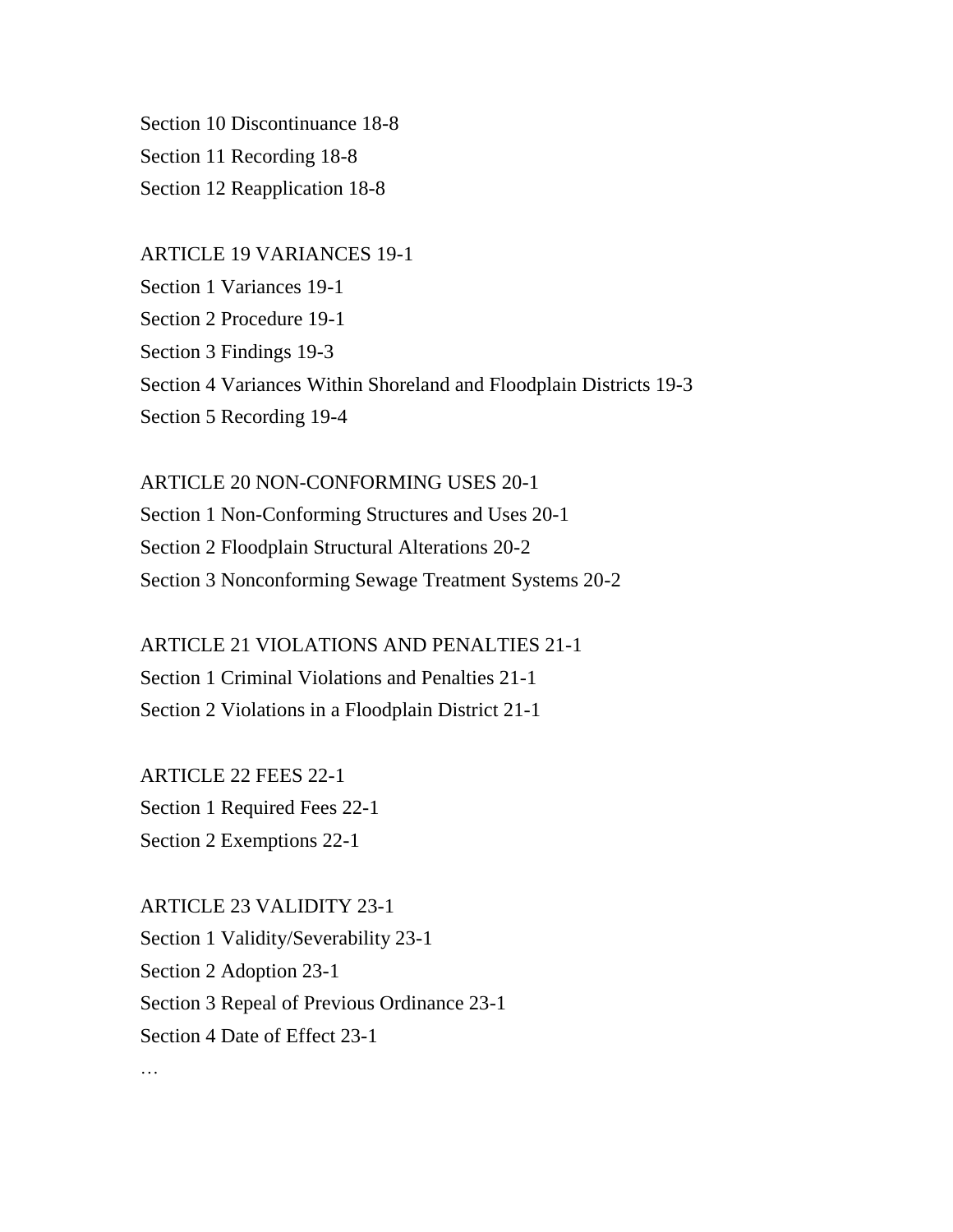Section 10 Discontinuance 18-8

Section 11 Recording 18-8

Section 12 Reapplication 18-8

ARTICLE 19 VARIANCES 19-1

Section 1 Variances 19-1

Section 2 Procedure 19-1

Section 3 Findings 19-3

Section 4 Variances Within Shoreland and Floodplain Districts 19-3

Section 5 Recording 19-4

ARTICLE 20 NON-CONFORMING USES 20-1

Section 1 Non-Conforming Structures and Uses 20-1

Section 2 Floodplain Structural Alterations 20-2

Section 3 Nonconforming Sewage Treatment Systems 20-2

ARTICLE 21 VIOLATIONS AND PENALTIES 21-1

Section 1 Criminal Violations and Penalties 21-1

Section 2 Violations in a Floodplain District 21-1

ARTICLE 22 FEES 22-1

Section 1 Required Fees 22-1

Section 2 Exemptions 22-1

ARTICLE 23 VALIDITY 23-1

Section 1 Validity/Severability 23-1

Section 2 Adoption 23-1

Section 3 Repeal of Previous Ordinance 23-1

Section 4 Date of Effect 23-1

…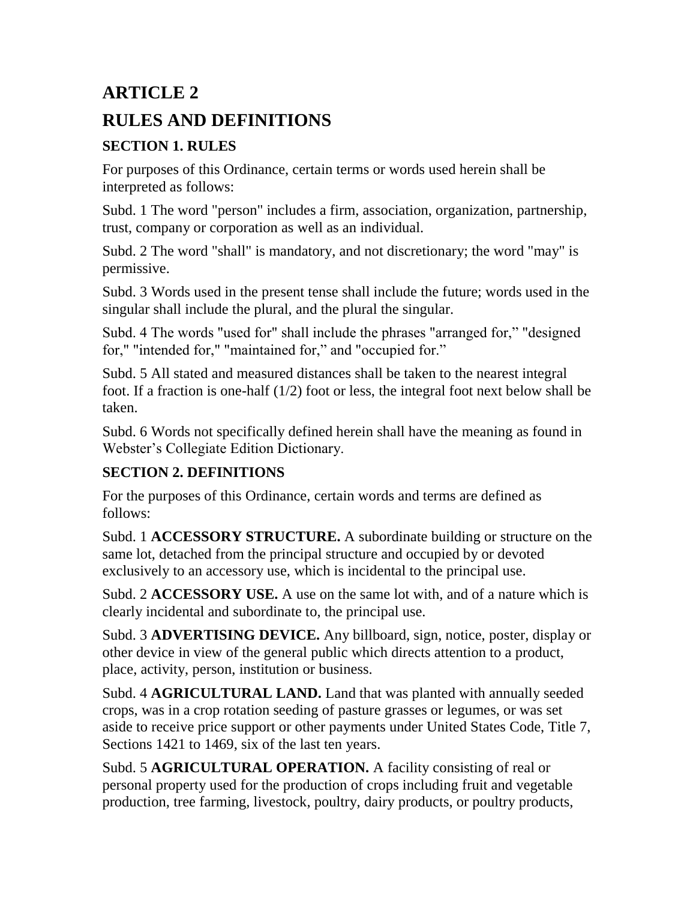# ARTICLE 2

# RULES AND DEFINITIONS

### SECTION 1. RULES

For purposes of this Ordinance, certain terms or words used herein shall be interpreted as follows:

Subd. 1 The word "person" includes a firm, association, organization, partnership, trust, company or corporation as well as an individual.

Subd. 2 The word "shall" is mandatory, and not discretionary; the word "may" is permissive.

Subd. 3 Words used in the present tense shall include the future; words used in the singular shall include the plural, and the plural the singular.

Subd. 4 The words "used for" shall include the phrases "arranged for," "designed for," "intended for," "maintained for," and "occupied for."

Subd. 5 All stated and measured distances shall be taken to the nearest integral foot. If a fraction is one-half (1/2) foot or less, the integral foot next below shall be taken.

Subd. 6 Words not specifically defined herein shall have the meaning as found in Webster's Collegiate Edition Dictionary.

### SECTION 2. DEFINITIONS

For the purposes of this Ordinance, certain words and terms are defined as follows:

Subd. 1 **ACCESSORY STRUCTURE.** A subordinate building or structure on the same lot, detached from the principal structure and occupied by or devoted exclusively to an accessory use, which is incidental to the principal use.

Subd. 2 **ACCESSORY USE.** A use on the same lot with, and of a nature which is clearly incidental and subordinate to, the principal use.

Subd. 3 **ADVERTISING DEVICE.** Any billboard, sign, notice, poster, display or other device in view of the general public which directs attention to a product, place, activity, person, institution or business.

Subd. 4 **AGRICULTURAL LAND.** Land that was planted with annually seeded crops, was in a crop rotation seeding of pasture grasses or legumes, or was set aside to receive price support or other payments under United States Code, Title 7, Sections 1421 to 1469, six of the last ten years.

Subd. 5 **AGRICULTURAL OPERATION.** A facility consisting of real or personal property used for the production of crops including fruit and vegetable production, tree farming, livestock, poultry, dairy products, or poultry products,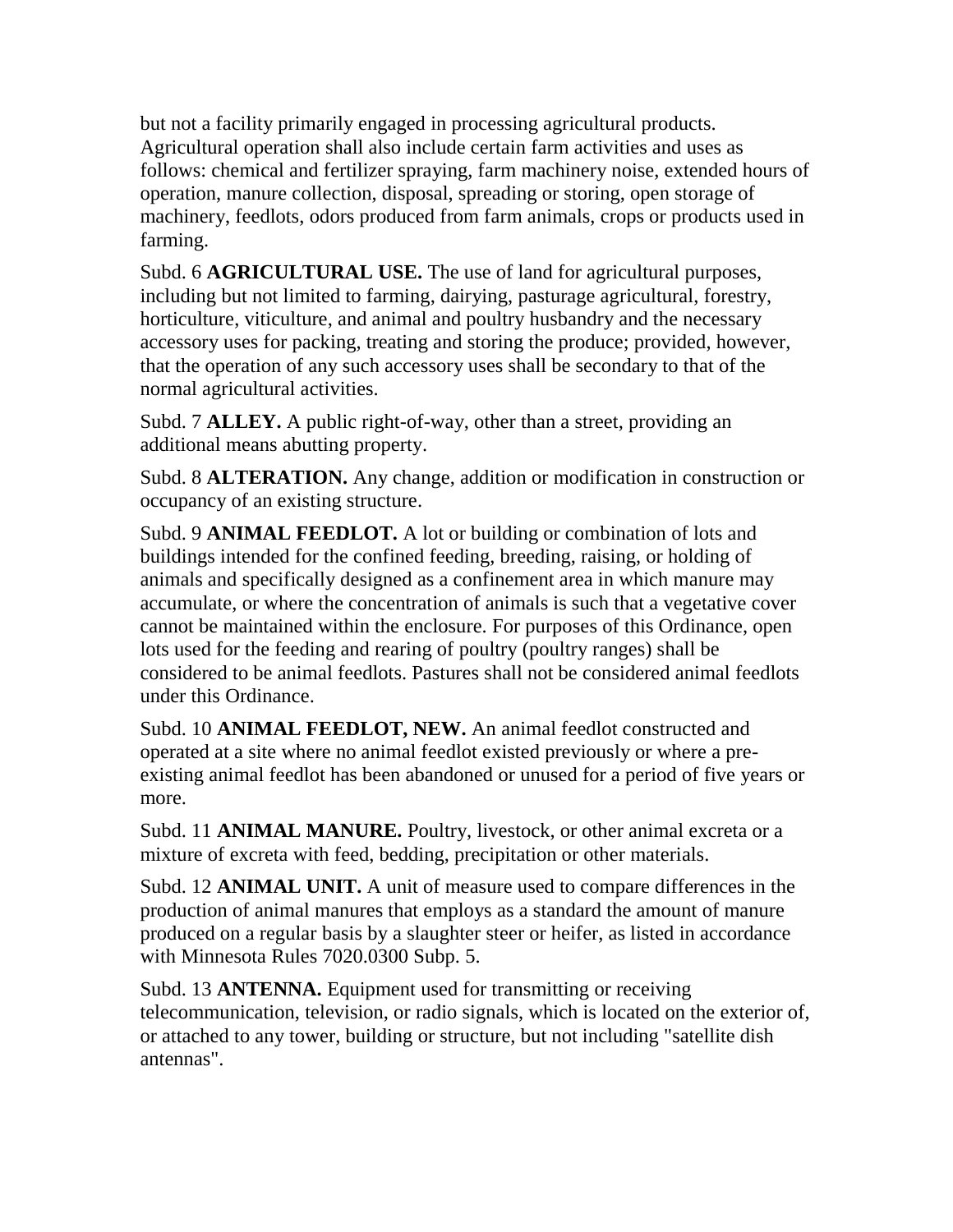but not a facility primarily engaged in processing agricultural products. Agricultural operation shall also include certain farm activities and uses as follows: chemical and fertilizer spraying, farm machinery noise, extended hours of operation, manure collection, disposal, spreading or storing, open storage of machinery, feedlots, odors produced from farm animals, crops or products used in farming.

Subd. 6 **AGRICULTURAL USE.** The use of land for agricultural purposes, including but not limited to farming, dairying, pasturage agricultural, forestry, horticulture, viticulture, and animal and poultry husbandry and the necessary accessory uses for packing, treating and storing the produce; provided, however, that the operation of any such accessory uses shall be secondary to that of the normal agricultural activities.

Subd. 7 **ALLEY.** A public right-of-way, other than a street, providing an additional means abutting property.

Subd. 8 **ALTERATION.** Any change, addition or modification in construction or occupancy of an existing structure.

Subd. 9 **ANIMAL FEEDLOT.** A lot or building or combination of lots and buildings intended for the confined feeding, breeding, raising, or holding of animals and specifically designed as a confinement area in which manure may accumulate, or where the concentration of animals is such that a vegetative cover cannot be maintained within the enclosure. For purposes of this Ordinance, open lots used for the feeding and rearing of poultry (poultry ranges) shall be considered to be animal feedlots. Pastures shall not be considered animal feedlots under this Ordinance.

Subd. 10 **ANIMAL FEEDLOT, NEW.** An animal feedlot constructed and operated at a site where no animal feedlot existed previously or where a pre-existing animal feedlot has been abandoned or unused for a period of five years or more.

Subd. 11 **ANIMAL MANURE.** Poultry, livestock, or other animal excreta or a mixture of excreta with feed, bedding, precipitation or other materials.

Subd. 12 **ANIMAL UNIT.** A unit of measure used to compare differences in the production of animal manures that employs as a standard the amount of manure produced on a regular basis by a slaughter steer or heifer, as listed in accordance with Minnesota Rules 7020.0300 Subp. 5.

Subd. 13 **ANTENNA.** Equipment used for transmitting or receiving telecommunication, television, or radio signals, which is located on the exterior of, or attached to any tower, building or structure, but not including "satellite dish antennas".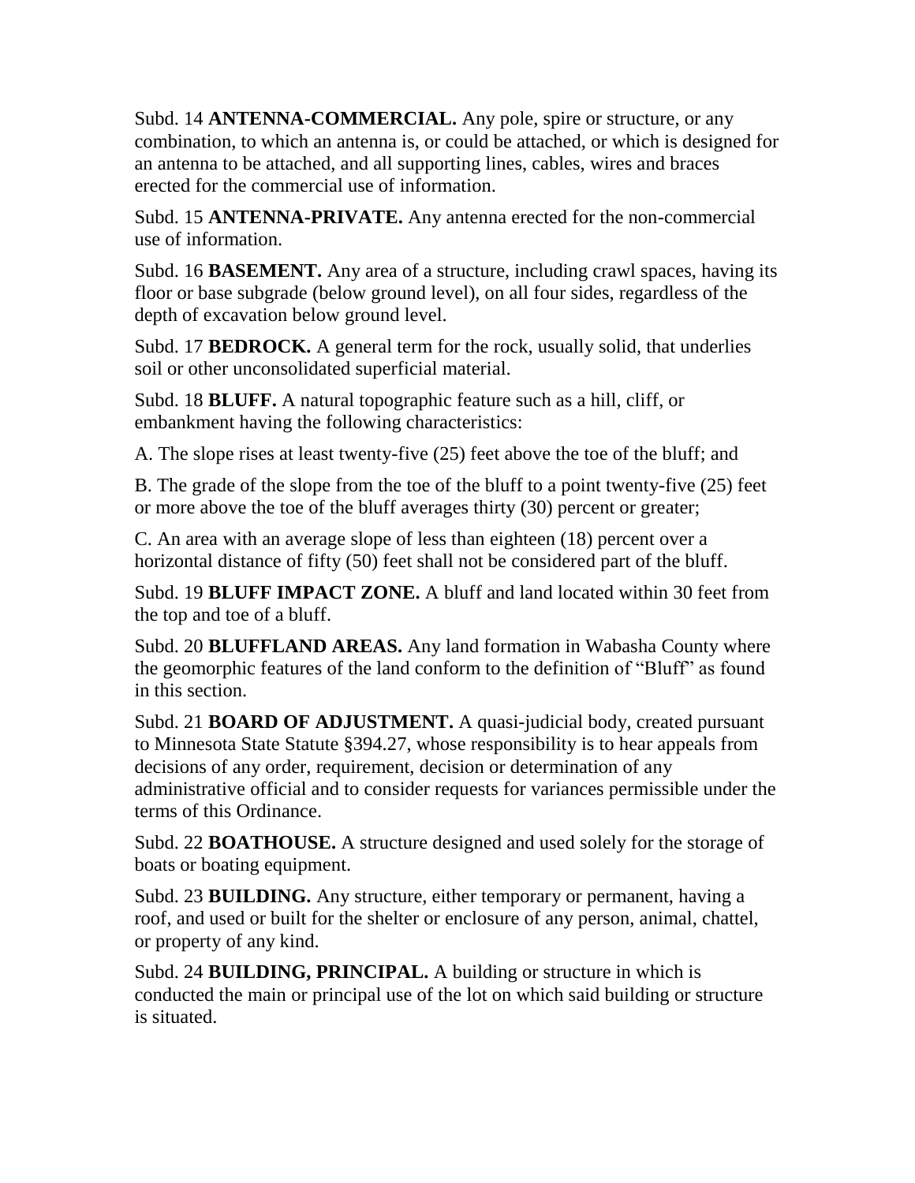Subd. 14 **ANTENNA-COMMERCIAL.** Any pole, spire or structure, or any combination, to which an antenna is, or could be attached, or which is designed for an antenna to be attached, and all supporting lines, cables, wires and braces erected for the commercial use of information.

Subd. 15 **ANTENNA-PRIVATE.** Any antenna erected for the non-commercial use of information.

Subd. 16 **BASEMENT.** Any area of a structure, including crawl spaces, having its floor or base subgrade (below ground level), on all four sides, regardless of the depth of excavation below ground level.

Subd. 17 **BEDROCK.** A general term for the rock, usually solid, that underlies soil or other unconsolidated superficial material.

Subd. 18 **BLUFF.** A natural topographic feature such as a hill, cliff, or embankment having the following characteristics:

A. The slope rises at least twenty-five (25) feet above the toe of the bluff; and

B. The grade of the slope from the toe of the bluff to a point twenty-five (25) feet or more above the toe of the bluff averages thirty (30) percent or greater;

C. An area with an average slope of less than eighteen (18) percent over a horizontal distance of fifty (50) feet shall not be considered part of the bluff.

Subd. 19 **BLUFF IMPACT ZONE.** A bluff and land located within 30 feet from the top and toe of a bluff.

Subd. 20 **BLUFFLAND AREAS.** Any land formation in Wabasha County where the geomorphic features of the land conform to the definition of "Bluff" as found in this section.

Subd. 21 **BOARD OF ADJUSTMENT.** A quasi-judicial body, created pursuant to Minnesota State Statute §394.27, whose responsibility is to hear appeals from decisions of any order, requirement, decision or determination of any administrative official and to consider requests for variances permissible under the terms of this Ordinance.

Subd. 22 **BOATHOUSE.** A structure designed and used solely for the storage of boats or boating equipment.

Subd. 23 **BUILDING.** Any structure, either temporary or permanent, having a roof, and used or built for the shelter or enclosure of any person, animal, chattel, or property of any kind.

Subd. 24 **BUILDING, PRINCIPAL.** A building or structure in which is conducted the main or principal use of the lot on which said building or structure is situated.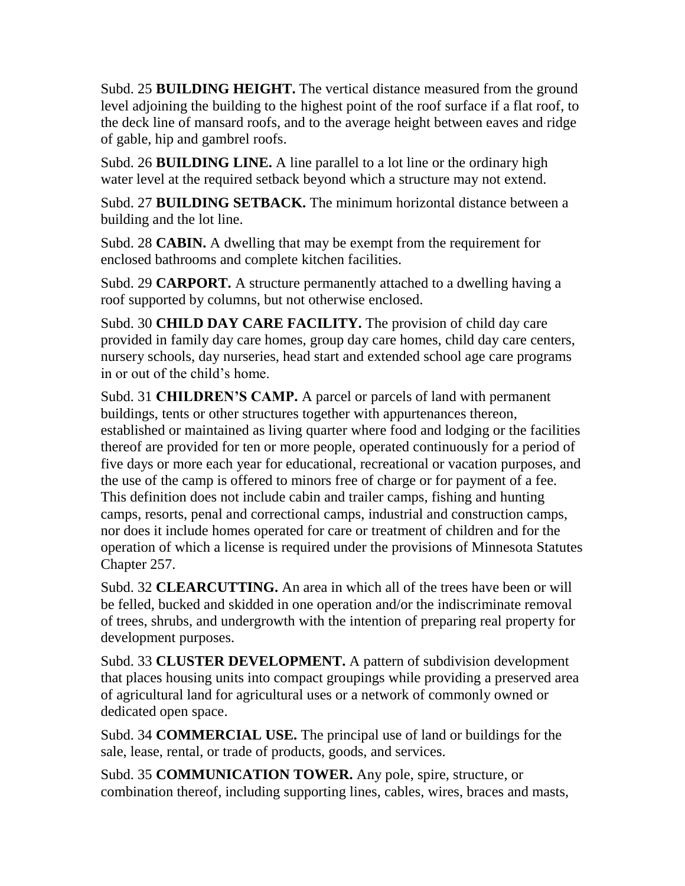Subd. 25 **BUILDING HEIGHT.** The vertical distance measured from the ground level adjoining the building to the highest point of the roof surface if a flat roof, to the deck line of mansard roofs, and to the average height between eaves and ridge of gable, hip and gambrel roofs.

Subd. 26 **BUILDING LINE.** A line parallel to a lot line or the ordinary high water level at the required setback beyond which a structure may not extend.

Subd. 27 **BUILDING SETBACK.** The minimum horizontal distance between a building and the lot line.

Subd. 28 **CABIN.** A dwelling that may be exempt from the requirement for enclosed bathrooms and complete kitchen facilities.

Subd. 29 **CARPORT.** A structure permanently attached to a dwelling having a roof supported by columns, but not otherwise enclosed.

Subd. 30 **CHILD DAY CARE FACILITY.** The provision of child day care provided in family day care homes, group day care homes, child day care centers, nursery schools, day nurseries, head start and extended school age care programs in or out of the child's home.

Subd. 31 **CHILDREN'S CAMP.** A parcel or parcels of land with permanent buildings, tents or other structures together with appurtenances thereon, established or maintained as living quarter where food and lodging or the facilities thereof are provided for ten or more people, operated continuously for a period of five days or more each year for educational, recreational or vacation purposes, and the use of the camp is offered to minors free of charge or for payment of a fee. This definition does not include cabin and trailer camps, fishing and hunting camps, resorts, penal and correctional camps, industrial and construction camps, nor does it include homes operated for care or treatment of children and for the operation of which a license is required under the provisions of Minnesota Statutes Chapter 257.

Subd. 32 **CLEARCUTTING.** An area in which all of the trees have been or will be felled, bucked and skidded in one operation and/or the indiscriminate removal of trees, shrubs, and undergrowth with the intention of preparing real property for development purposes.

Subd. 33 **CLUSTER DEVELOPMENT.** A pattern of subdivision development that places housing units into compact groupings while providing a preserved area of agricultural land for agricultural uses or a network of commonly owned or dedicated open space.

Subd. 34 **COMMERCIAL USE.** The principal use of land or buildings for the sale, lease, rental, or trade of products, goods, and services.

Subd. 35 **COMMUNICATION TOWER.** Any pole, spire, structure, or combination thereof, including supporting lines, cables, wires, braces and masts,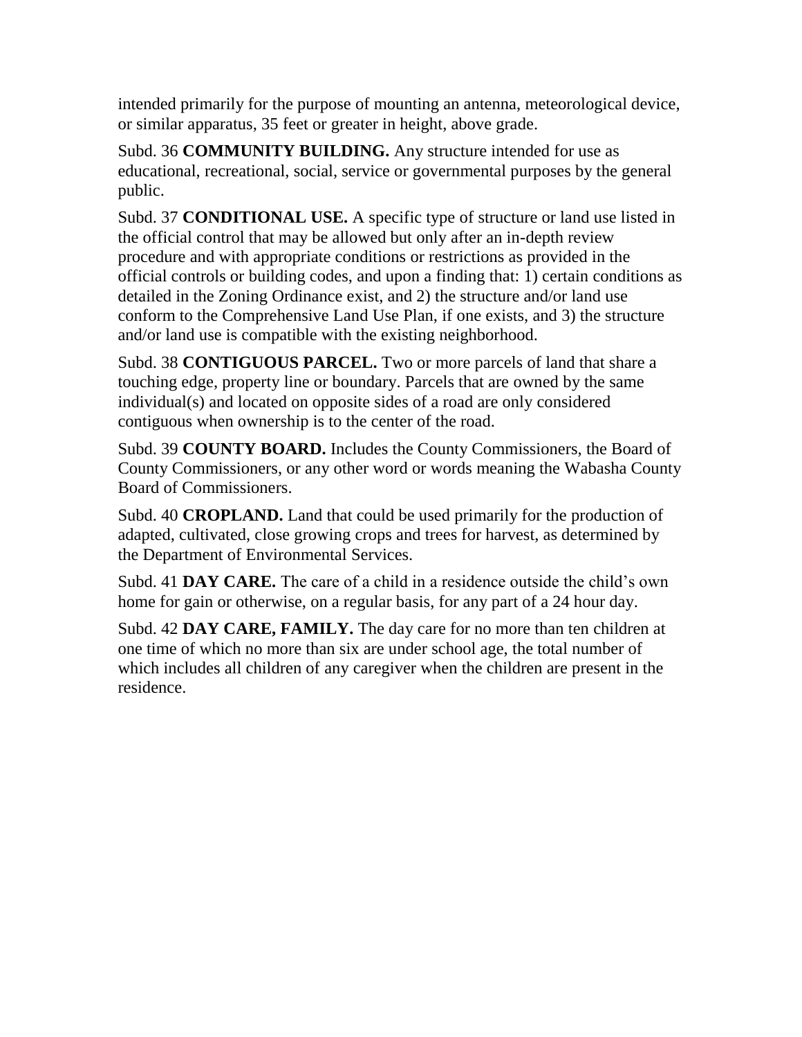intended primarily for the purpose of mounting an antenna, meteorological device, or similar apparatus, 35 feet or greater in height, above grade.

Subd. 36 **COMMUNITY BUILDING.** Any structure intended for use as educational, recreational, social, service or governmental purposes by the general public.

Subd. 37 **CONDITIONAL USE.** A specific type of structure or land use listed in the official control that may be allowed but only after an in-depth review procedure and with appropriate conditions or restrictions as provided in the official controls or building codes, and upon a finding that: 1) certain conditions as detailed in the Zoning Ordinance exist, and 2) the structure and/or land use conform to the Comprehensive Land Use Plan, if one exists, and 3) the structure and/or land use is compatible with the existing neighborhood.

Subd. 38 **CONTIGUOUS PARCEL.** Two or more parcels of land that share a touching edge, property line or boundary. Parcels that are owned by the same individual(s) and located on opposite sides of a road are only considered contiguous when ownership is to the center of the road.

Subd. 39 **COUNTY BOARD.** Includes the County Commissioners, the Board of County Commissioners, or any other word or words meaning the Wabasha County Board of Commissioners.

Subd. 40 **CROPLAND.** Land that could be used primarily for the production of adapted, cultivated, close growing crops and trees for harvest, as determined by the Department of Environmental Services.

Subd. 41 **DAY CARE.** The care of a child in a residence outside the child's own home for gain or otherwise, on a regular basis, for any part of a 24 hour day.

Subd. 42 **DAY CARE, FAMILY.** The day care for no more than ten children at one time of which no more than six are under school age, the total number of which includes all children of any caregiver when the children are present in the residence.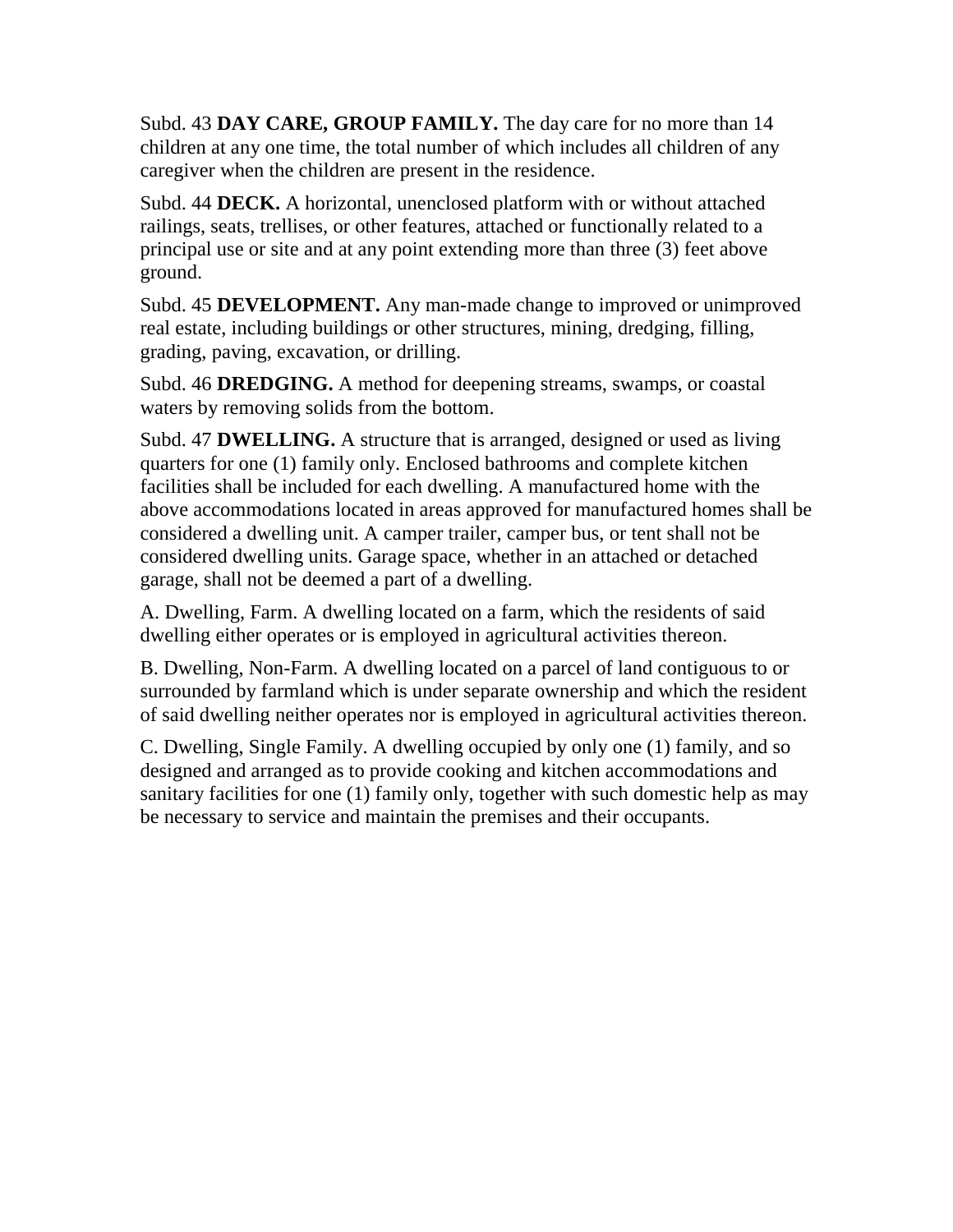Subd. 43 **DAY CARE, GROUP FAMILY.** The day care for no more than 14 children at any one time, the total number of which includes all children of any caregiver when the children are present in the residence.

Subd. 44 **DECK.** A horizontal, unenclosed platform with or without attached railings, seats, trellises, or other features, attached or functionally related to a principal use or site and at any point extending more than three (3) feet above ground.

Subd. 45 **DEVELOPMENT.** Any man-made change to improved or unimproved real estate, including buildings or other structures, mining, dredging, filling, grading, paving, excavation, or drilling.

Subd. 46 **DREDGING.** A method for deepening streams, swamps, or coastal waters by removing solids from the bottom.

Subd. 47 **DWELLING.** A structure that is arranged, designed or used as living quarters for one (1) family only. Enclosed bathrooms and complete kitchen facilities shall be included for each dwelling. A manufactured home with the above accommodations located in areas approved for manufactured homes shall be considered a dwelling unit. A camper trailer, camper bus, or tent shall not be considered dwelling units. Garage space, whether in an attached or detached garage, shall not be deemed a part of a dwelling.

A. Dwelling, Farm. A dwelling located on a farm, which the residents of said dwelling either operates or is employed in agricultural activities thereon.

B. Dwelling, Non-Farm. A dwelling located on a parcel of land contiguous to or surrounded by farmland which is under separate ownership and which the resident of said dwelling neither operates nor is employed in agricultural activities thereon.

C. Dwelling, Single Family. A dwelling occupied by only one (1) family, and so designed and arranged as to provide cooking and kitchen accommodations and sanitary facilities for one (1) family only, together with such domestic help as may be necessary to service and maintain the premises and their occupants.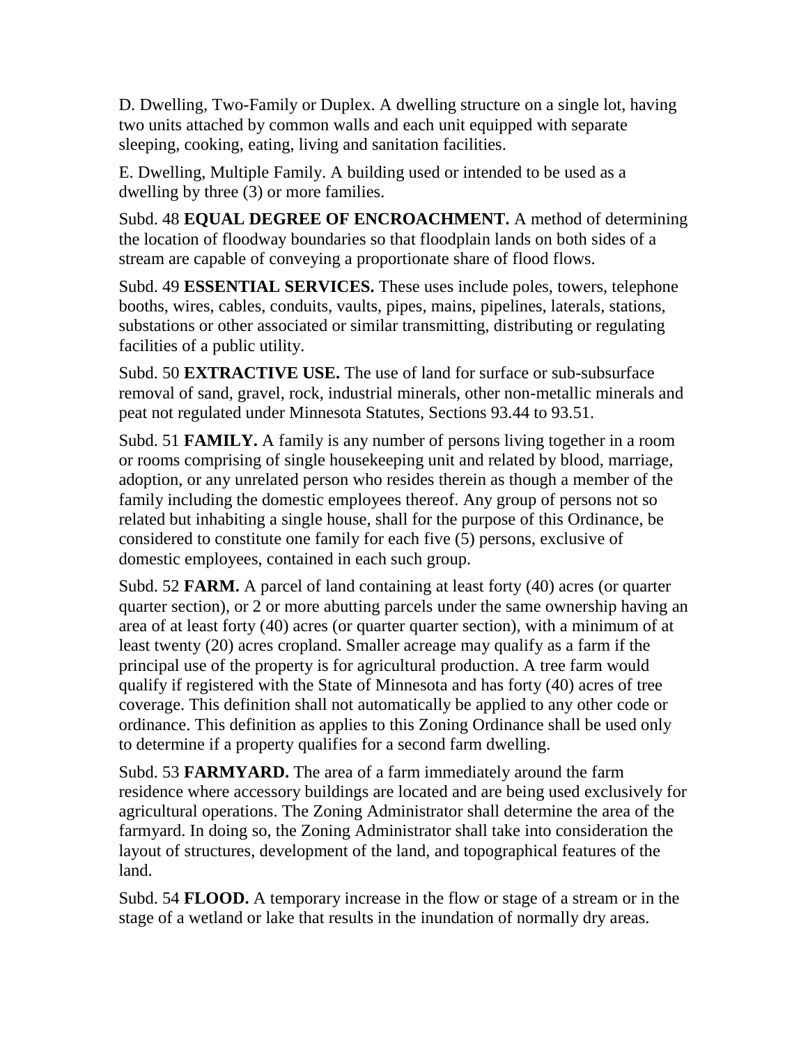D. Dwelling, Two-Family or Duplex. A dwelling structure on a single lot, having two units attached by common walls and each unit equipped with separate sleeping, cooking, eating, living and sanitation facilities.

E. Dwelling, Multiple Family. A building used or intended to be used as a dwelling by three (3) or more families.

Subd. 48 **EQUAL DEGREE OF ENCROACHMENT.** A method of determining the location of floodway boundaries so that floodplain lands on both sides of a stream are capable of conveying a proportionate share of flood flows.

Subd. 49 **ESSENTIAL SERVICES.** These uses include poles, towers, telephone booths, wires, cables, conduits, vaults, pipes, mains, pipelines, laterals, stations, substations or other associated or similar transmitting, distributing or regulating facilities of a public utility.

Subd. 50 **EXTRACTIVE USE.** The use of land for surface or sub-subsurface removal of sand, gravel, rock, industrial minerals, other non-metallic minerals and peat not regulated under Minnesota Statutes, Sections 93.44 to 93.51.

Subd. 51 **FAMILY.** A family is any number of persons living together in a room or rooms comprising of single housekeeping unit and related by blood, marriage, adoption, or any unrelated person who resides therein as though a member of the family including the domestic employees thereof. Any group of persons not so related but inhabiting a single house, shall for the purpose of this Ordinance, be considered to constitute one family for each five (5) persons, exclusive of domestic employees, contained in each such group.

Subd. 52 **FARM.** A parcel of land containing at least forty (40) acres (or quarter quarter section), or 2 or more abutting parcels under the same ownership having an area of at least forty (40) acres (or quarter quarter section), with a minimum of at least twenty (20) acres cropland. Smaller acreage may qualify as a farm if the principal use of the property is for agricultural production. A tree farm would qualify if registered with the State of Minnesota and has forty (40) acres of tree coverage. This definition shall not automatically be applied to any other code or ordinance. This definition as applies to this Zoning Ordinance shall be used only to determine if a property qualifies for a second farm dwelling.

Subd. 53 **FARMYARD.** The area of a farm immediately around the farm residence where accessory buildings are located and are being used exclusively for agricultural operations. The Zoning Administrator shall determine the area of the farmyard. In doing so, the Zoning Administrator shall take into consideration the layout of structures, development of the land, and topographical features of the land.

Subd. 54 **FLOOD.** A temporary increase in the flow or stage of a stream or in the stage of a wetland or lake that results in the inundation of normally dry areas.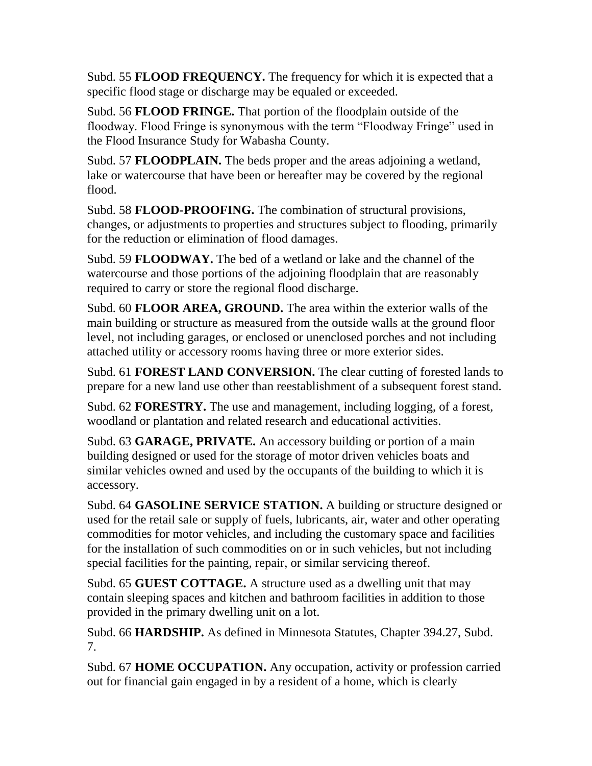Subd. 55 **FLOOD FREQUENCY.** The frequency for which it is expected that a specific flood stage or discharge may be equaled or exceeded.

Subd. 56 **FLOOD FRINGE.** That portion of the floodplain outside of the floodway. Flood Fringe is synonymous with the term “Floodway Fringe” used in the Flood Insurance Study for Wabasha County.

Subd. 57 **FLOODPLAIN.** The beds proper and the areas adjoining a wetland, lake or watercourse that have been or hereafter may be covered by the regional flood.

Subd. 58 **FLOOD-PROOFING.** The combination of structural provisions, changes, or adjustments to properties and structures subject to flooding, primarily for the reduction or elimination of flood damages.

Subd. 59 **FLOODWAY.** The bed of a wetland or lake and the channel of the watercourse and those portions of the adjoining floodplain that are reasonably required to carry or store the regional flood discharge.

Subd. 60 **FLOOR AREA, GROUND.** The area within the exterior walls of the main building or structure as measured from the outside walls at the ground floor level, not including garages, or enclosed or unenclosed porches and not including attached utility or accessory rooms having three or more exterior sides.

Subd. 61 **FOREST LAND CONVERSION.** The clear cutting of forested lands to prepare for a new land use other than reestablishment of a subsequent forest stand.

Subd. 62 **FORESTRY.** The use and management, including logging, of a forest, woodland or plantation and related research and educational activities.

Subd. 63 **GARAGE, PRIVATE.** An accessory building or portion of a main building designed or used for the storage of motor driven vehicles boats and similar vehicles owned and used by the occupants of the building to which it is accessory.

Subd. 64 **GASOLINE SERVICE STATION.** A building or structure designed or used for the retail sale or supply of fuels, lubricants, air, water and other operating commodities for motor vehicles, and including the customary space and facilities for the installation of such commodities on or in such vehicles, but not including special facilities for the painting, repair, or similar servicing thereof.

Subd. 65 **GUEST COTTAGE.** A structure used as a dwelling unit that may contain sleeping spaces and kitchen and bathroom facilities in addition to those provided in the primary dwelling unit on a lot.

Subd. 66 **HARDSHIP.** As defined in Minnesota Statutes, Chapter 394.27, Subd. 7.

Subd. 67 **HOME OCCUPATION.** Any occupation, activity or profession carried out for financial gain engaged in by a resident of a home, which is clearly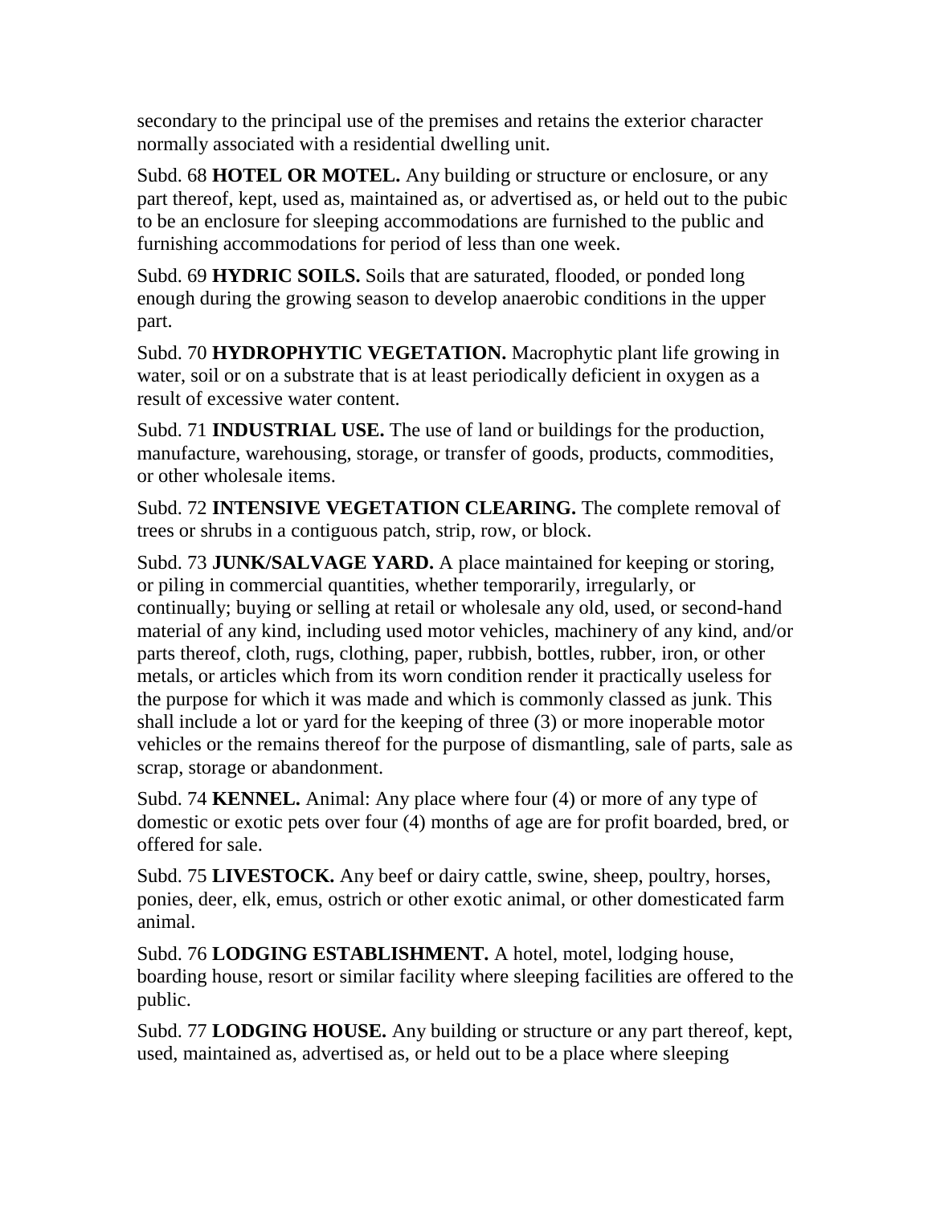secondary to the principal use of the premises and retains the exterior character normally associated with a residential dwelling unit.

Subd. 68 **HOTEL OR MOTEL.** Any building or structure or enclosure, or any part thereof, kept, used as, maintained as, or advertised as, or held out to the pubic to be an enclosure for sleeping accommodations are furnished to the public and furnishing accommodations for period of less than one week.

Subd. 69 **HYDRIC SOILS.** Soils that are saturated, flooded, or ponded long enough during the growing season to develop anaerobic conditions in the upper part.

Subd. 70 **HYDROPHYTIC VEGETATION.** Macrophytic plant life growing in water, soil or on a substrate that is at least periodically deficient in oxygen as a result of excessive water content.

Subd. 71 **INDUSTRIAL USE.** The use of land or buildings for the production, manufacture, warehousing, storage, or transfer of goods, products, commodities, or other wholesale items.

Subd. 72 **INTENSIVE VEGETATION CLEARING.** The complete removal of trees or shrubs in a contiguous patch, strip, row, or block.

Subd. 73 **JUNK/SALVAGE YARD.** A place maintained for keeping or storing, or piling in commercial quantities, whether temporarily, irregularly, or continually; buying or selling at retail or wholesale any old, used, or second-hand material of any kind, including used motor vehicles, machinery of any kind, and/or parts thereof, cloth, rugs, clothing, paper, rubbish, bottles, rubber, iron, or other metals, or articles which from its worn condition render it practically useless for the purpose for which it was made and which is commonly classed as junk. This shall include a lot or yard for the keeping of three (3) or more inoperable motor vehicles or the remains thereof for the purpose of dismantling, sale of parts, sale as scrap, storage or abandonment.

Subd. 74 **KENNEL.** Animal: Any place where four (4) or more of any type of domestic or exotic pets over four (4) months of age are for profit boarded, bred, or offered for sale.

Subd. 75 **LIVESTOCK.** Any beef or dairy cattle, swine, sheep, poultry, horses, ponies, deer, elk, emus, ostrich or other exotic animal, or other domesticated farm animal.

Subd. 76 **LODGING ESTABLISHMENT.** A hotel, motel, lodging house, boarding house, resort or similar facility where sleeping facilities are offered to the public.

Subd. 77 **LODGING HOUSE.** Any building or structure or any part thereof, kept, used, maintained as, advertised as, or held out to be a place where sleeping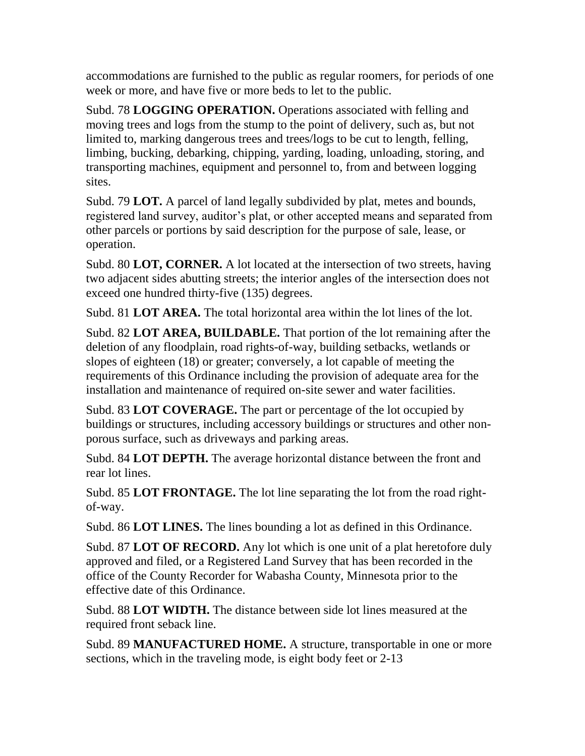accommodations are furnished to the public as regular roomers, for periods of one week or more, and have five or more beds to let to the public.

Subd. 78 **LOGGING OPERATION.** Operations associated with felling and moving trees and logs from the stump to the point of delivery, such as, but not limited to, marking dangerous trees and trees/logs to be cut to length, felling, limbing, bucking, debarking, chipping, yarding, loading, unloading, storing, and transporting machines, equipment and personnel to, from and between logging sites.

Subd. 79 **LOT.** A parcel of land legally subdivided by plat, metes and bounds, registered land survey, auditor's plat, or other accepted means and separated from other parcels or portions by said description for the purpose of sale, lease, or operation.

Subd. 80 **LOT, CORNER.** A lot located at the intersection of two streets, having two adjacent sides abutting streets; the interior angles of the intersection does not exceed one hundred thirty-five (135) degrees.

Subd. 81 **LOT AREA.** The total horizontal area within the lot lines of the lot.

Subd. 82 **LOT AREA, BUILDABLE.** That portion of the lot remaining after the deletion of any floodplain, road rights-of-way, building setbacks, wetlands or slopes of eighteen (18) or greater; conversely, a lot capable of meeting the requirements of this Ordinance including the provision of adequate area for the installation and maintenance of required on-site sewer and water facilities.

Subd. 83 **LOT COVERAGE.** The part or percentage of the lot occupied by buildings or structures, including accessory buildings or structures and other non-porous surface, such as driveways and parking areas.

Subd. 84 **LOT DEPTH.** The average horizontal distance between the front and rear lot lines.

Subd. 85 **LOT FRONTAGE.** The lot line separating the lot from the road right-of-way.

Subd. 86 **LOT LINES.** The lines bounding a lot as defined in this Ordinance.

Subd. 87 **LOT OF RECORD.** Any lot which is one unit of a plat heretofore duly approved and filed, or a Registered Land Survey that has been recorded in the office of the County Recorder for Wabasha County, Minnesota prior to the effective date of this Ordinance.

Subd. 88 **LOT WIDTH.** The distance between side lot lines measured at the required front seback line.

Subd. 89 **MANUFACTURED HOME.** A structure, transportable in one or more sections, which in the traveling mode, is eight body feet or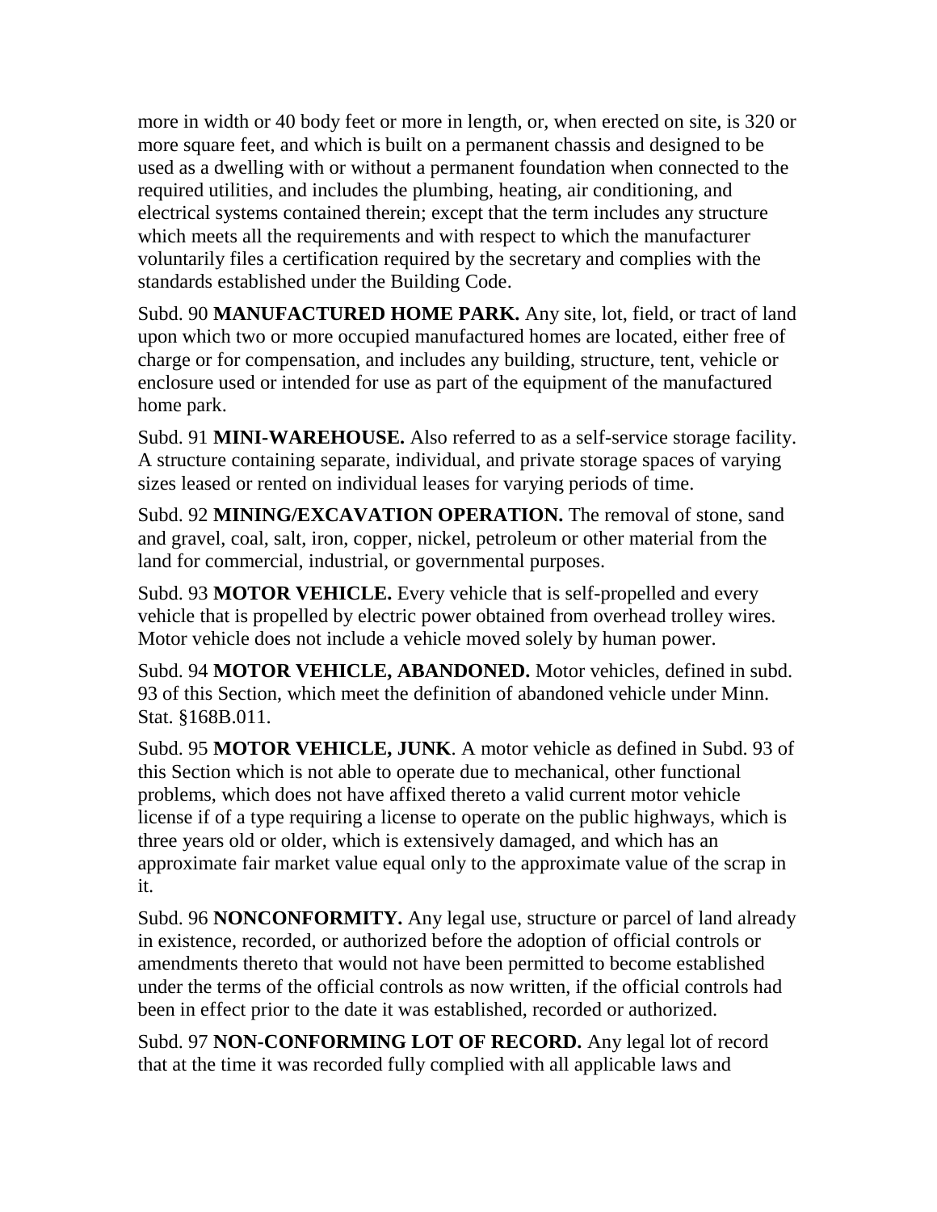more in width or 40 body feet or more in length, or, when erected on site, is 320 or more square feet, and which is built on a permanent chassis and designed to be used as a dwelling with or without a permanent foundation when connected to the required utilities, and includes the plumbing, heating, air conditioning, and electrical systems contained therein; except that the term includes any structure which meets all the requirements and with respect to which the manufacturer voluntarily files a certification required by the secretary and complies with the standards established under the Building Code.

Subd. 90 **MANUFACTURED HOME PARK.** Any site, lot, field, or tract of land upon which two or more occupied manufactured homes are located, either free of charge or for compensation, and includes any building, structure, tent, vehicle or enclosure used or intended for use as part of the equipment of the manufactured home park.

Subd. 91 **MINI-WAREHOUSE.** Also referred to as a self-service storage facility. A structure containing separate, individual, and private storage spaces of varying sizes leased or rented on individual leases for varying periods of time.

Subd. 92 **MINING/EXCAVATION OPERATION.** The removal of stone, sand and gravel, coal, salt, iron, copper, nickel, petroleum or other material from the land for commercial, industrial, or governmental purposes.

Subd. 93 **MOTOR VEHICLE.** Every vehicle that is self-propelled and every vehicle that is propelled by electric power obtained from overhead trolley wires. Motor vehicle does not include a vehicle moved solely by human power.

Subd. 94 **MOTOR VEHICLE, ABANDONED.** Motor vehicles, defined in subd. 93 of this Section, which meet the definition of abandoned vehicle under Minn. Stat. §168B.011.

Subd. 95 **MOTOR VEHICLE, JUNK**. A motor vehicle as defined in Subd. 93 of this Section which is not able to operate due to mechanical, other functional problems, which does not have affixed thereto a valid current motor vehicle license if of a type requiring a license to operate on the public highways, which is three years old or older, which is extensively damaged, and which has an approximate fair market value equal only to the approximate value of the scrap in it.

Subd. 96 **NONCONFORMITY.** Any legal use, structure or parcel of land already in existence, recorded, or authorized before the adoption of official controls or amendments thereto that would not have been permitted to become established under the terms of the official controls as now written, if the official controls had been in effect prior to the date it was established, recorded or authorized.

Subd. 97 **NON-CONFORMING LOT OF RECORD.** Any legal lot of record that at the time it was recorded fully complied with all applicable laws and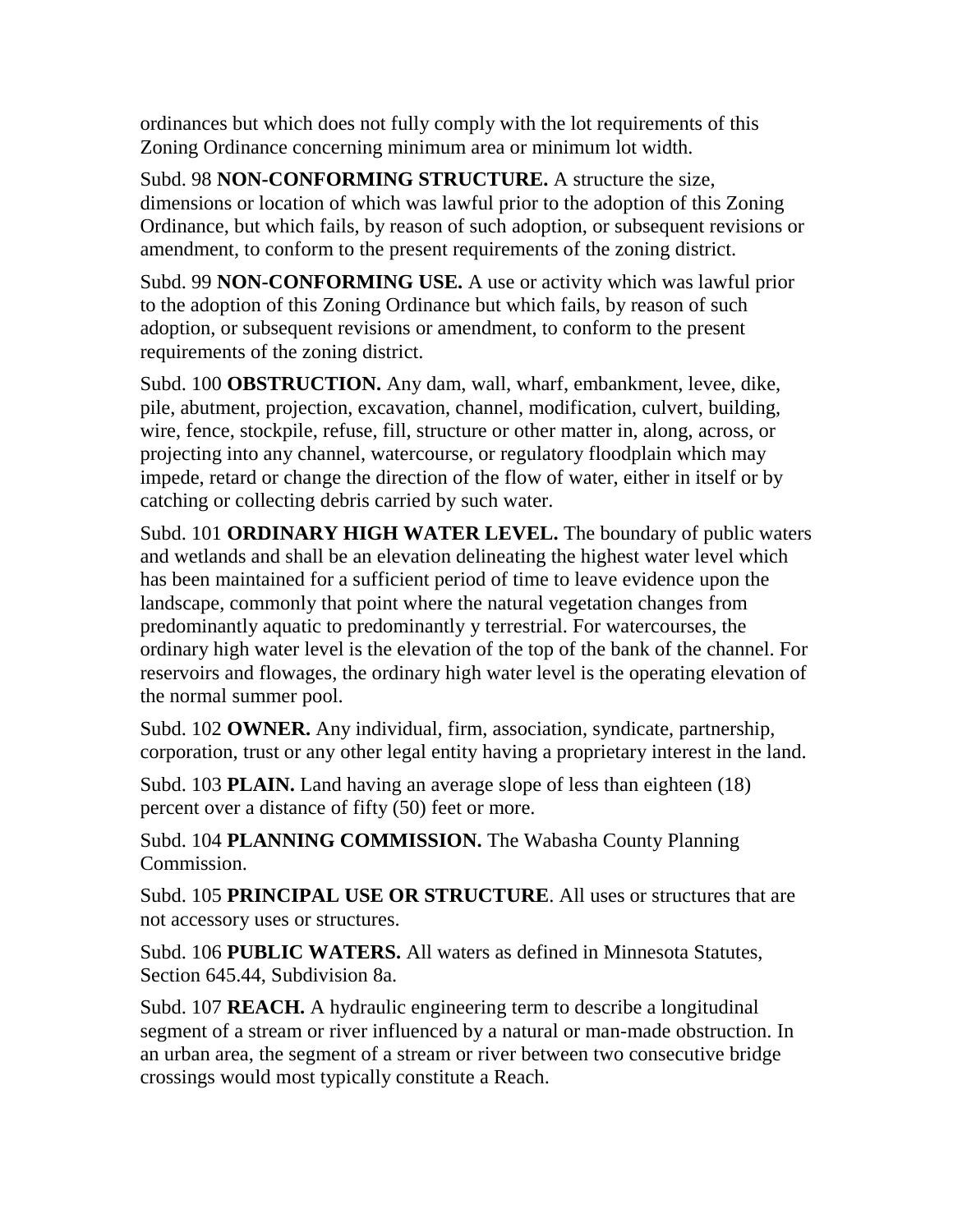ordinances but which does not fully comply with the lot requirements of this Zoning Ordinance concerning minimum area or minimum lot width.

Subd. 98 **NON-CONFORMING STRUCTURE.** A structure the size, dimensions or location of which was lawful prior to the adoption of this Zoning Ordinance, but which fails, by reason of such adoption, or subsequent revisions or amendment, to conform to the present requirements of the zoning district.

Subd. 99 **NON-CONFORMING USE.** A use or activity which was lawful prior to the adoption of this Zoning Ordinance but which fails, by reason of such adoption, or subsequent revisions or amendment, to conform to the present requirements of the zoning district.

Subd. 100 **OBSTRUCTION.** Any dam, wall, wharf, embankment, levee, dike, pile, abutment, projection, excavation, channel, modification, culvert, building, wire, fence, stockpile, refuse, fill, structure or other matter in, along, across, or projecting into any channel, watercourse, or regulatory floodplain which may impede, retard or change the direction of the flow of water, either in itself or by catching or collecting debris carried by such water.

Subd. 101 **ORDINARY HIGH WATER LEVEL.** The boundary of public waters and wetlands and shall be an elevation delineating the highest water level which has been maintained for a sufficient period of time to leave evidence upon the landscape, commonly that point where the natural vegetation changes from predominantly aquatic to predominantly y terrestrial. For watercourses, the ordinary high water level is the elevation of the top of the bank of the channel. For reservoirs and flowages, the ordinary high water level is the operating elevation of the normal summer pool.

Subd. 102 **OWNER.** Any individual, firm, association, syndicate, partnership, corporation, trust or any other legal entity having a proprietary interest in the land.

Subd. 103 **PLAIN.** Land having an average slope of less than eighteen (18) percent over a distance of fifty (50) feet or more.

Subd. 104 **PLANNING COMMISSION.** The Wabasha County Planning Commission.

Subd. 105 **PRINCIPAL USE OR STRUCTURE**. All uses or structures that are not accessory uses or structures.

Subd. 106 **PUBLIC WATERS.** All waters as defined in Minnesota Statutes, Section 645.44, Subdivision 8a.

Subd. 107 **REACH.** A hydraulic engineering term to describe a longitudinal segment of a stream or river influenced by a natural or man-made obstruction. In an urban area, the segment of a stream or river between two consecutive bridge crossings would most typically constitute a Reach.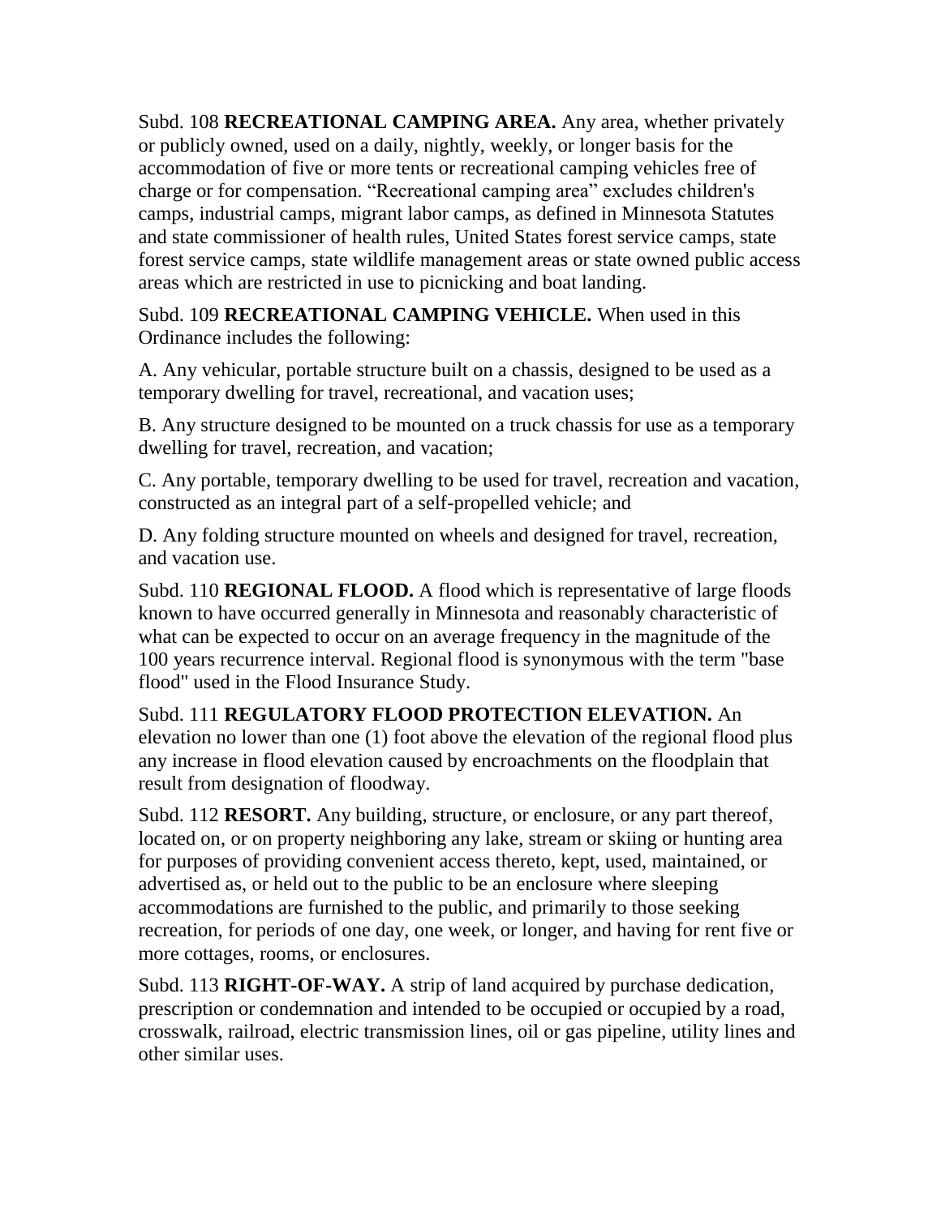Subd. 108 **RECREATIONAL CAMPING AREA.** Any area, whether privately or publicly owned, used on a daily, nightly, weekly, or longer basis for the accommodation of five or more tents or recreational camping vehicles free of charge or for compensation. “Recreational camping area” excludes children's camps, industrial camps, migrant labor camps, as defined in Minnesota Statutes and state commissioner of health rules, United States forest service camps, state forest service camps, state wildlife management areas or state owned public access areas which are restricted in use to picnicking and boat landing.

Subd. 109 **RECREATIONAL CAMPING VEHICLE.** When used in this Ordinance includes the following:

A. Any vehicular, portable structure built on a chassis, designed to be used as a temporary dwelling for travel, recreational, and vacation uses;

B. Any structure designed to be mounted on a truck chassis for use as a temporary dwelling for travel, recreation, and vacation;

C. Any portable, temporary dwelling to be used for travel, recreation and vacation, constructed as an integral part of a self-propelled vehicle; and

D. Any folding structure mounted on wheels and designed for travel, recreation, and vacation use.

Subd. 110 **REGIONAL FLOOD.** A flood which is representative of large floods known to have occurred generally in Minnesota and reasonably characteristic of what can be expected to occur on an average frequency in the magnitude of the 100 years recurrence interval. Regional flood is synonymous with the term "base flood" used in the Flood Insurance Study.

Subd. 111 **REGULATORY FLOOD PROTECTION ELEVATION.** An elevation no lower than one (1) foot above the elevation of the regional flood plus any increase in flood elevation caused by encroachments on the floodplain that result from designation of floodway.

Subd. 112 **RESORT.** Any building, structure, or enclosure, or any part thereof, located on, or on property neighboring any lake, stream or skiing or hunting area for purposes of providing convenient access thereto, kept, used, maintained, or advertised as, or held out to the public to be an enclosure where sleeping accommodations are furnished to the public, and primarily to those seeking recreation, for periods of one day, one week, or longer, and having for rent five or more cottages, rooms, or enclosures.

Subd. 113 **RIGHT-OF-WAY.** A strip of land acquired by purchase dedication, prescription or condemnation and intended to be occupied or occupied by a road, crosswalk, railroad, electric transmission lines, oil or gas pipeline, utility lines and other similar uses.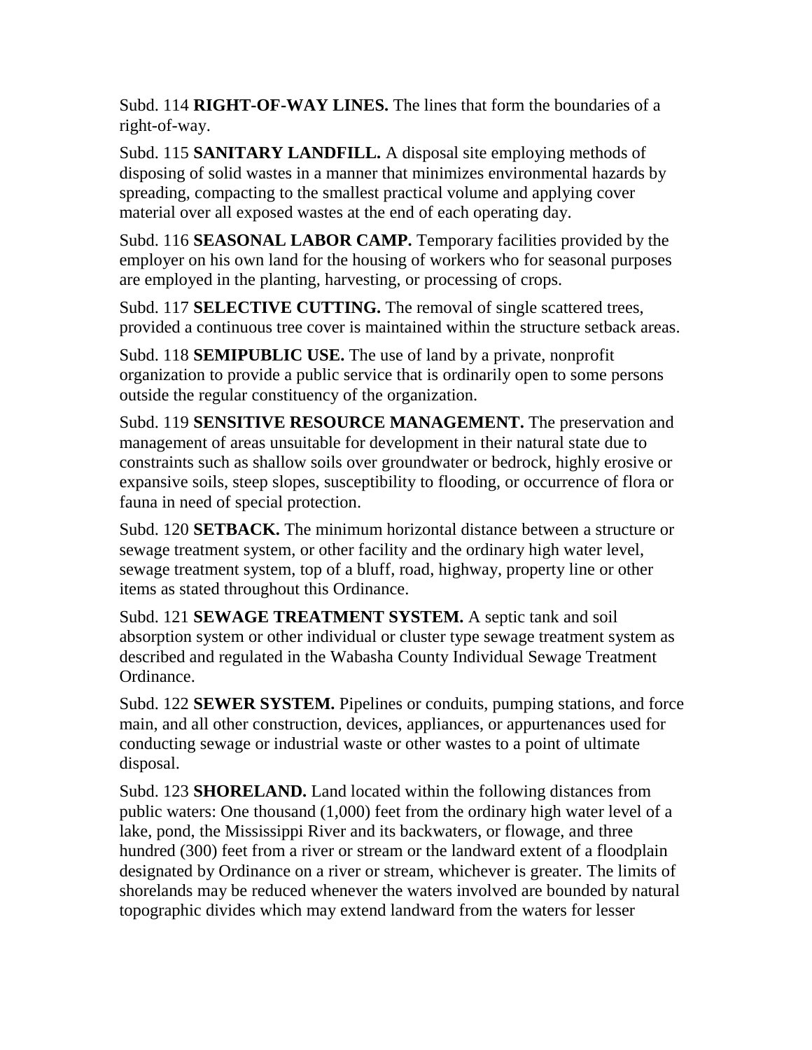Subd. 114 **RIGHT-OF-WAY LINES.** The lines that form the boundaries of a right-of-way.

Subd. 115 **SANITARY LANDFILL.** A disposal site employing methods of disposing of solid wastes in a manner that minimizes environmental hazards by spreading, compacting to the smallest practical volume and applying cover material over all exposed wastes at the end of each operating day.

Subd. 116 **SEASONAL LABOR CAMP.** Temporary facilities provided by the employer on his own land for the housing of workers who for seasonal purposes are employed in the planting, harvesting, or processing of crops.

Subd. 117 **SELECTIVE CUTTING.** The removal of single scattered trees, provided a continuous tree cover is maintained within the structure setback areas.

Subd. 118 **SEMIPUBLIC USE.** The use of land by a private, nonprofit organization to provide a public service that is ordinarily open to some persons outside the regular constituency of the organization.

Subd. 119 **SENSITIVE RESOURCE MANAGEMENT.** The preservation and management of areas unsuitable for development in their natural state due to constraints such as shallow soils over groundwater or bedrock, highly erosive or expansive soils, steep slopes, susceptibility to flooding, or occurrence of flora or fauna in need of special protection.

Subd. 120 **SETBACK.** The minimum horizontal distance between a structure or sewage treatment system, or other facility and the ordinary high water level, sewage treatment system, top of a bluff, road, highway, property line or other items as stated throughout this Ordinance.

Subd. 121 **SEWAGE TREATMENT SYSTEM.** A septic tank and soil absorption system or other individual or cluster type sewage treatment system as described and regulated in the Wabasha County Individual Sewage Treatment Ordinance.

Subd. 122 **SEWER SYSTEM.** Pipelines or conduits, pumping stations, and force main, and all other construction, devices, appliances, or appurtenances used for conducting sewage or industrial waste or other wastes to a point of ultimate disposal.

Subd. 123 **SHORELAND.** Land located within the following distances from public waters: One thousand (1,000) feet from the ordinary high water level of a lake, pond, the Mississippi River and its backwaters, or flowage, and three hundred (300) feet from a river or stream or the landward extent of a floodplain designated by Ordinance on a river or stream, whichever is greater. The limits of shorelands may be reduced whenever the waters involved are bounded by natural topographic divides which may extend landward from the waters for lesser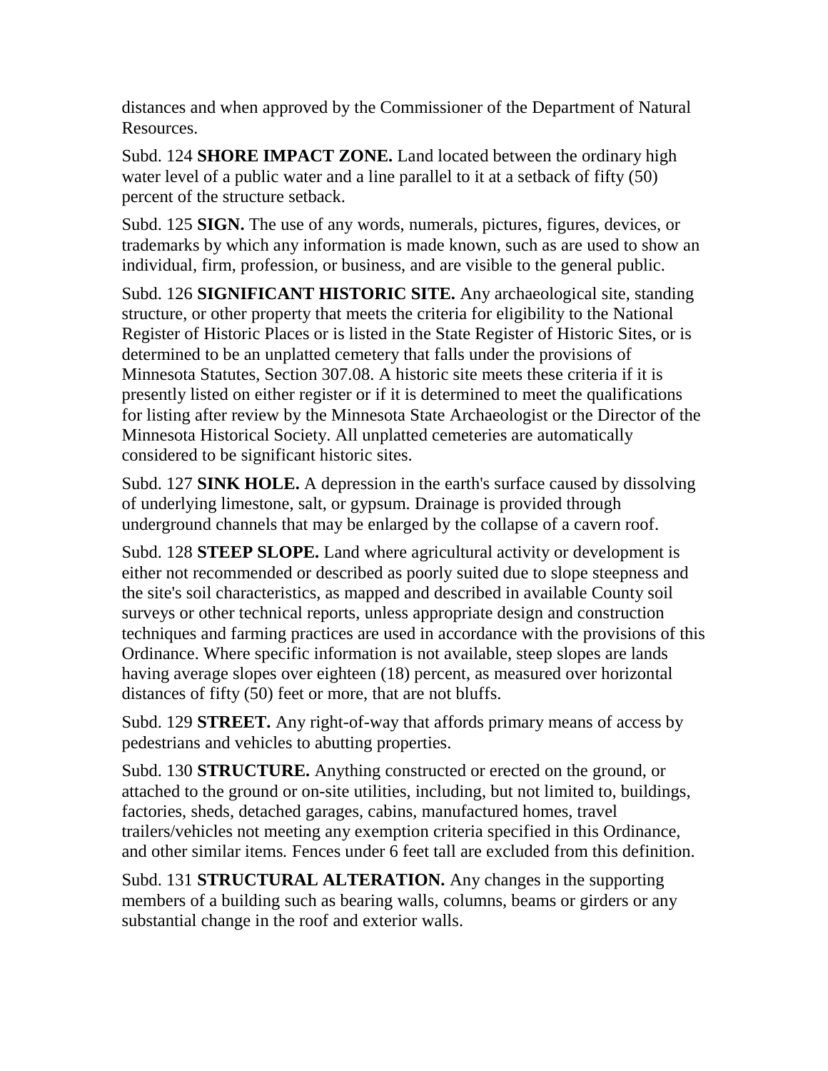distances and when approved by the Commissioner of the Department of Natural Resources.

Subd. 124 **SHORE IMPACT ZONE.** Land located between the ordinary high water level of a public water and a line parallel to it at a setback of fifty (50) percent of the structure setback.

Subd. 125 **SIGN.** The use of any words, numerals, pictures, figures, devices, or trademarks by which any information is made known, such as are used to show an individual, firm, profession, or business, and are visible to the general public.

Subd. 126 **SIGNIFICANT HISTORIC SITE.** Any archaeological site, standing structure, or other property that meets the criteria for eligibility to the National Register of Historic Places or is listed in the State Register of Historic Sites, or is determined to be an unplatted cemetery that falls under the provisions of Minnesota Statutes, Section 307.08. A historic site meets these criteria if it is presently listed on either register or if it is determined to meet the qualifications for listing after review by the Minnesota State Archaeologist or the Director of the Minnesota Historical Society. All unplatted cemeteries are automatically considered to be significant historic sites.

Subd. 127 **SINK HOLE.** A depression in the earth's surface caused by dissolving of underlying limestone, salt, or gypsum. Drainage is provided through underground channels that may be enlarged by the collapse of a cavern roof.

Subd. 128 **STEEP SLOPE.** Land where agricultural activity or development is either not recommended or described as poorly suited due to slope steepness and the site's soil characteristics, as mapped and described in available County soil surveys or other technical reports, unless appropriate design and construction techniques and farming practices are used in accordance with the provisions of this Ordinance. Where specific information is not available, steep slopes are lands having average slopes over eighteen (18) percent, as measured over horizontal distances of fifty (50) feet or more, that are not bluffs.

Subd. 129 **STREET.** Any right-of-way that affords primary means of access by pedestrians and vehicles to abutting properties.

Subd. 130 **STRUCTURE.** Anything constructed or erected on the ground, or attached to the ground or on-site utilities, including, but not limited to, buildings, factories, sheds, detached garages, cabins, manufactured homes, travel trailers/vehicles not meeting any exemption criteria specified in this Ordinance, and other similar items. Fences under 6 feet tall are excluded from this definition.

Subd. 131 **STRUCTURAL ALTERATION.** Any changes in the supporting members of a building such as bearing walls, columns, beams or girders or any substantial change in the roof and exterior walls.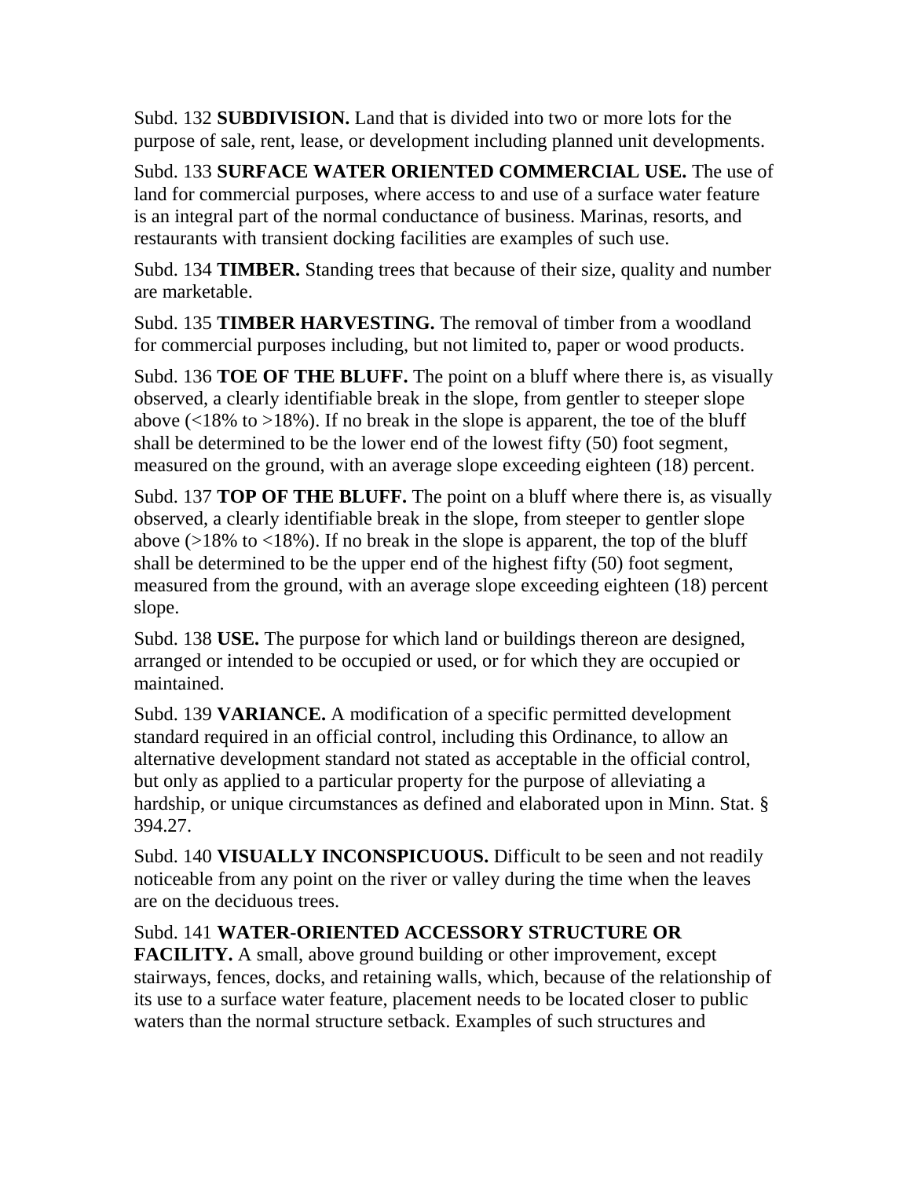Subd. 132 **SUBDIVISION.** Land that is divided into two or more lots for the purpose of sale, rent, lease, or development including planned unit developments.

Subd. 133 **SURFACE WATER ORIENTED COMMERCIAL USE.** The use of land for commercial purposes, where access to and use of a surface water feature is an integral part of the normal conductance of business. Marinas, resorts, and restaurants with transient docking facilities are examples of such use.

Subd. 134 **TIMBER.** Standing trees that because of their size, quality and number are marketable.

Subd. 135 **TIMBER HARVESTING.** The removal of timber from a woodland for commercial purposes including, but not limited to, paper or wood products.

Subd. 136 **TOE OF THE BLUFF.** The point on a bluff where there is, as visually observed, a clearly identifiable break in the slope, from gentler to steeper slope above (<18% to >18%). If no break in the slope is apparent, the toe of the bluff shall be determined to be the lower end of the lowest fifty (50) foot segment, measured on the ground, with an average slope exceeding eighteen (18) percent.

Subd. 137 **TOP OF THE BLUFF.** The point on a bluff where there is, as visually observed, a clearly identifiable break in the slope, from steeper to gentler slope above (>18% to <18%). If no break in the slope is apparent, the top of the bluff shall be determined to be the upper end of the highest fifty (50) foot segment, measured from the ground, with an average slope exceeding eighteen (18) percent slope.

Subd. 138 **USE.** The purpose for which land or buildings thereon are designed, arranged or intended to be occupied or used, or for which they are occupied or maintained.

Subd. 139 **VARIANCE.** A modification of a specific permitted development standard required in an official control, including this Ordinance, to allow an alternative development standard not stated as acceptable in the official control, but only as applied to a particular property for the purpose of alleviating a hardship, or unique circumstances as defined and elaborated upon in Minn. Stat. § 394.27.

Subd. 140 **VISUALLY INCONSPICUOUS.** Difficult to be seen and not readily noticeable from any point on the river or valley during the time when the leaves are on the deciduous trees.

Subd. 141 **WATER-ORIENTED ACCESSORY STRUCTURE OR FACILITY.** A small, above ground building or other improvement, except stairways, fences, docks, and retaining walls, which, because of the relationship of its use to a surface water feature, placement needs to be located closer to public waters than the normal structure setback. Examples of such structures and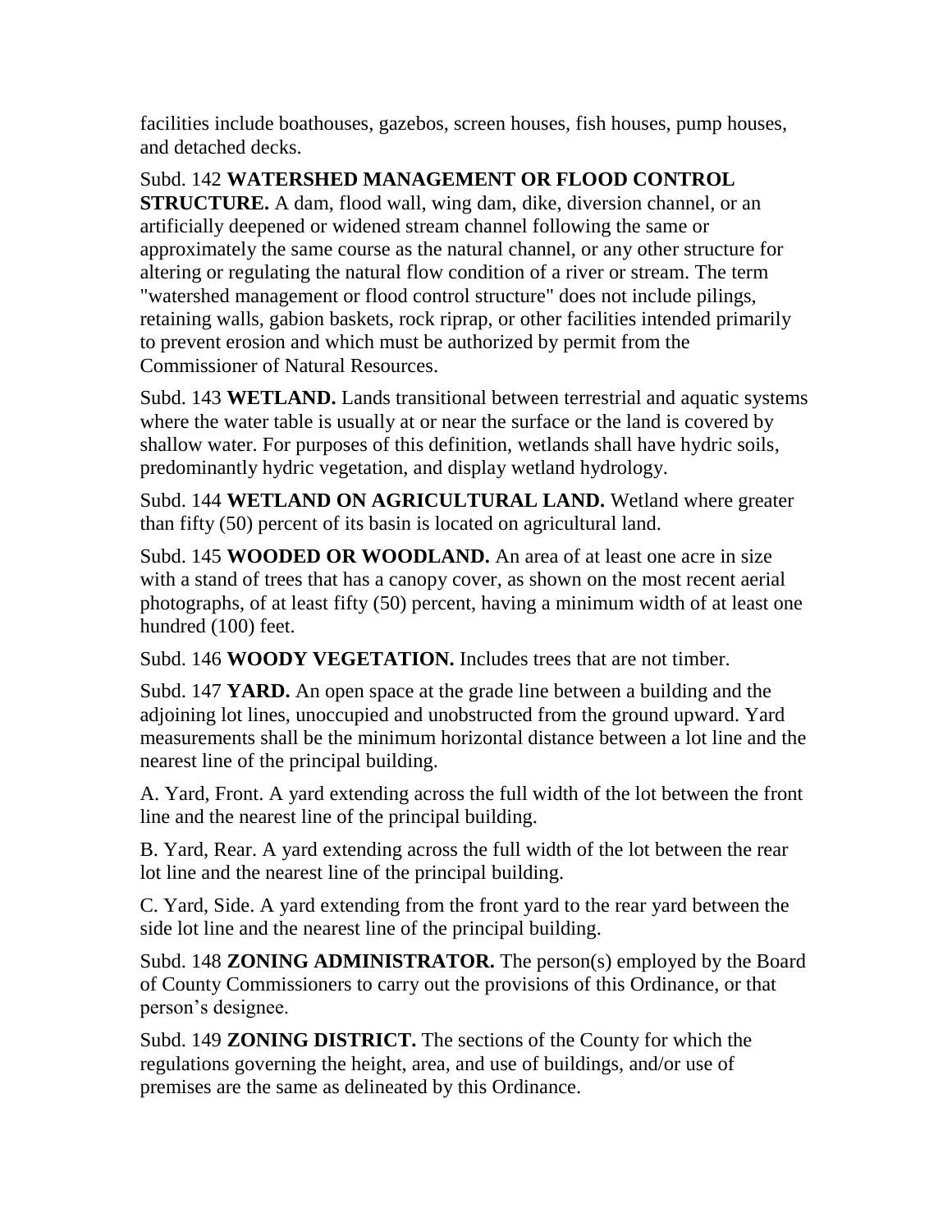facilities include boathouses, gazebos, screen houses, fish houses, pump houses, and detached decks.

Subd. 142 **WATERSHED MANAGEMENT OR FLOOD CONTROL STRUCTURE.** A dam, flood wall, wing dam, dike, diversion channel, or an artificially deepened or widened stream channel following the same or approximately the same course as the natural channel, or any other structure for altering or regulating the natural flow condition of a river or stream. The term "watershed management or flood control structure" does not include pilings, retaining walls, gabion baskets, rock riprap, or other facilities intended primarily to prevent erosion and which must be authorized by permit from the Commissioner of Natural Resources.

Subd. 143 **WETLAND.** Lands transitional between terrestrial and aquatic systems where the water table is usually at or near the surface or the land is covered by shallow water. For purposes of this definition, wetlands shall have hydric soils, predominantly hydric vegetation, and display wetland hydrology.

Subd. 144 **WETLAND ON AGRICULTURAL LAND.** Wetland where greater than fifty (50) percent of its basin is located on agricultural land.

Subd. 145 **WOODED OR WOODLAND.** An area of at least one acre in size with a stand of trees that has a canopy cover, as shown on the most recent aerial photographs, of at least fifty (50) percent, having a minimum width of at least one hundred (100) feet.

Subd. 146 **WOODY VEGETATION.** Includes trees that are not timber.

Subd. 147 **YARD.** An open space at the grade line between a building and the adjoining lot lines, unoccupied and unobstructed from the ground upward. Yard measurements shall be the minimum horizontal distance between a lot line and the nearest line of the principal building.

A. Yard, Front. A yard extending across the full width of the lot between the front line and the nearest line of the principal building.

B. Yard, Rear. A yard extending across the full width of the lot between the rear lot line and the nearest line of the principal building.

C. Yard, Side. A yard extending from the front yard to the rear yard between the side lot line and the nearest line of the principal building.

Subd. 148 **ZONING ADMINISTRATOR.** The person(s) employed by the Board of County Commissioners to carry out the provisions of this Ordinance, or that person's designee.

Subd. 149 **ZONING DISTRICT.** The sections of the County for which the regulations governing the height, area, and use of buildings, and/or use of premises are the same as delineated by this Ordinance.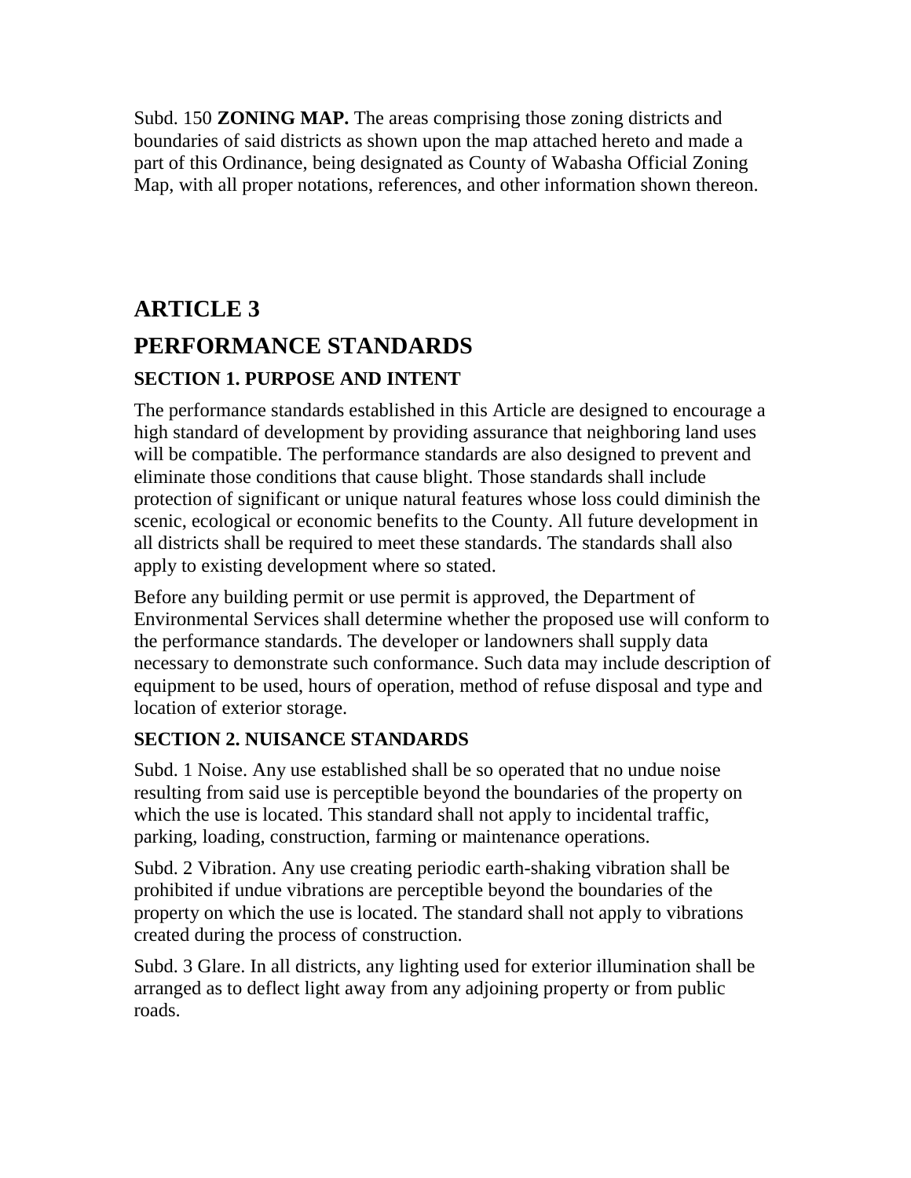Subd. 150 **ZONING MAP.** The areas comprising those zoning districts and boundaries of said districts as shown upon the map attached hereto and made a part of this Ordinance, being designated as County of Wabasha Official Zoning Map, with all proper notations, references, and other information shown thereon.

# ARTICLE 3

# PERFORMANCE STANDARDS

### SECTION 1. PURPOSE AND INTENT

The performance standards established in this Article are designed to encourage a high standard of development by providing assurance that neighboring land uses will be compatible. The performance standards are also designed to prevent and eliminate those conditions that cause blight. Those standards shall include protection of significant or unique natural features whose loss could diminish the scenic, ecological or economic benefits to the County. All future development in all districts shall be required to meet these standards. The standards shall also apply to existing development where so stated.

Before any building permit or use permit is approved, the Department of Environmental Services shall determine whether the proposed use will conform to the performance standards. The developer or landowners shall supply data necessary to demonstrate such conformance. Such data may include description of equipment to be used, hours of operation, method of refuse disposal and type and location of exterior storage.

### SECTION 2. NUISANCE STANDARDS

Subd. 1 Noise. Any use established shall be so operated that no undue noise resulting from said use is perceptible beyond the boundaries of the property on which the use is located. This standard shall not apply to incidental traffic, parking, loading, construction, farming or maintenance operations.

Subd. 2 Vibration. Any use creating periodic earth-shaking vibration shall be prohibited if undue vibrations are perceptible beyond the boundaries of the property on which the use is located. The standard shall not apply to vibrations created during the process of construction.

Subd. 3 Glare. In all districts, any lighting used for exterior illumination shall be arranged as to deflect light away from any adjoining property or from public roads.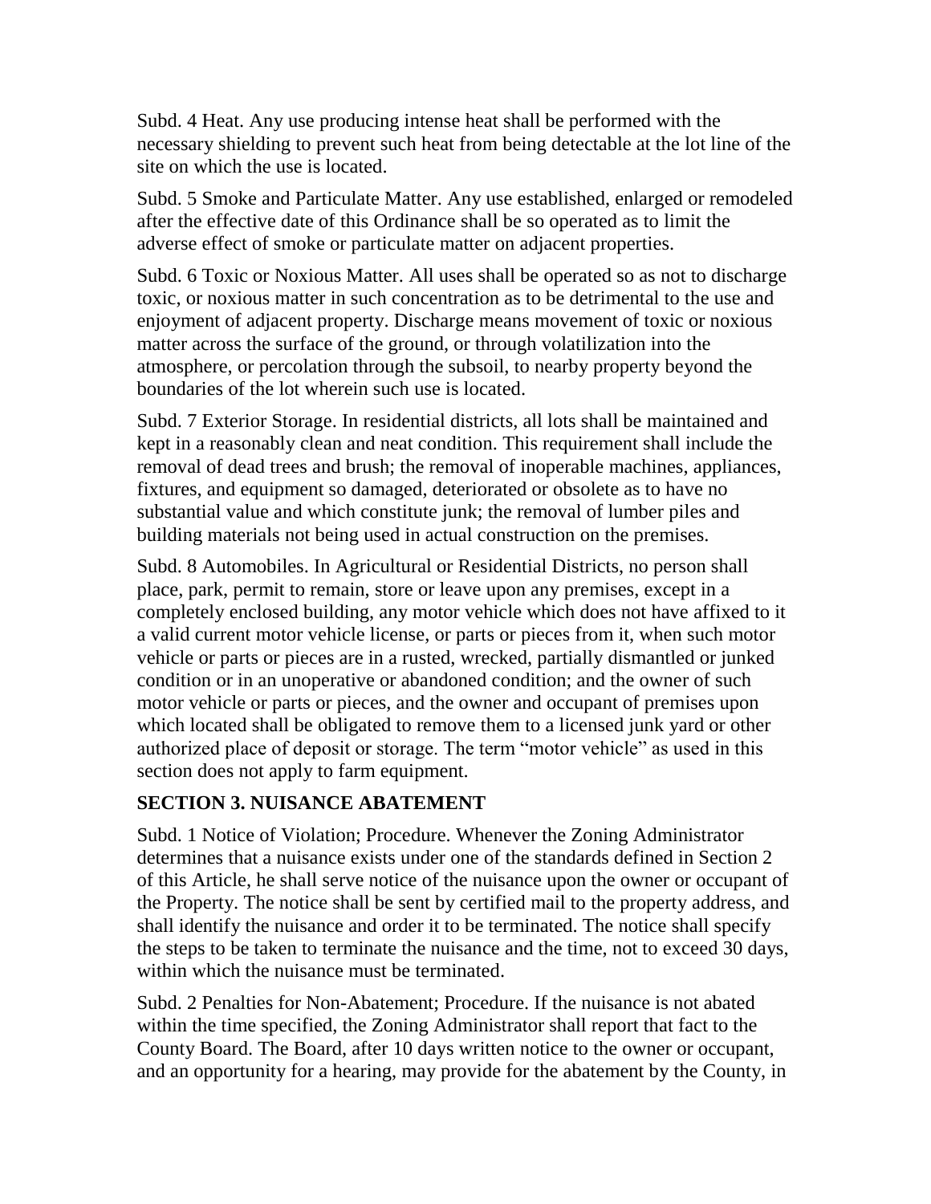Subd. 4 Heat. Any use producing intense heat shall be performed with the necessary shielding to prevent such heat from being detectable at the lot line of the site on which the use is located.

Subd. 5 Smoke and Particulate Matter. Any use established, enlarged or remodeled after the effective date of this Ordinance shall be so operated as to limit the adverse effect of smoke or particulate matter on adjacent properties.

Subd. 6 Toxic or Noxious Matter. All uses shall be operated so as not to discharge toxic, or noxious matter in such concentration as to be detrimental to the use and enjoyment of adjacent property. Discharge means movement of toxic or noxious matter across the surface of the ground, or through volatilization into the atmosphere, or percolation through the subsoil, to nearby property beyond the boundaries of the lot wherein such use is located.

Subd. 7 Exterior Storage. In residential districts, all lots shall be maintained and kept in a reasonably clean and neat condition. This requirement shall include the removal of dead trees and brush; the removal of inoperable machines, appliances, fixtures, and equipment so damaged, deteriorated or obsolete as to have no substantial value and which constitute junk; the removal of lumber piles and building materials not being used in actual construction on the premises.

Subd. 8 Automobiles. In Agricultural or Residential Districts, no person shall place, park, permit to remain, store or leave upon any premises, except in a completely enclosed building, any motor vehicle which does not have affixed to it a valid current motor vehicle license, or parts or pieces from it, when such motor vehicle or parts or pieces are in a rusted, wrecked, partially dismantled or junked condition or in an unoperative or abandoned condition; and the owner of such motor vehicle or parts or pieces, and the owner and occupant of premises upon which located shall be obligated to remove them to a licensed junk yard or other authorized place of deposit or storage. The term “motor vehicle” as used in this section does not apply to farm equipment.

## SECTION 3. NUISANCE ABATEMENT

Subd. 1 Notice of Violation; Procedure. Whenever the Zoning Administrator determines that a nuisance exists under one of the standards defined in Section 2 of this Article, he shall serve notice of the nuisance upon the owner or occupant of the Property. The notice shall be sent by certified mail to the property address, and shall identify the nuisance and order it to be terminated. The notice shall specify the steps to be taken to terminate the nuisance and the time, not to exceed 30 days, within which the nuisance must be terminated.

Subd. 2 Penalties for Non-Abatement; Procedure. If the nuisance is not abated within the time specified, the Zoning Administrator shall report that fact to the County Board. The Board, after 10 days written notice to the owner or occupant, and an opportunity for a hearing, may provide for the abatement by the County, in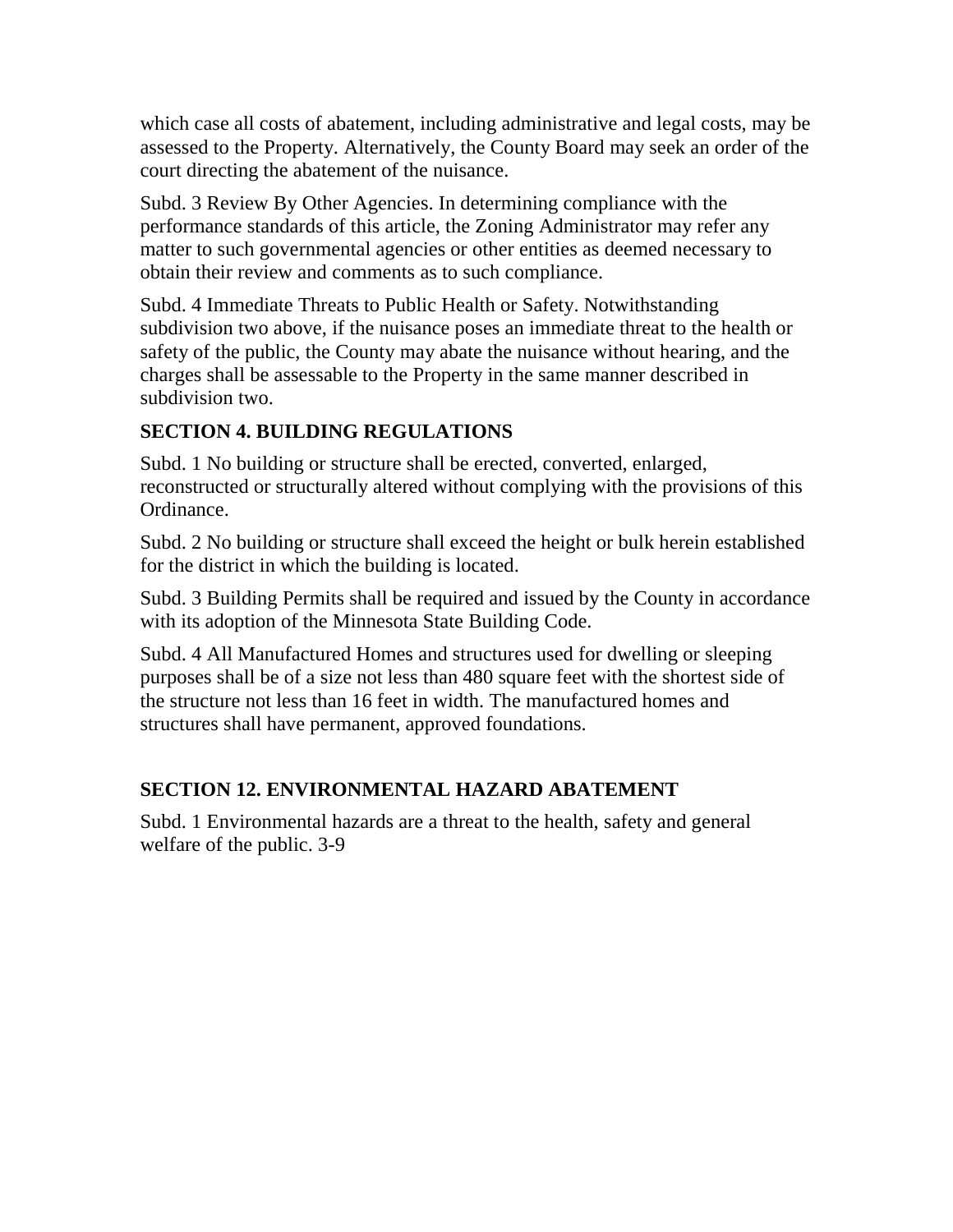which case all costs of abatement, including administrative and legal costs, may be assessed to the Property. Alternatively, the County Board may seek an order of the court directing the abatement of the nuisance.

Subd. 3 Review By Other Agencies. In determining compliance with the performance standards of this article, the Zoning Administrator may refer any matter to such governmental agencies or other entities as deemed necessary to obtain their review and comments as to such compliance.

Subd. 4 Immediate Threats to Public Health or Safety. Notwithstanding subdivision two above, if the nuisance poses an immediate threat to the health or safety of the public, the County may abate the nuisance without hearing, and the charges shall be assessable to the Property in the same manner described in subdivision two.

### SECTION 4. BUILDING REGULATIONS

Subd. 1 No building or structure shall be erected, converted, enlarged, reconstructed or structurally altered without complying with the provisions of this Ordinance.

Subd. 2 No building or structure shall exceed the height or bulk herein established for the district in which the building is located.

Subd. 3 Building Permits shall be required and issued by the County in accordance with its adoption of the Minnesota State Building Code.

Subd. 4 All Manufactured Homes and structures used for dwelling or sleeping purposes shall be of a size not less than 480 square feet with the shortest side of the structure not less than 16 feet in width. The manufactured homes and structures shall have permanent, approved foundations.

### SECTION 12. ENVIRONMENTAL HAZARD ABATEMENT

Subd. 1 Environmental hazards are a threat to the health, safety and general welfare of the public.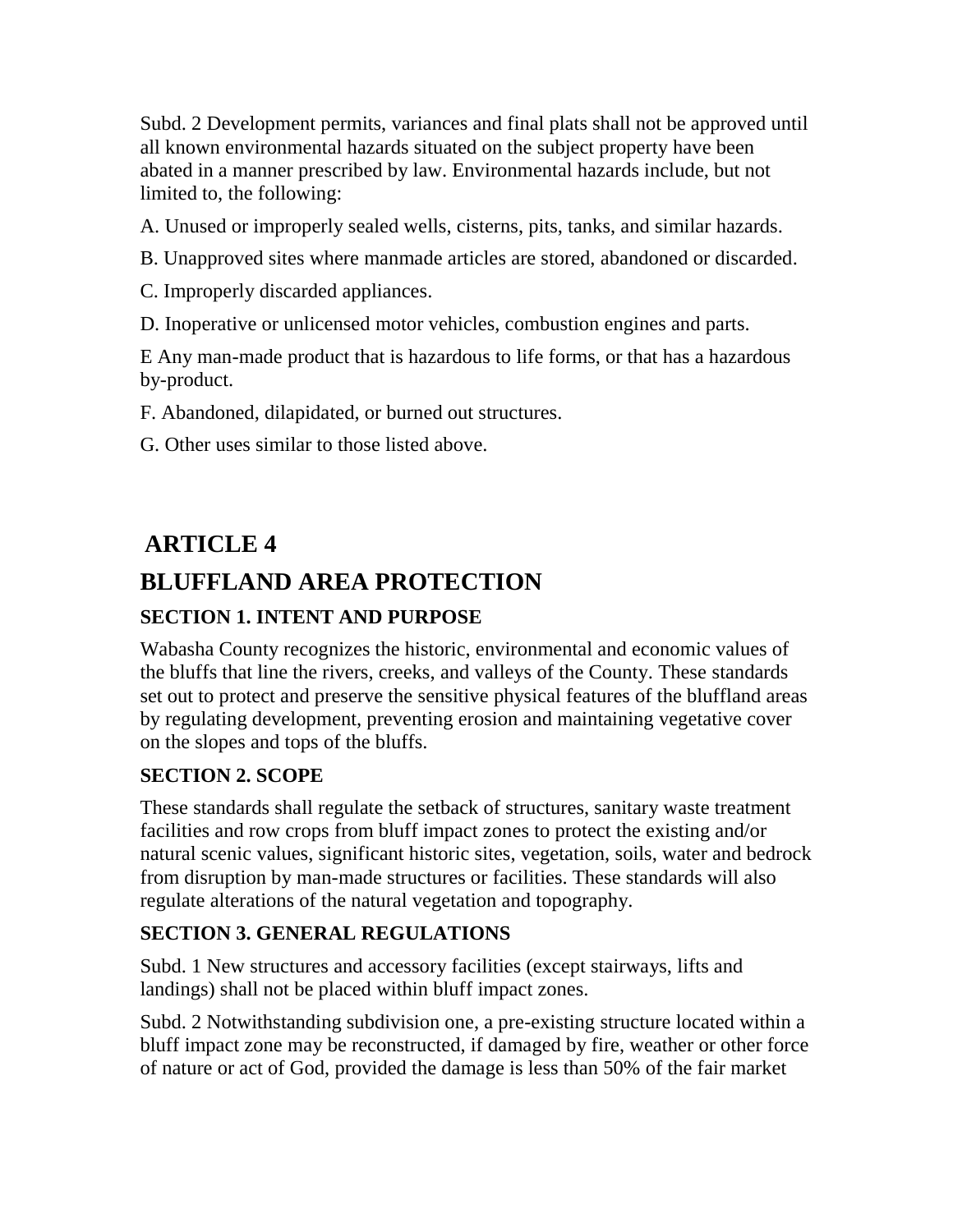Subd. 2 Development permits, variances and final plats shall not be approved until all known environmental hazards situated on the subject property have been abated in a manner prescribed by law. Environmental hazards include, but not limited to, the following:

A. Unused or improperly sealed wells, cisterns, pits, tanks, and similar hazards.

B. Unapproved sites where manmade articles are stored, abandoned or discarded.

C. Improperly discarded appliances.

D. Inoperative or unlicensed motor vehicles, combustion engines and parts.

E Any man-made product that is hazardous to life forms, or that has a hazardous by-product.

F. Abandoned, dilapidated, or burned out structures.

G. Other uses similar to those listed above.

# ARTICLE 4

# BLUFFLAND AREA PROTECTION

### SECTION 1. INTENT AND PURPOSE

Wabasha County recognizes the historic, environmental and economic values of the bluffs that line the rivers, creeks, and valleys of the County. These standards set out to protect and preserve the sensitive physical features of the bluffland areas by regulating development, preventing erosion and maintaining vegetative cover on the slopes and tops of the bluffs.

### SECTION 2. SCOPE

These standards shall regulate the setback of structures, sanitary waste treatment facilities and row crops from bluff impact zones to protect the existing and/or natural scenic values, significant historic sites, vegetation, soils, water and bedrock from disruption by man-made structures or facilities. These standards will also regulate alterations of the natural vegetation and topography.

### SECTION 3. GENERAL REGULATIONS

Subd. 1 New structures and accessory facilities (except stairways, lifts and landings) shall not be placed within bluff impact zones.

Subd. 2 Notwithstanding subdivision one, a pre-existing structure located within a bluff impact zone may be reconstructed, if damaged by fire, weather or other force of nature or act of God, provided the damage is less than 50% of the fair market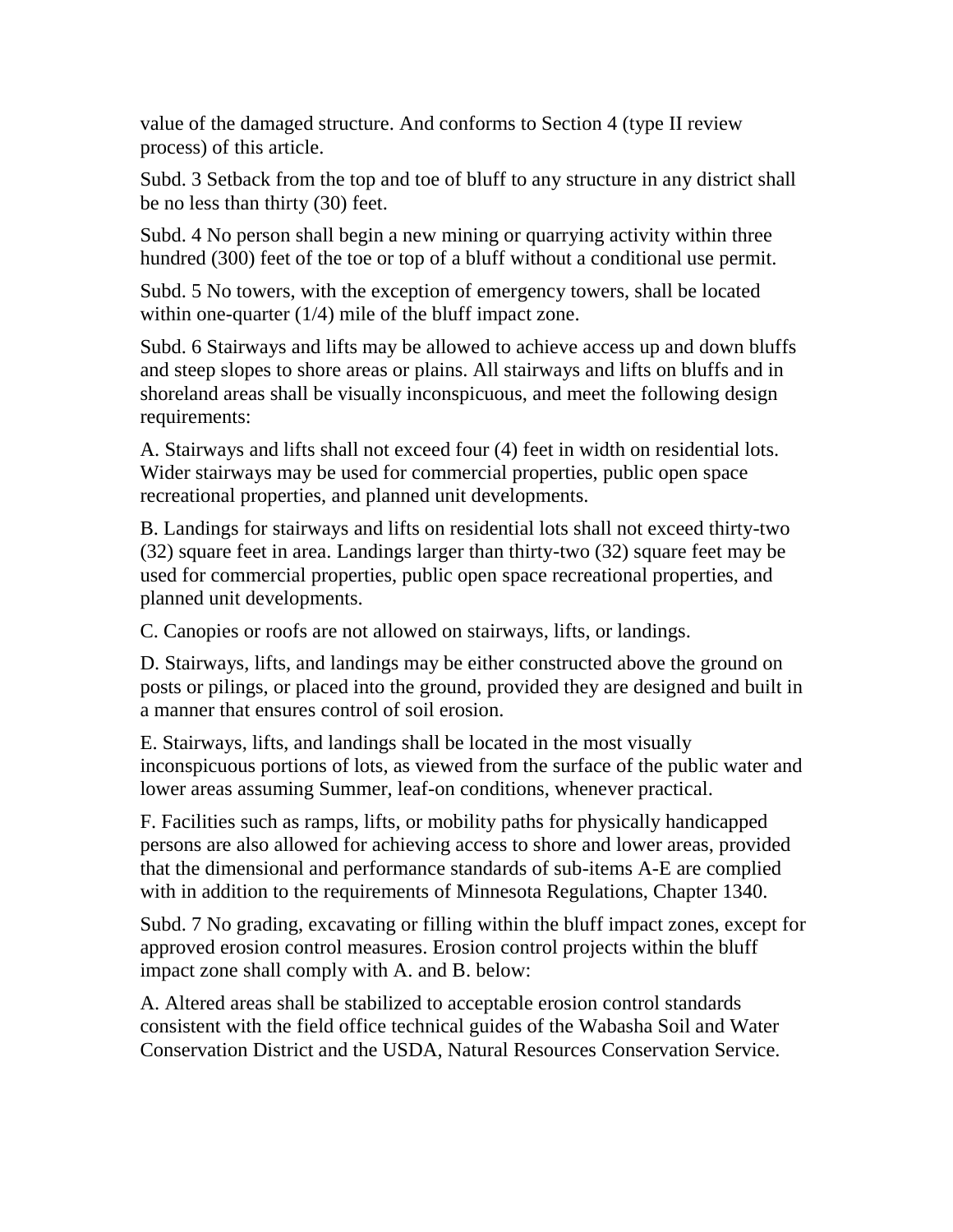value of the damaged structure. And conforms to Section 4 (type II review process) of this article.

Subd. 3 Setback from the top and toe of bluff to any structure in any district shall be no less than thirty (30) feet.

Subd. 4 No person shall begin a new mining or quarrying activity within three hundred (300) feet of the toe or top of a bluff without a conditional use permit.

Subd. 5 No towers, with the exception of emergency towers, shall be located within one-quarter (1/4) mile of the bluff impact zone.

Subd. 6 Stairways and lifts may be allowed to achieve access up and down bluffs and steep slopes to shore areas or plains. All stairways and lifts on bluffs and in shoreland areas shall be visually inconspicuous, and meet the following design requirements:

A. Stairways and lifts shall not exceed four (4) feet in width on residential lots. Wider stairways may be used for commercial properties, public open space recreational properties, and planned unit developments.

B. Landings for stairways and lifts on residential lots shall not exceed thirty-two (32) square feet in area. Landings larger than thirty-two (32) square feet may be used for commercial properties, public open space recreational properties, and planned unit developments.

C. Canopies or roofs are not allowed on stairways, lifts, or landings.

D. Stairways, lifts, and landings may be either constructed above the ground on posts or pilings, or placed into the ground, provided they are designed and built in a manner that ensures control of soil erosion.

E. Stairways, lifts, and landings shall be located in the most visually inconspicuous portions of lots, as viewed from the surface of the public water and lower areas assuming Summer, leaf-on conditions, whenever practical.

F. Facilities such as ramps, lifts, or mobility paths for physically handicapped persons are also allowed for achieving access to shore and lower areas, provided that the dimensional and performance standards of sub-items A-E are complied with in addition to the requirements of Minnesota Regulations, Chapter 1340.

Subd. 7 No grading, excavating or filling within the bluff impact zones, except for approved erosion control measures. Erosion control projects within the bluff impact zone shall comply with A. and B. below:

A. Altered areas shall be stabilized to acceptable erosion control standards consistent with the field office technical guides of the Wabasha Soil and Water Conservation District and the USDA, Natural Resources Conservation Service.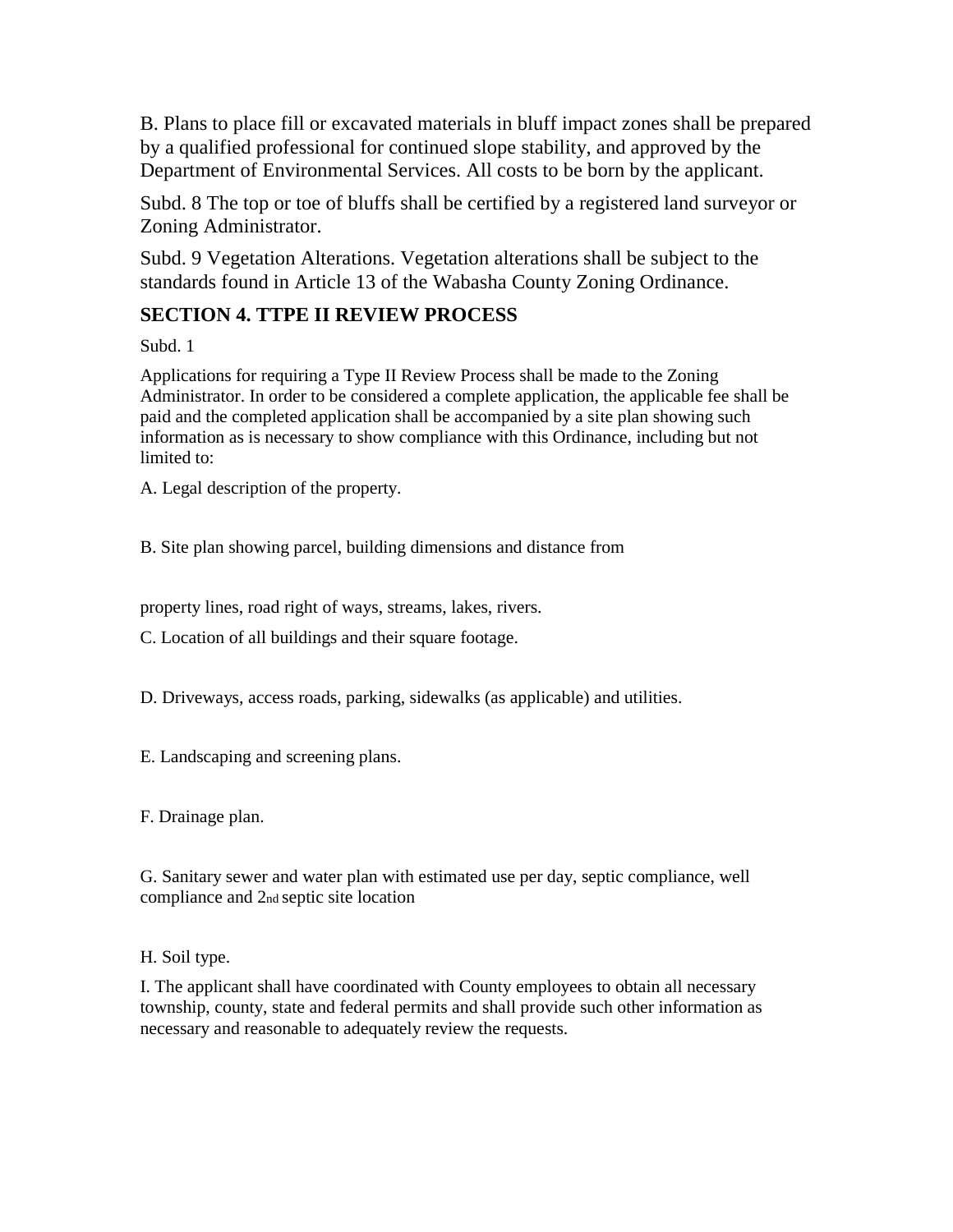B. Plans to place fill or excavated materials in bluff impact zones shall be prepared by a qualified professional for continued slope stability, and approved by the Department of Environmental Services. All costs to be born by the applicant.

Subd. 8 The top or toe of bluffs shall be certified by a registered land surveyor or Zoning Administrator.

Subd. 9 Vegetation Alterations. Vegetation alterations shall be subject to the standards found in Article 13 of the Wabasha County Zoning Ordinance.

## SECTION 4. TTPE II REVIEW PROCESS

Subd. 1

Applications for requiring a Type II Review Process shall be made to the Zoning Administrator. In order to be considered a complete application, the applicable fee shall be paid and the completed application shall be accompanied by a site plan showing such information as is necessary to show compliance with this Ordinance, including but not limited to:

A. Legal description of the property.

B. Site plan showing parcel, building dimensions and distance from

property lines, road right of ways, streams, lakes, rivers.

C. Location of all buildings and their square footage.

D. Driveways, access roads, parking, sidewalks (as applicable) and utilities.

E. Landscaping and screening plans.

F. Drainage plan.

G. Sanitary sewer and water plan with estimated use per day, septic compliance, well compliance and 2nd septic site location

H. Soil type.

I. The applicant shall have coordinated with County employees to obtain all necessary township, county, state and federal permits and shall provide such other information as necessary and reasonable to adequately review the requests.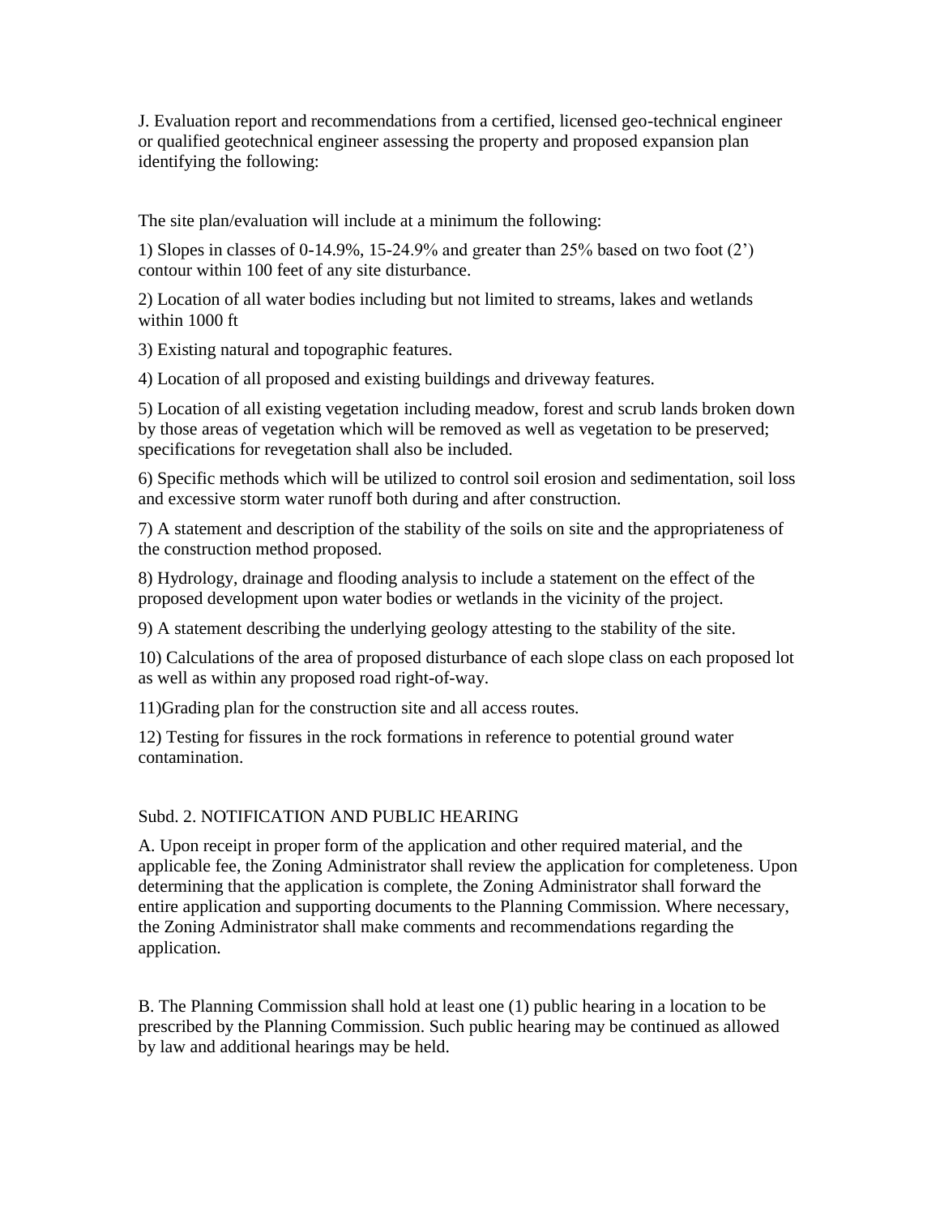J. Evaluation report and recommendations from a certified, licensed geo-technical engineer or qualified geotechnical engineer assessing the property and proposed expansion plan identifying the following:

The site plan/evaluation will include at a minimum the following:

1) Slopes in classes of 0-14.9%, 15-24.9% and greater than 25% based on two foot (2') contour within 100 feet of any site disturbance.

2) Location of all water bodies including but not limited to streams, lakes and wetlands within 1000 ft

3) Existing natural and topographic features.

4) Location of all proposed and existing buildings and driveway features.

5) Location of all existing vegetation including meadow, forest and scrub lands broken down by those areas of vegetation which will be removed as well as vegetation to be preserved; specifications for revegetation shall also be included.

6) Specific methods which will be utilized to control soil erosion and sedimentation, soil loss and excessive storm water runoff both during and after construction.

7) A statement and description of the stability of the soils on site and the appropriateness of the construction method proposed.

8) Hydrology, drainage and flooding analysis to include a statement on the effect of the proposed development upon water bodies or wetlands in the vicinity of the project.

9) A statement describing the underlying geology attesting to the stability of the site.

10) Calculations of the area of proposed disturbance of each slope class on each proposed lot as well as within any proposed road right-of-way.

11)Grading plan for the construction site and all access routes.

12) Testing for fissures in the rock formations in reference to potential ground water contamination.

Subd. 2. NOTIFICATION AND PUBLIC HEARING

A. Upon receipt in proper form of the application and other required material, and the applicable fee, the Zoning Administrator shall review the application for completeness. Upon determining that the application is complete, the Zoning Administrator shall forward the entire application and supporting documents to the Planning Commission. Where necessary, the Zoning Administrator shall make comments and recommendations regarding the application.

B. The Planning Commission shall hold at least one (1) public hearing in a location to be prescribed by the Planning Commission. Such public hearing may be continued as allowed by law and additional hearings may be held.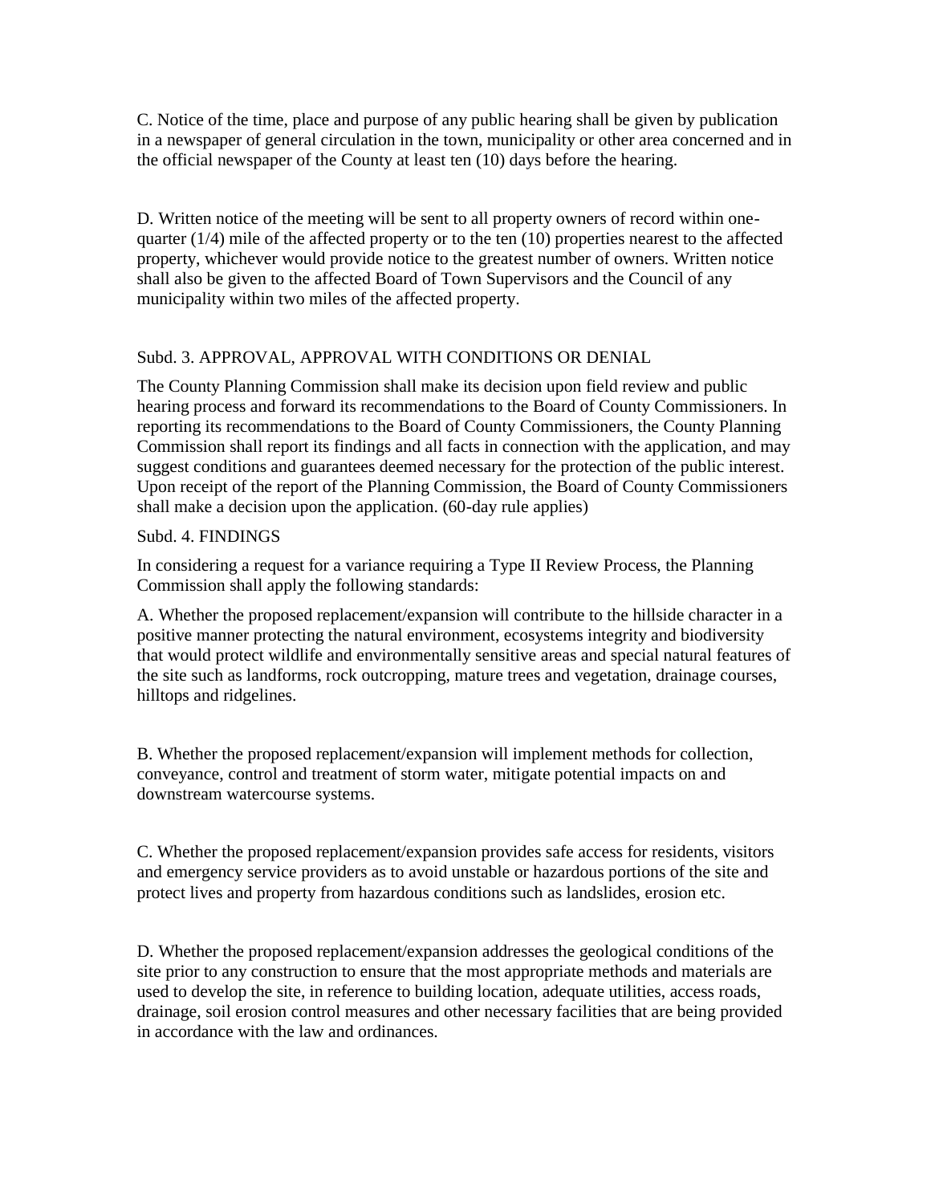C. Notice of the time, place and purpose of any public hearing shall be given by publication in a newspaper of general circulation in the town, municipality or other area concerned and in the official newspaper of the County at least ten (10) days before the hearing.

D. Written notice of the meeting will be sent to all property owners of record within one-quarter (1/4) mile of the affected property or to the ten (10) properties nearest to the affected property, whichever would provide notice to the greatest number of owners. Written notice shall also be given to the affected Board of Town Supervisors and the Council of any municipality within two miles of the affected property.

Subd. 3. APPROVAL, APPROVAL WITH CONDITIONS OR DENIAL

The County Planning Commission shall make its decision upon field review and public hearing process and forward its recommendations to the Board of County Commissioners. In reporting its recommendations to the Board of County Commissioners, the County Planning Commission shall report its findings and all facts in connection with the application, and may suggest conditions and guarantees deemed necessary for the protection of the public interest. Upon receipt of the report of the Planning Commission, the Board of County Commissioners shall make a decision upon the application. (60-day rule applies)

Subd. 4. FINDINGS

In considering a request for a variance requiring a Type II Review Process, the Planning Commission shall apply the following standards:

A. Whether the proposed replacement/expansion will contribute to the hillside character in a positive manner protecting the natural environment, ecosystems integrity and biodiversity that would protect wildlife and environmentally sensitive areas and special natural features of the site such as landforms, rock outcropping, mature trees and vegetation, drainage courses, hilltops and ridgelines.

B. Whether the proposed replacement/expansion will implement methods for collection, conveyance, control and treatment of storm water, mitigate potential impacts on and downstream watercourse systems.

C. Whether the proposed replacement/expansion provides safe access for residents, visitors and emergency service providers as to avoid unstable or hazardous portions of the site and protect lives and property from hazardous conditions such as landslides, erosion etc.

D. Whether the proposed replacement/expansion addresses the geological conditions of the site prior to any construction to ensure that the most appropriate methods and materials are used to develop the site, in reference to building location, adequate utilities, access roads, drainage, soil erosion control measures and other necessary facilities that are being provided in accordance with the law and ordinances.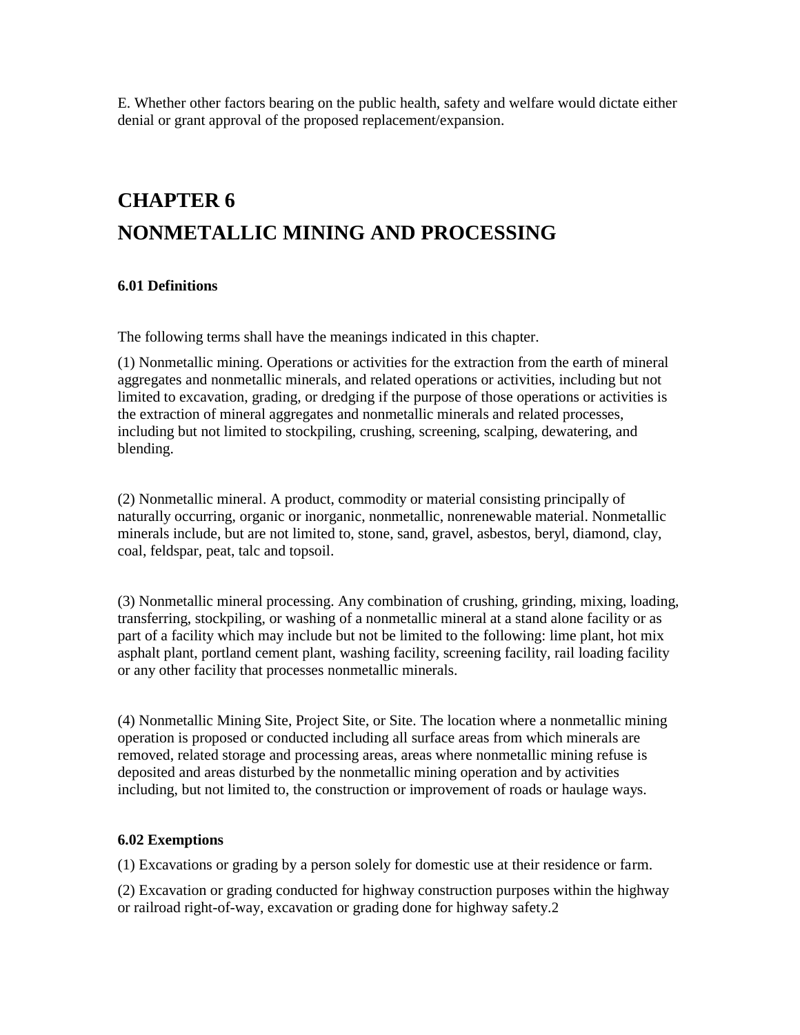E. Whether other factors bearing on the public health, safety and welfare would dictate either denial or grant approval of the proposed replacement/expansion.

# CHAPTER 6

# NONMETALLIC MINING AND PROCESSING

### 6.01 Definitions

The following terms shall have the meanings indicated in this chapter.

(1) Nonmetallic mining. Operations or activities for the extraction from the earth of mineral aggregates and nonmetallic minerals, and related operations or activities, including but not limited to excavation, grading, or dredging if the purpose of those operations or activities is the extraction of mineral aggregates and nonmetallic minerals and related processes, including but not limited to stockpiling, crushing, screening, scalping, dewatering, and blending.

(2) Nonmetallic mineral. A product, commodity or material consisting principally of naturally occurring, organic or inorganic, nonmetallic, nonrenewable material. Nonmetallic minerals include, but are not limited to, stone, sand, gravel, asbestos, beryl, diamond, clay, coal, feldspar, peat, talc and topsoil.

(3) Nonmetallic mineral processing. Any combination of crushing, grinding, mixing, loading, transferring, stockpiling, or washing of a nonmetallic mineral at a stand alone facility or as part of a facility which may include but not be limited to the following: lime plant, hot mix asphalt plant, portland cement plant, washing facility, screening facility, rail loading facility or any other facility that processes nonmetallic minerals.

(4) Nonmetallic Mining Site, Project Site, or Site. The location where a nonmetallic mining operation is proposed or conducted including all surface areas from which minerals are removed, related storage and processing areas, areas where nonmetallic mining refuse is deposited and areas disturbed by the nonmetallic mining operation and by activities including, but not limited to, the construction or improvement of roads or haulage ways.

### 6.02 Exemptions

(1) Excavations or grading by a person solely for domestic use at their residence or farm.

(2) Excavation or grading conducted for highway construction purposes within the highway or railroad right-of-way, excavation or grading done for highway safety.2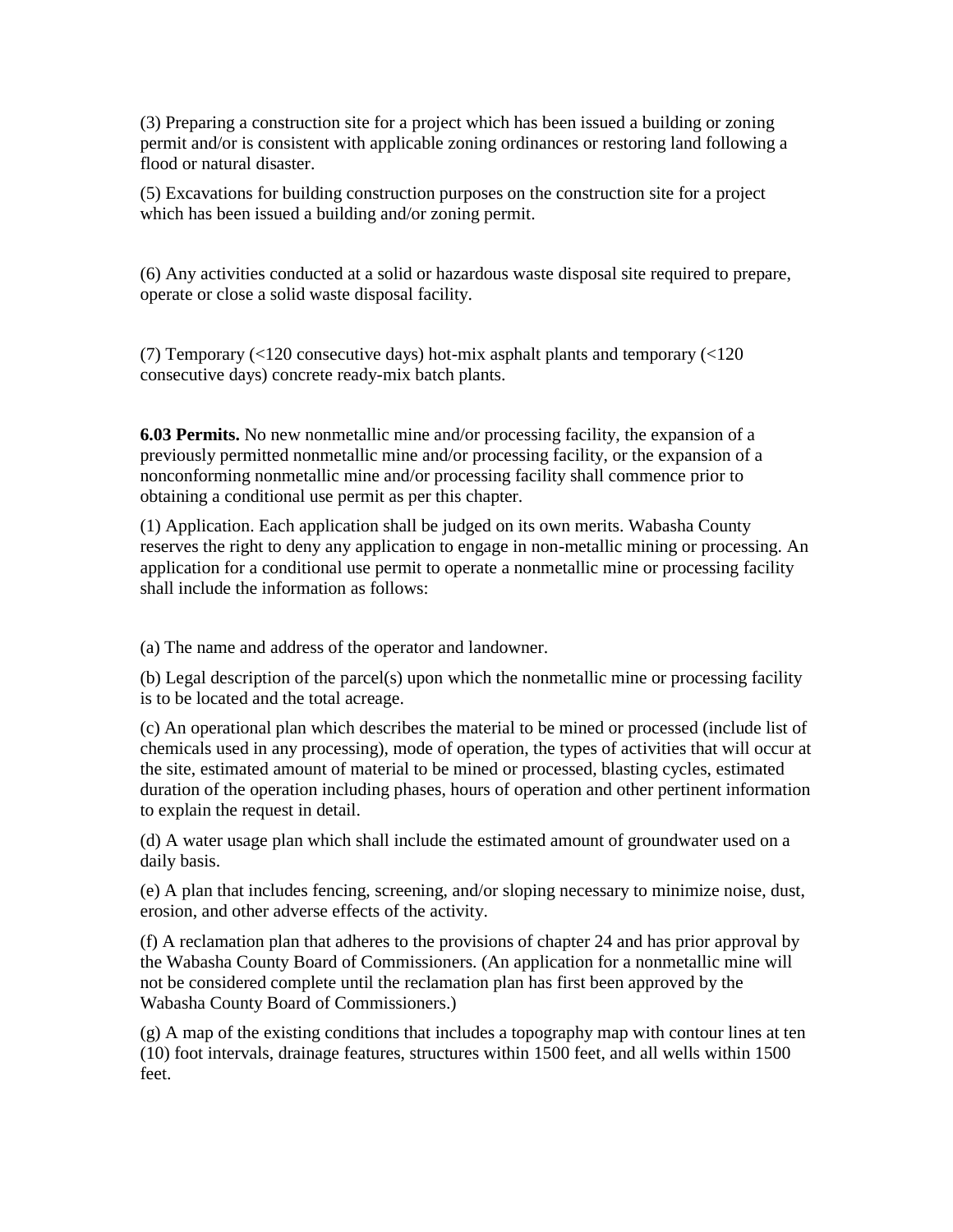(3) Preparing a construction site for a project which has been issued a building or zoning permit and/or is consistent with applicable zoning ordinances or restoring land following a flood or natural disaster.

(5) Excavations for building construction purposes on the construction site for a project which has been issued a building and/or zoning permit.

(6) Any activities conducted at a solid or hazardous waste disposal site required to prepare, operate or close a solid waste disposal facility.

(7) Temporary (<120 consecutive days) hot-mix asphalt plants and temporary (<120 consecutive days) concrete ready-mix batch plants.

**6.03 Permits.** No new nonmetallic mine and/or processing facility, the expansion of a previously permitted nonmetallic mine and/or processing facility, or the expansion of a nonconforming nonmetallic mine and/or processing facility shall commence prior to obtaining a conditional use permit as per this chapter.

(1) Application. Each application shall be judged on its own merits. Wabasha County reserves the right to deny any application to engage in non-metallic mining or processing. An application for a conditional use permit to operate a nonmetallic mine or processing facility shall include the information as follows:

(a) The name and address of the operator and landowner.

(b) Legal description of the parcel(s) upon which the nonmetallic mine or processing facility is to be located and the total acreage.

(c) An operational plan which describes the material to be mined or processed (include list of chemicals used in any processing), mode of operation, the types of activities that will occur at the site, estimated amount of material to be mined or processed, blasting cycles, estimated duration of the operation including phases, hours of operation and other pertinent information to explain the request in detail.

(d) A water usage plan which shall include the estimated amount of groundwater used on a daily basis.

(e) A plan that includes fencing, screening, and/or sloping necessary to minimize noise, dust, erosion, and other adverse effects of the activity.

(f) A reclamation plan that adheres to the provisions of chapter 24 and has prior approval by the Wabasha County Board of Commissioners. (An application for a nonmetallic mine will not be considered complete until the reclamation plan has first been approved by the Wabasha County Board of Commissioners.)

(g) A map of the existing conditions that includes a topography map with contour lines at ten (10) foot intervals, drainage features, structures within 1500 feet, and all wells within 1500 feet.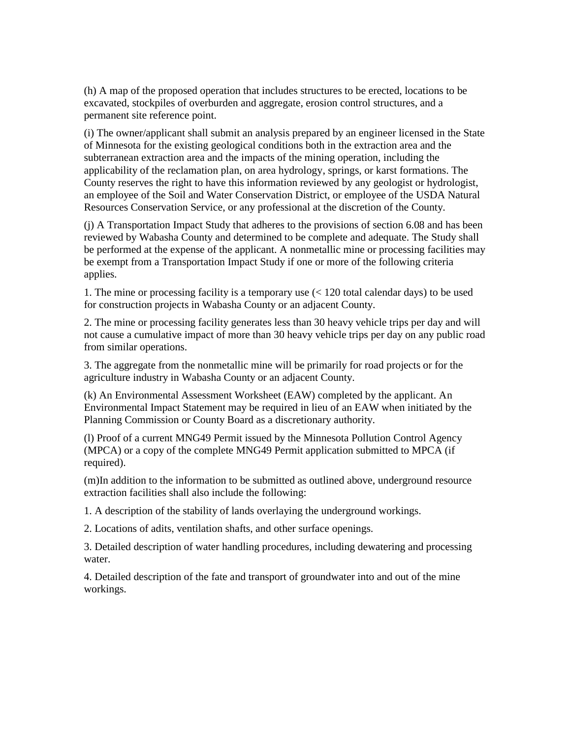(h) A map of the proposed operation that includes structures to be erected, locations to be excavated, stockpiles of overburden and aggregate, erosion control structures, and a permanent site reference point.

(i) The owner/applicant shall submit an analysis prepared by an engineer licensed in the State of Minnesota for the existing geological conditions both in the extraction area and the subterranean extraction area and the impacts of the mining operation, including the applicability of the reclamation plan, on area hydrology, springs, or karst formations. The County reserves the right to have this information reviewed by any geologist or hydrologist, an employee of the Soil and Water Conservation District, or employee of the USDA Natural Resources Conservation Service, or any professional at the discretion of the County.

(j) A Transportation Impact Study that adheres to the provisions of section 6.08 and has been reviewed by Wabasha County and determined to be complete and adequate. The Study shall be performed at the expense of the applicant. A nonmetallic mine or processing facilities may be exempt from a Transportation Impact Study if one or more of the following criteria applies.

1. The mine or processing facility is a temporary use (< 120 total calendar days) to be used for construction projects in Wabasha County or an adjacent County.

2. The mine or processing facility generates less than 30 heavy vehicle trips per day and will not cause a cumulative impact of more than 30 heavy vehicle trips per day on any public road from similar operations.

3. The aggregate from the nonmetallic mine will be primarily for road projects or for the agriculture industry in Wabasha County or an adjacent County.

(k) An Environmental Assessment Worksheet (EAW) completed by the applicant. An Environmental Impact Statement may be required in lieu of an EAW when initiated by the Planning Commission or County Board as a discretionary authority.

(l) Proof of a current MNG49 Permit issued by the Minnesota Pollution Control Agency (MPCA) or a copy of the complete MNG49 Permit application submitted to MPCA (if required).

(m)In addition to the information to be submitted as outlined above, underground resource extraction facilities shall also include the following:

1. A description of the stability of lands overlaying the underground workings.

2. Locations of adits, ventilation shafts, and other surface openings.

3. Detailed description of water handling procedures, including dewatering and processing water.

4. Detailed description of the fate and transport of groundwater into and out of the mine workings.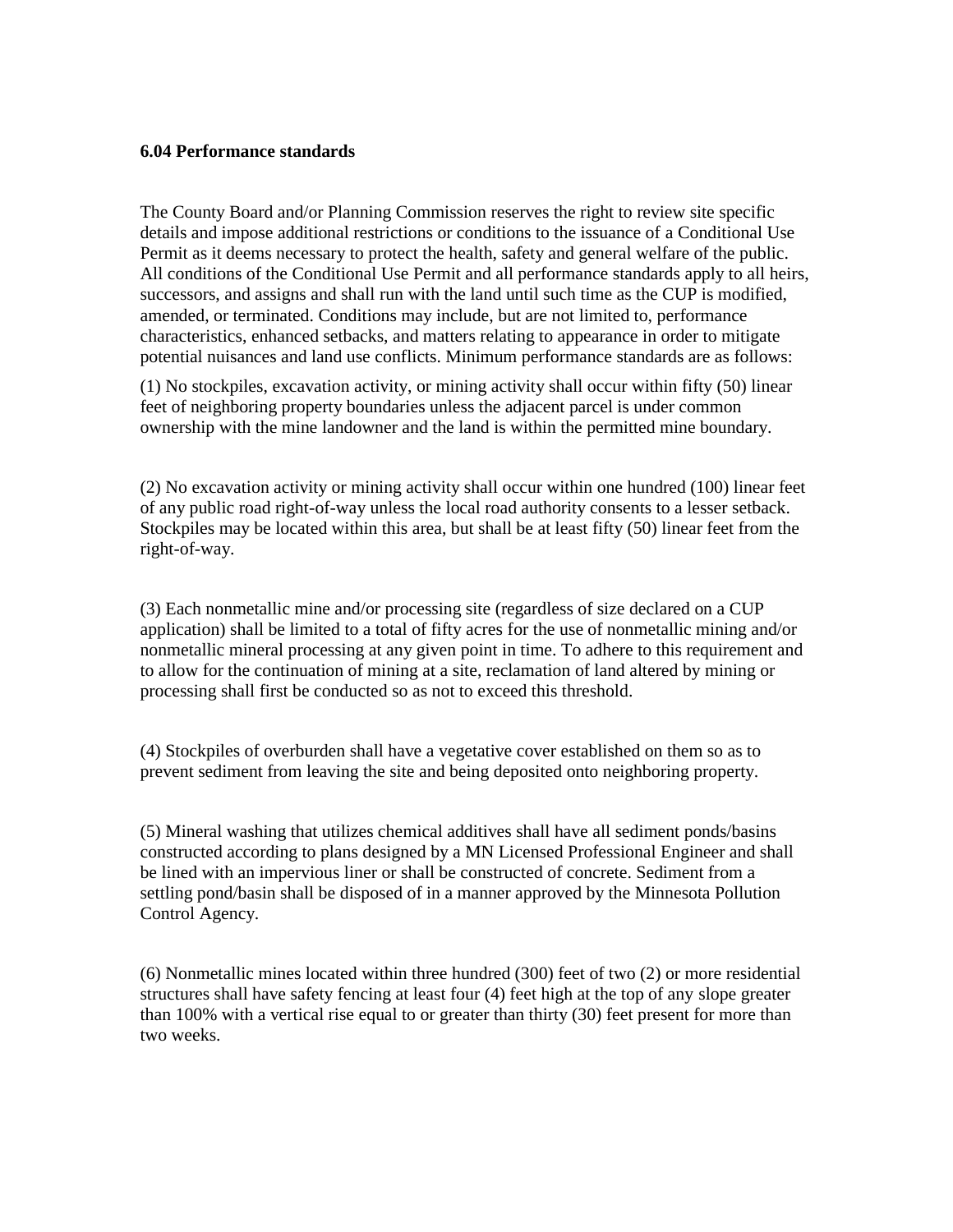**6.04 Performance standards**

The County Board and/or Planning Commission reserves the right to review site specific details and impose additional restrictions or conditions to the issuance of a Conditional Use Permit as it deems necessary to protect the health, safety and general welfare of the public. All conditions of the Conditional Use Permit and all performance standards apply to all heirs, successors, and assigns and shall run with the land until such time as the CUP is modified, amended, or terminated. Conditions may include, but are not limited to, performance characteristics, enhanced setbacks, and matters relating to appearance in order to mitigate potential nuisances and land use conflicts. Minimum performance standards are as follows:

(1) No stockpiles, excavation activity, or mining activity shall occur within fifty (50) linear feet of neighboring property boundaries unless the adjacent parcel is under common ownership with the mine landowner and the land is within the permitted mine boundary.

(2) No excavation activity or mining activity shall occur within one hundred (100) linear feet of any public road right-of-way unless the local road authority consents to a lesser setback. Stockpiles may be located within this area, but shall be at least fifty (50) linear feet from the right-of-way.

(3) Each nonmetallic mine and/or processing site (regardless of size declared on a CUP application) shall be limited to a total of fifty acres for the use of nonmetallic mining and/or nonmetallic mineral processing at any given point in time. To adhere to this requirement and to allow for the continuation of mining at a site, reclamation of land altered by mining or processing shall first be conducted so as not to exceed this threshold.

(4) Stockpiles of overburden shall have a vegetative cover established on them so as to prevent sediment from leaving the site and being deposited onto neighboring property.

(5) Mineral washing that utilizes chemical additives shall have all sediment ponds/basins constructed according to plans designed by a MN Licensed Professional Engineer and shall be lined with an impervious liner or shall be constructed of concrete. Sediment from a settling pond/basin shall be disposed of in a manner approved by the Minnesota Pollution Control Agency.

(6) Nonmetallic mines located within three hundred (300) feet of two (2) or more residential structures shall have safety fencing at least four (4) feet high at the top of any slope greater than 100% with a vertical rise equal to or greater than thirty (30) feet present for more than two weeks.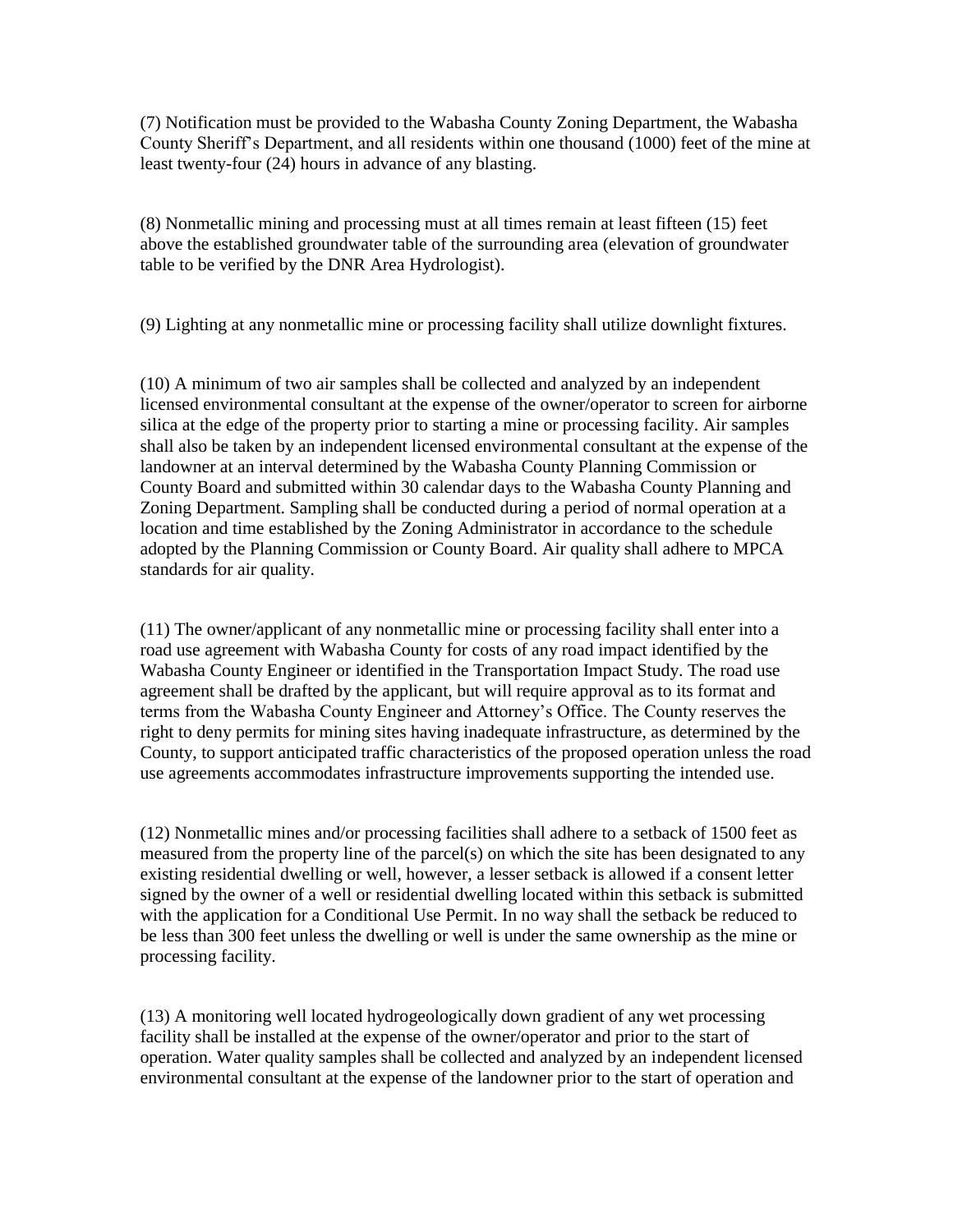(7) Notification must be provided to the Wabasha County Zoning Department, the Wabasha County Sheriff's Department, and all residents within one thousand (1000) feet of the mine at least twenty-four (24) hours in advance of any blasting.

(8) Nonmetallic mining and processing must at all times remain at least fifteen (15) feet above the established groundwater table of the surrounding area (elevation of groundwater table to be verified by the DNR Area Hydrologist).

(9) Lighting at any nonmetallic mine or processing facility shall utilize downlight fixtures.

(10) A minimum of two air samples shall be collected and analyzed by an independent licensed environmental consultant at the expense of the owner/operator to screen for airborne silica at the edge of the property prior to starting a mine or processing facility. Air samples shall also be taken by an independent licensed environmental consultant at the expense of the landowner at an interval determined by the Wabasha County Planning Commission or County Board and submitted within 30 calendar days to the Wabasha County Planning and Zoning Department. Sampling shall be conducted during a period of normal operation at a location and time established by the Zoning Administrator in accordance to the schedule adopted by the Planning Commission or County Board. Air quality shall adhere to MPCA standards for air quality.

(11) The owner/applicant of any nonmetallic mine or processing facility shall enter into a road use agreement with Wabasha County for costs of any road impact identified by the Wabasha County Engineer or identified in the Transportation Impact Study. The road use agreement shall be drafted by the applicant, but will require approval as to its format and terms from the Wabasha County Engineer and Attorney's Office. The County reserves the right to deny permits for mining sites having inadequate infrastructure, as determined by the County, to support anticipated traffic characteristics of the proposed operation unless the road use agreements accommodates infrastructure improvements supporting the intended use.

(12) Nonmetallic mines and/or processing facilities shall adhere to a setback of 1500 feet as measured from the property line of the parcel(s) on which the site has been designated to any existing residential dwelling or well, however, a lesser setback is allowed if a consent letter signed by the owner of a well or residential dwelling located within this setback is submitted with the application for a Conditional Use Permit. In no way shall the setback be reduced to be less than 300 feet unless the dwelling or well is under the same ownership as the mine or processing facility.

(13) A monitoring well located hydrogeologically down gradient of any wet processing facility shall be installed at the expense of the owner/operator and prior to the start of operation. Water quality samples shall be collected and analyzed by an independent licensed environmental consultant at the expense of the landowner prior to the start of operation and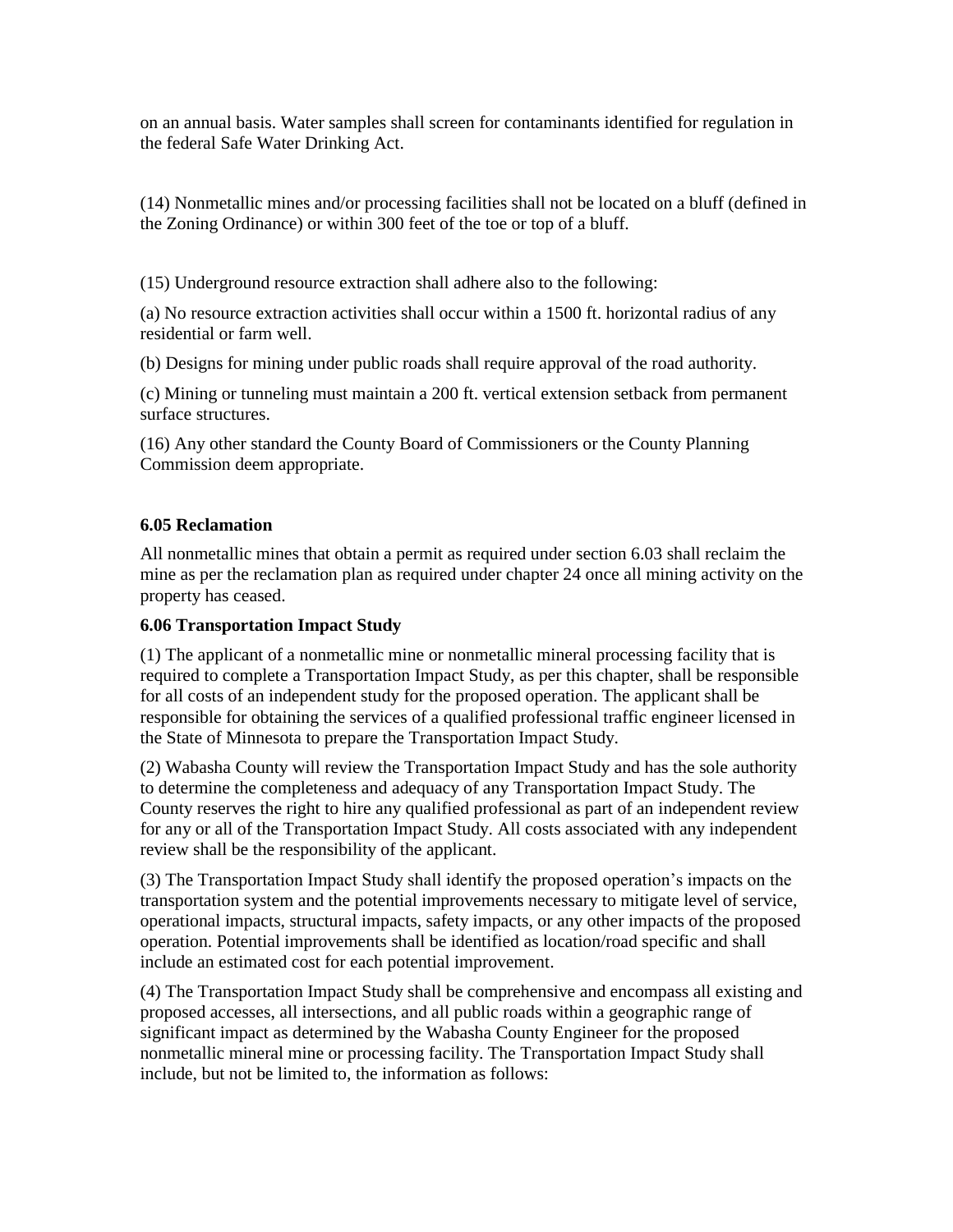on an annual basis. Water samples shall screen for contaminants identified for regulation in the federal Safe Water Drinking Act.

(14) Nonmetallic mines and/or processing facilities shall not be located on a bluff (defined in the Zoning Ordinance) or within 300 feet of the toe or top of a bluff.

(15) Underground resource extraction shall adhere also to the following:

(a) No resource extraction activities shall occur within a 1500 ft. horizontal radius of any residential or farm well.

(b) Designs for mining under public roads shall require approval of the road authority.

(c) Mining or tunneling must maintain a 200 ft. vertical extension setback from permanent surface structures.

(16) Any other standard the County Board of Commissioners or the County Planning Commission deem appropriate.

**6.05 Reclamation**

All nonmetallic mines that obtain a permit as required under section 6.03 shall reclaim the mine as per the reclamation plan as required under chapter 24 once all mining activity on the property has ceased.

**6.06 Transportation Impact Study**

(1) The applicant of a nonmetallic mine or nonmetallic mineral processing facility that is required to complete a Transportation Impact Study, as per this chapter, shall be responsible for all costs of an independent study for the proposed operation. The applicant shall be responsible for obtaining the services of a qualified professional traffic engineer licensed in the State of Minnesota to prepare the Transportation Impact Study.

(2) Wabasha County will review the Transportation Impact Study and has the sole authority to determine the completeness and adequacy of any Transportation Impact Study. The County reserves the right to hire any qualified professional as part of an independent review for any or all of the Transportation Impact Study. All costs associated with any independent review shall be the responsibility of the applicant.

(3) The Transportation Impact Study shall identify the proposed operation's impacts on the transportation system and the potential improvements necessary to mitigate level of service, operational impacts, structural impacts, safety impacts, or any other impacts of the proposed operation. Potential improvements shall be identified as location/road specific and shall include an estimated cost for each potential improvement.

(4) The Transportation Impact Study shall be comprehensive and encompass all existing and proposed accesses, all intersections, and all public roads within a geographic range of significant impact as determined by the Wabasha County Engineer for the proposed nonmetallic mineral mine or processing facility. The Transportation Impact Study shall include, but not be limited to, the information as follows: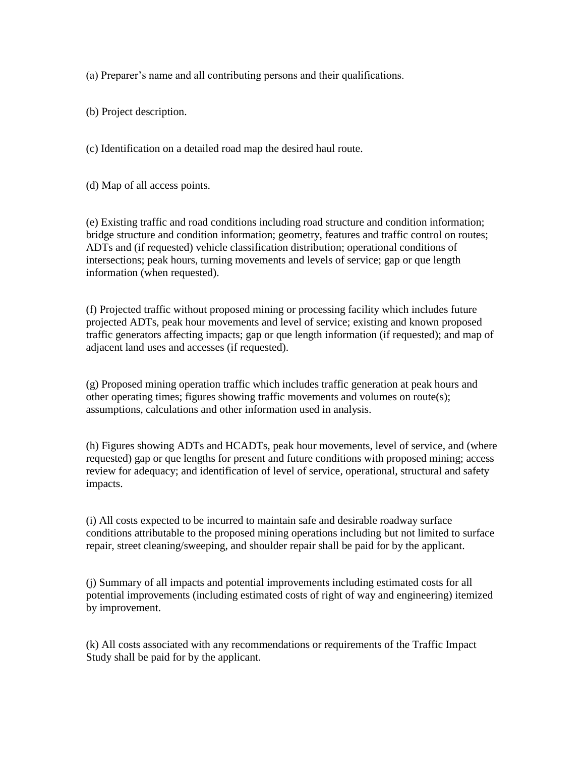(a) Preparer’s name and all contributing persons and their qualifications.

(b) Project description.

(c) Identification on a detailed road map the desired haul route.

(d) Map of all access points.

(e) Existing traffic and road conditions including road structure and condition information; bridge structure and condition information; geometry, features and traffic control on routes; ADTs and (if requested) vehicle classification distribution; operational conditions of intersections; peak hours, turning movements and levels of service; gap or que length information (when requested).

(f) Projected traffic without proposed mining or processing facility which includes future projected ADTs, peak hour movements and level of service; existing and known proposed traffic generators affecting impacts; gap or que length information (if requested); and map of adjacent land uses and accesses (if requested).

(g) Proposed mining operation traffic which includes traffic generation at peak hours and other operating times; figures showing traffic movements and volumes on route(s); assumptions, calculations and other information used in analysis.

(h) Figures showing ADTs and HCADTs, peak hour movements, level of service, and (where requested) gap or que lengths for present and future conditions with proposed mining; access review for adequacy; and identification of level of service, operational, structural and safety impacts.

(i) All costs expected to be incurred to maintain safe and desirable roadway surface conditions attributable to the proposed mining operations including but not limited to surface repair, street cleaning/sweeping, and shoulder repair shall be paid for by the applicant.

(j) Summary of all impacts and potential improvements including estimated costs for all potential improvements (including estimated costs of right of way and engineering) itemized by improvement.

(k) All costs associated with any recommendations or requirements of the Traffic Impact Study shall be paid for by the applicant.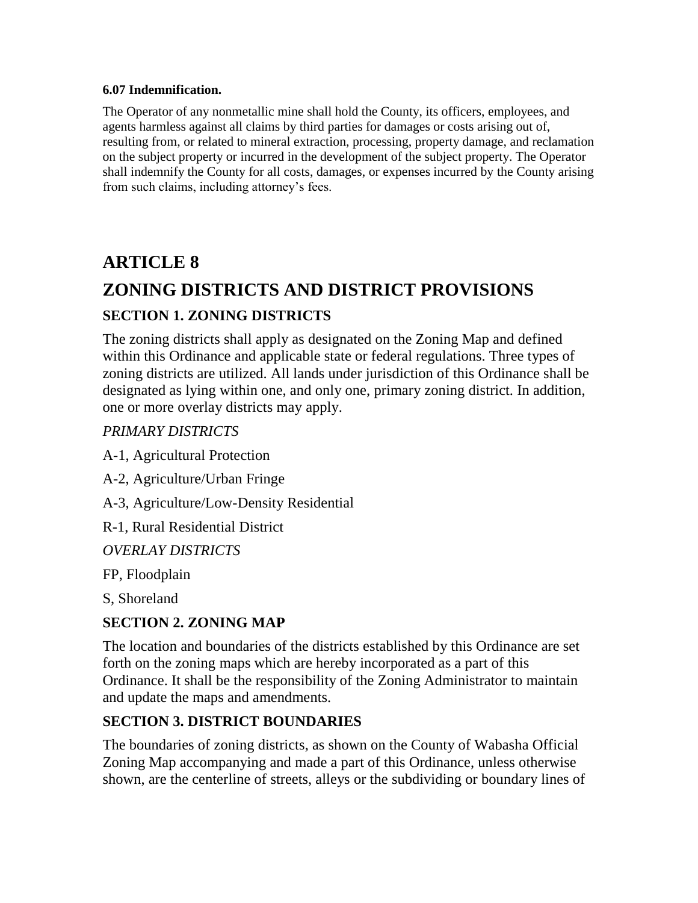**6.07 Indemnification.**

The Operator of any nonmetallic mine shall hold the County, its officers, employees, and agents harmless against all claims by third parties for damages or costs arising out of, resulting from, or related to mineral extraction, processing, property damage, and reclamation on the subject property or incurred in the development of the subject property. The Operator shall indemnify the County for all costs, damages, or expenses incurred by the County arising from such claims, including attorney's fees.

# ARTICLE 8

# ZONING DISTRICTS AND DISTRICT PROVISIONS

## SECTION 1. ZONING DISTRICTS

The zoning districts shall apply as designated on the Zoning Map and defined within this Ordinance and applicable state or federal regulations. Three types of zoning districts are utilized. All lands under jurisdiction of this Ordinance shall be designated as lying within one, and only one, primary zoning district. In addition, one or more overlay districts may apply.

*PRIMARY DISTRICTS*

A-1, Agricultural Protection

A-2, Agriculture/Urban Fringe

A-3, Agriculture/Low-Density Residential

R-1, Rural Residential District

*OVERLAY DISTRICTS*

FP, Floodplain

S, Shoreland

## SECTION 2. ZONING MAP

The location and boundaries of the districts established by this Ordinance are set forth on the zoning maps which are hereby incorporated as a part of this Ordinance. It shall be the responsibility of the Zoning Administrator to maintain and update the maps and amendments.

## SECTION 3. DISTRICT BOUNDARIES

The boundaries of zoning districts, as shown on the County of Wabasha Official Zoning Map accompanying and made a part of this Ordinance, unless otherwise shown, are the centerline of streets, alleys or the subdividing or boundary lines of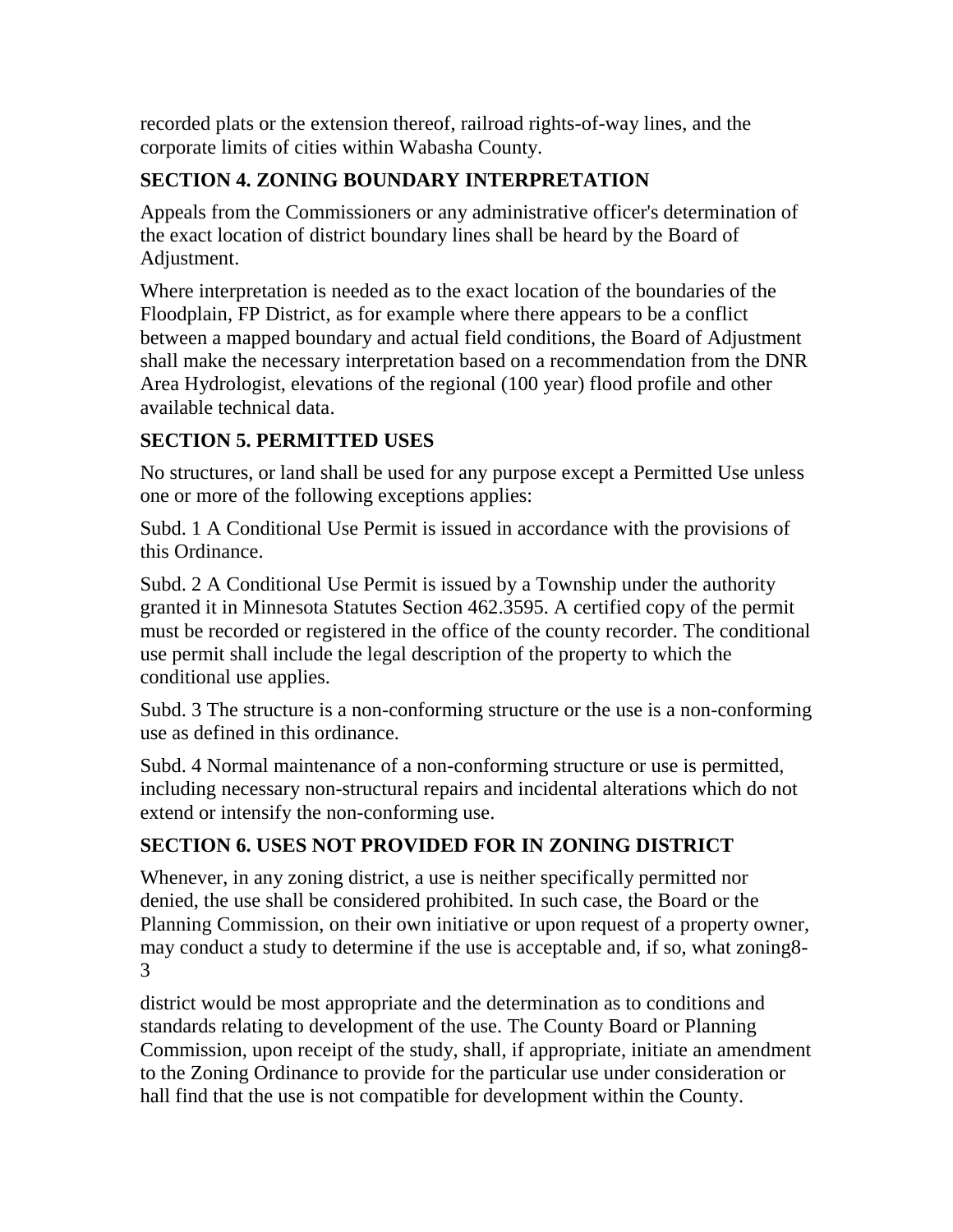recorded plats or the extension thereof, railroad rights-of-way lines, and the corporate limits of cities within Wabasha County.

## SECTION 4. ZONING BOUNDARY INTERPRETATION

Appeals from the Commissioners or any administrative officer's determination of the exact location of district boundary lines shall be heard by the Board of Adjustment.

Where interpretation is needed as to the exact location of the boundaries of the Floodplain, FP District, as for example where there appears to be a conflict between a mapped boundary and actual field conditions, the Board of Adjustment shall make the necessary interpretation based on a recommendation from the DNR Area Hydrologist, elevations of the regional (100 year) flood profile and other available technical data.

## SECTION 5. PERMITTED USES

No structures, or land shall be used for any purpose except a Permitted Use unless one or more of the following exceptions applies:

Subd. 1 A Conditional Use Permit is issued in accordance with the provisions of this Ordinance.

Subd. 2 A Conditional Use Permit is issued by a Township under the authority granted it in Minnesota Statutes Section 462.3595. A certified copy of the permit must be recorded or registered in the office of the county recorder. The conditional use permit shall include the legal description of the property to which the conditional use applies.

Subd. 3 The structure is a non-conforming structure or the use is a non-conforming use as defined in this ordinance.

Subd. 4 Normal maintenance of a non-conforming structure or use is permitted, including necessary non-structural repairs and incidental alterations which do not extend or intensify the non-conforming use.

## SECTION 6. USES NOT PROVIDED FOR IN ZONING DISTRICT

Whenever, in any zoning district, a use is neither specifically permitted nor denied, the use shall be considered prohibited. In such case, the Board or the Planning Commission, on their own initiative or upon request of a property owner, may conduct a study to determine if the use is acceptable and, if so, what zoning8-3

district would be most appropriate and the determination as to conditions and standards relating to development of the use. The County Board or Planning Commission, upon receipt of the study, shall, if appropriate, initiate an amendment to the Zoning Ordinance to provide for the particular use under consideration or hall find that the use is not compatible for development within the County.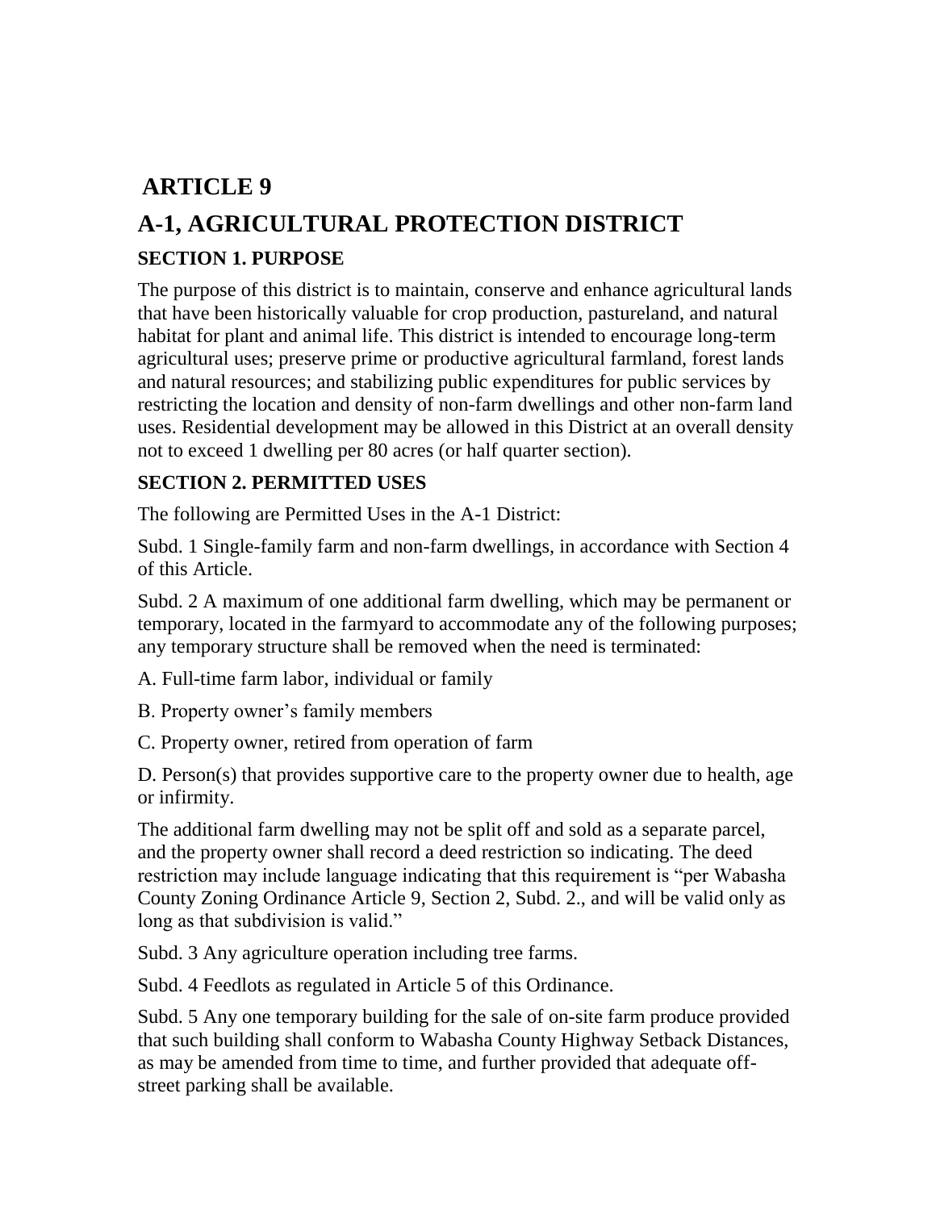# ARTICLE 9

# A-1, AGRICULTURAL PROTECTION DISTRICT

### SECTION 1. PURPOSE

The purpose of this district is to maintain, conserve and enhance agricultural lands that have been historically valuable for crop production, pastureland, and natural habitat for plant and animal life. This district is intended to encourage long-term agricultural uses; preserve prime or productive agricultural farmland, forest lands and natural resources; and stabilizing public expenditures for public services by restricting the location and density of non-farm dwellings and other non-farm land uses. Residential development may be allowed in this District at an overall density not to exceed 1 dwelling per 80 acres (or half quarter section).

### SECTION 2. PERMITTED USES

The following are Permitted Uses in the A-1 District:

Subd. 1 Single-family farm and non-farm dwellings, in accordance with Section 4 of this Article.

Subd. 2 A maximum of one additional farm dwelling, which may be permanent or temporary, located in the farmyard to accommodate any of the following purposes; any temporary structure shall be removed when the need is terminated:

A. Full-time farm labor, individual or family

B. Property owner's family members

C. Property owner, retired from operation of farm

D. Person(s) that provides supportive care to the property owner due to health, age or infirmity.

The additional farm dwelling may not be split off and sold as a separate parcel, and the property owner shall record a deed restriction so indicating. The deed restriction may include language indicating that this requirement is "per Wabasha County Zoning Ordinance Article 9, Section 2, Subd. 2., and will be valid only as long as that subdivision is valid."

Subd. 3 Any agriculture operation including tree farms.

Subd. 4 Feedlots as regulated in Article 5 of this Ordinance.

Subd. 5 Any one temporary building for the sale of on-site farm produce provided that such building shall conform to Wabasha County Highway Setback Distances, as may be amended from time to time, and further provided that adequate off-street parking shall be available.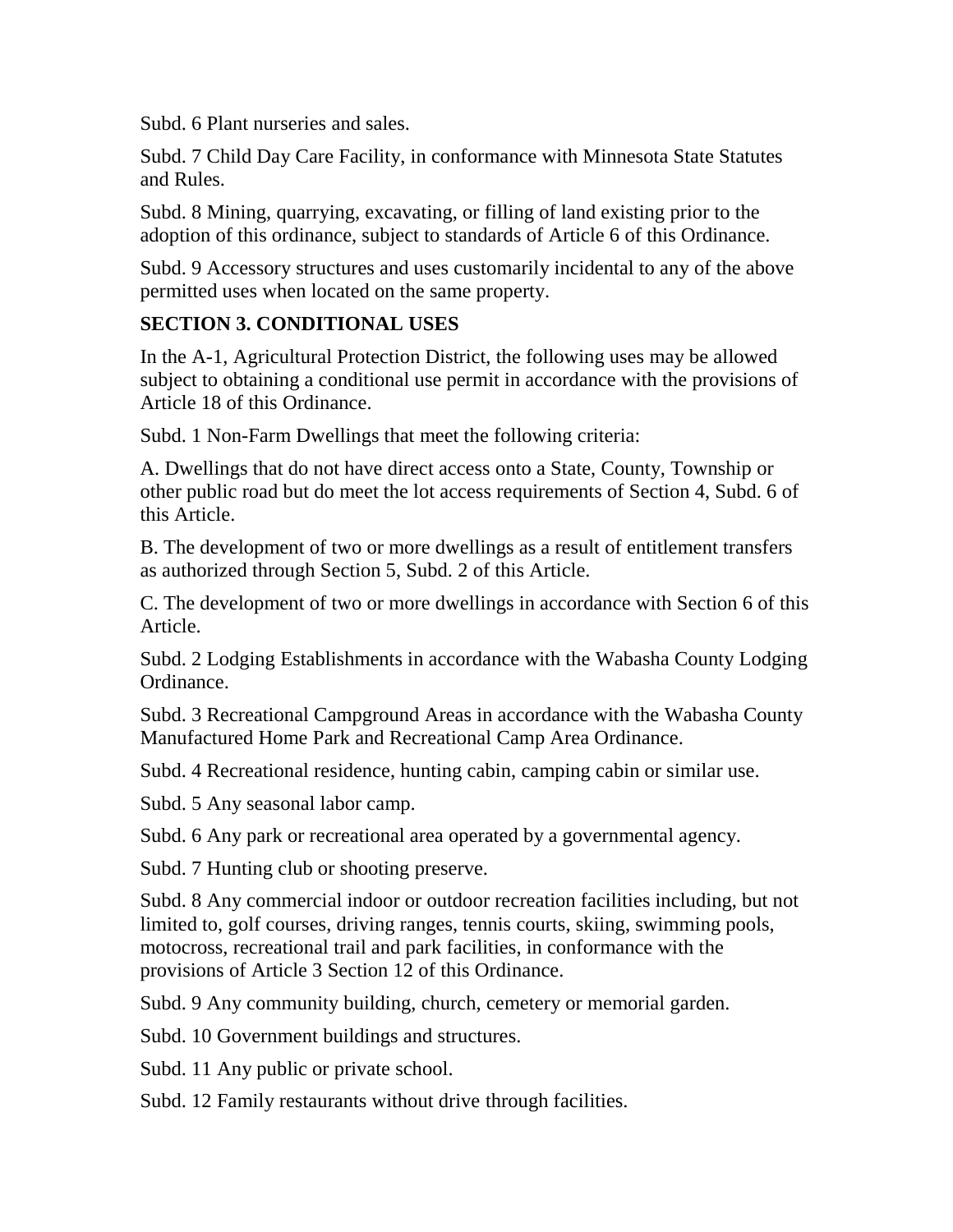Subd. 6 Plant nurseries and sales.

Subd. 7 Child Day Care Facility, in conformance with Minnesota State Statutes and Rules.

Subd. 8 Mining, quarrying, excavating, or filling of land existing prior to the adoption of this ordinance, subject to standards of Article 6 of this Ordinance.

Subd. 9 Accessory structures and uses customarily incidental to any of the above permitted uses when located on the same property.

## SECTION 3. CONDITIONAL USES

In the A-1, Agricultural Protection District, the following uses may be allowed subject to obtaining a conditional use permit in accordance with the provisions of Article 18 of this Ordinance.

Subd. 1 Non-Farm Dwellings that meet the following criteria:

A. Dwellings that do not have direct access onto a State, County, Township or other public road but do meet the lot access requirements of Section 4, Subd. 6 of this Article.

B. The development of two or more dwellings as a result of entitlement transfers as authorized through Section 5, Subd. 2 of this Article.

C. The development of two or more dwellings in accordance with Section 6 of this Article.

Subd. 2 Lodging Establishments in accordance with the Wabasha County Lodging Ordinance.

Subd. 3 Recreational Campground Areas in accordance with the Wabasha County Manufactured Home Park and Recreational Camp Area Ordinance.

Subd. 4 Recreational residence, hunting cabin, camping cabin or similar use.

Subd. 5 Any seasonal labor camp.

Subd. 6 Any park or recreational area operated by a governmental agency.

Subd. 7 Hunting club or shooting preserve.

Subd. 8 Any commercial indoor or outdoor recreation facilities including, but not limited to, golf courses, driving ranges, tennis courts, skiing, swimming pools, motocross, recreational trail and park facilities, in conformance with the provisions of Article 3 Section 12 of this Ordinance.

Subd. 9 Any community building, church, cemetery or memorial garden.

Subd. 10 Government buildings and structures.

Subd. 11 Any public or private school.

Subd. 12 Family restaurants without drive through facilities.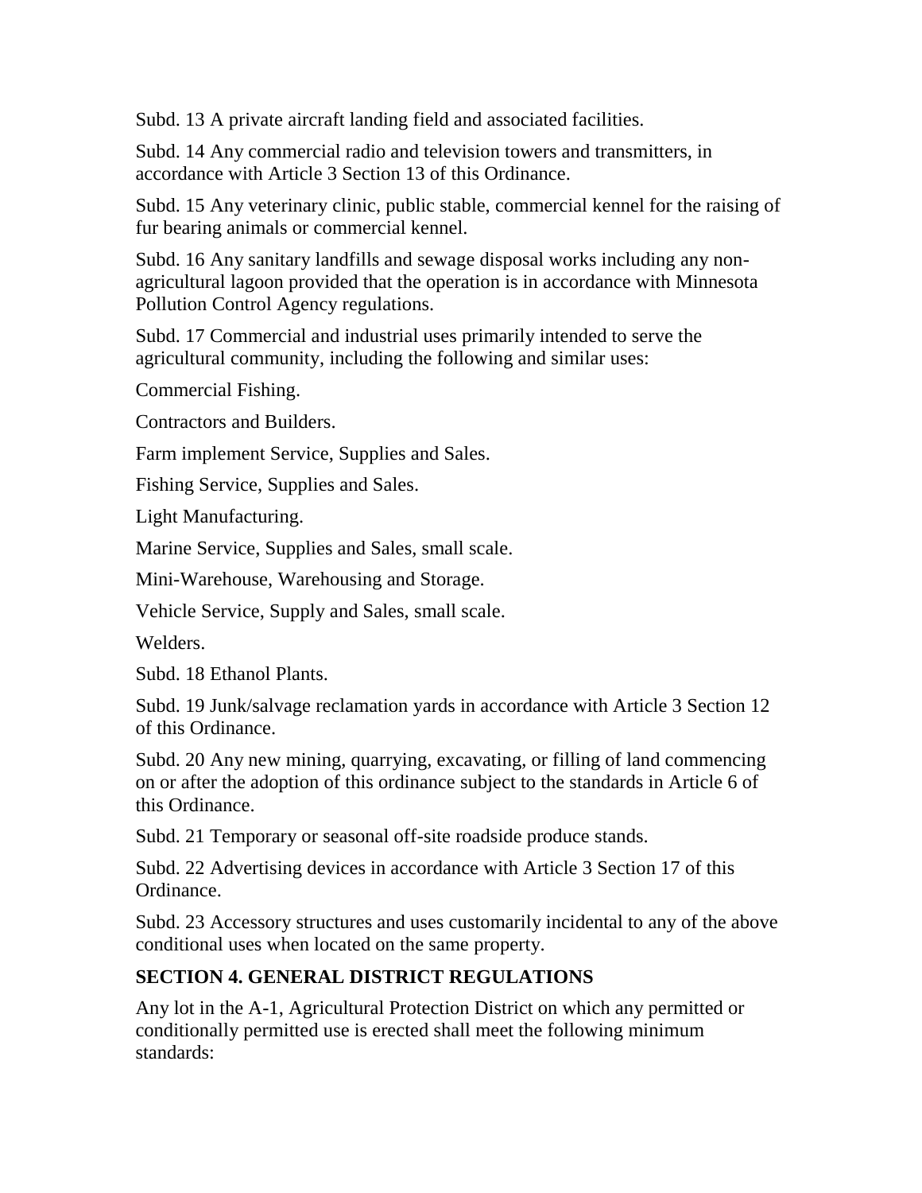Subd. 13 A private aircraft landing field and associated facilities.

Subd. 14 Any commercial radio and television towers and transmitters, in accordance with Article 3 Section 13 of this Ordinance.

Subd. 15 Any veterinary clinic, public stable, commercial kennel for the raising of fur bearing animals or commercial kennel.

Subd. 16 Any sanitary landfills and sewage disposal works including any non-agricultural lagoon provided that the operation is in accordance with Minnesota Pollution Control Agency regulations.

Subd. 17 Commercial and industrial uses primarily intended to serve the agricultural community, including the following and similar uses:

Commercial Fishing.

Contractors and Builders.

Farm implement Service, Supplies and Sales.

Fishing Service, Supplies and Sales.

Light Manufacturing.

Marine Service, Supplies and Sales, small scale.

Mini-Warehouse, Warehousing and Storage.

Vehicle Service, Supply and Sales, small scale.

Welders.

Subd. 18 Ethanol Plants.

Subd. 19 Junk/salvage reclamation yards in accordance with Article 3 Section 12 of this Ordinance.

Subd. 20 Any new mining, quarrying, excavating, or filling of land commencing on or after the adoption of this ordinance subject to the standards in Article 6 of this Ordinance.

Subd. 21 Temporary or seasonal off-site roadside produce stands.

Subd. 22 Advertising devices in accordance with Article 3 Section 17 of this Ordinance.

Subd. 23 Accessory structures and uses customarily incidental to any of the above conditional uses when located on the same property.

## SECTION 4. GENERAL DISTRICT REGULATIONS

Any lot in the A-1, Agricultural Protection District on which any permitted or conditionally permitted use is erected shall meet the following minimum standards: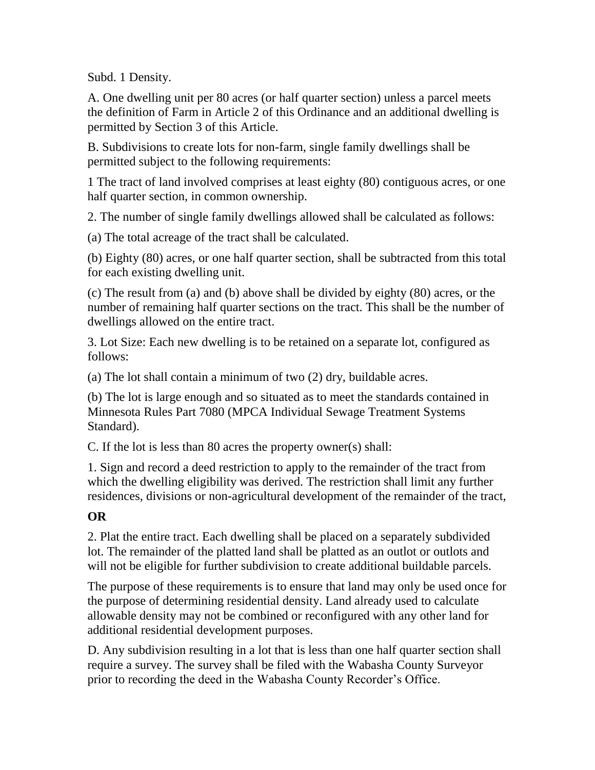Subd. 1 Density.

A. One dwelling unit per 80 acres (or half quarter section) unless a parcel meets the definition of Farm in Article 2 of this Ordinance and an additional dwelling is permitted by Section 3 of this Article.

B. Subdivisions to create lots for non-farm, single family dwellings shall be permitted subject to the following requirements:

1 The tract of land involved comprises at least eighty (80) contiguous acres, or one half quarter section, in common ownership.

2. The number of single family dwellings allowed shall be calculated as follows:

(a) The total acreage of the tract shall be calculated.

(b) Eighty (80) acres, or one half quarter section, shall be subtracted from this total for each existing dwelling unit.

(c) The result from (a) and (b) above shall be divided by eighty (80) acres, or the number of remaining half quarter sections on the tract. This shall be the number of dwellings allowed on the entire tract.

3. Lot Size: Each new dwelling is to be retained on a separate lot, configured as follows:

(a) The lot shall contain a minimum of two (2) dry, buildable acres.

(b) The lot is large enough and so situated as to meet the standards contained in Minnesota Rules Part 7080 (MPCA Individual Sewage Treatment Systems Standard).

C. If the lot is less than 80 acres the property owner(s) shall:

1. Sign and record a deed restriction to apply to the remainder of the tract from which the dwelling eligibility was derived. The restriction shall limit any further residences, divisions or non-agricultural development of the remainder of the tract,

**OR**

2. Plat the entire tract. Each dwelling shall be placed on a separately subdivided lot. The remainder of the platted land shall be platted as an outlot or outlots and will not be eligible for further subdivision to create additional buildable parcels.

The purpose of these requirements is to ensure that land may only be used once for the purpose of determining residential density. Land already used to calculate allowable density may not be combined or reconfigured with any other land for additional residential development purposes.

D. Any subdivision resulting in a lot that is less than one half quarter section shall require a survey. The survey shall be filed with the Wabasha County Surveyor prior to recording the deed in the Wabasha County Recorder's Office.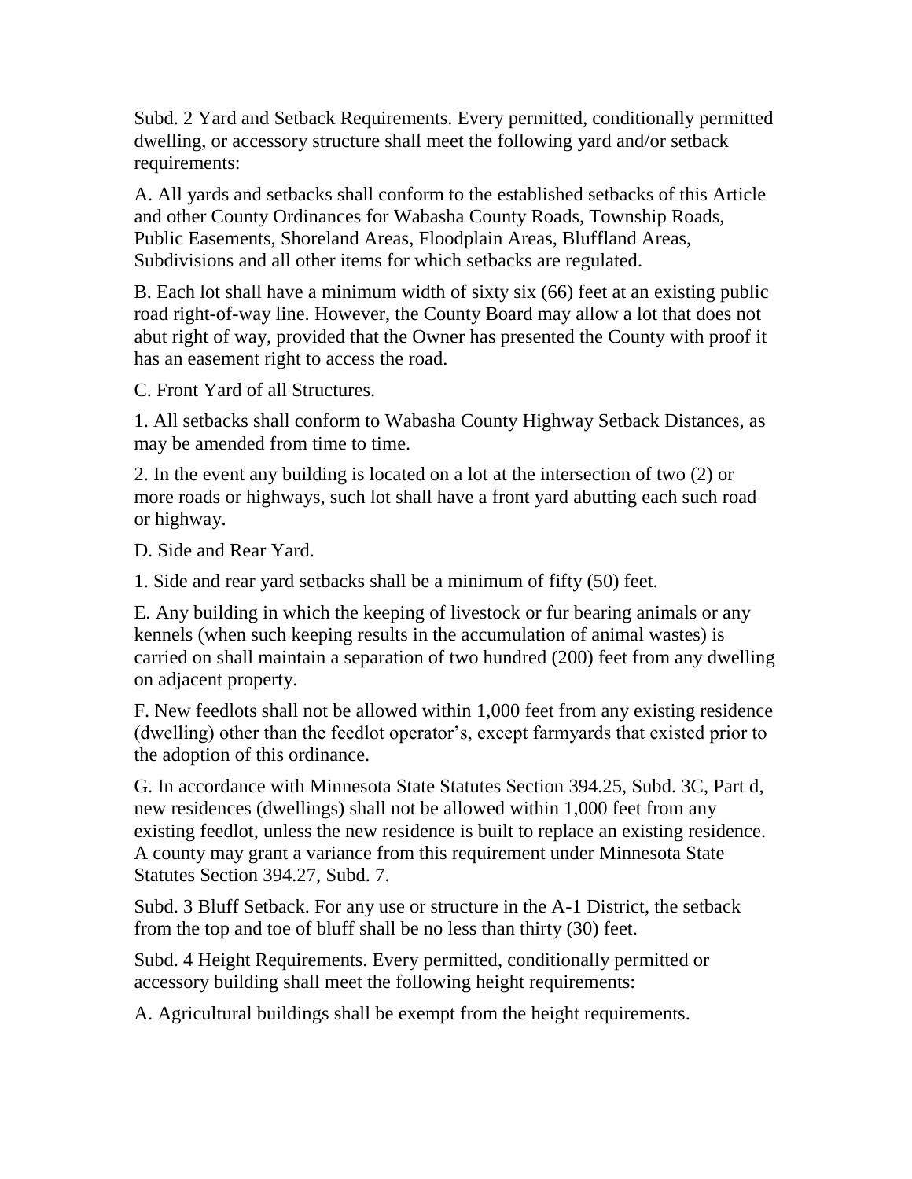Subd. 2 Yard and Setback Requirements. Every permitted, conditionally permitted dwelling, or accessory structure shall meet the following yard and/or setback requirements:

A. All yards and setbacks shall conform to the established setbacks of this Article and other County Ordinances for Wabasha County Roads, Township Roads, Public Easements, Shoreland Areas, Floodplain Areas, Bluffland Areas, Subdivisions and all other items for which setbacks are regulated.

B. Each lot shall have a minimum width of sixty six (66) feet at an existing public road right-of-way line. However, the County Board may allow a lot that does not abut right of way, provided that the Owner has presented the County with proof it has an easement right to access the road.

C. Front Yard of all Structures.

1. All setbacks shall conform to Wabasha County Highway Setback Distances, as may be amended from time to time.

2. In the event any building is located on a lot at the intersection of two (2) or more roads or highways, such lot shall have a front yard abutting each such road or highway.

D. Side and Rear Yard.

1. Side and rear yard setbacks shall be a minimum of fifty (50) feet.

E. Any building in which the keeping of livestock or fur bearing animals or any kennels (when such keeping results in the accumulation of animal wastes) is carried on shall maintain a separation of two hundred (200) feet from any dwelling on adjacent property.

F. New feedlots shall not be allowed within 1,000 feet from any existing residence (dwelling) other than the feedlot operator's, except farmyards that existed prior to the adoption of this ordinance.

G. In accordance with Minnesota State Statutes Section 394.25, Subd. 3C, Part d, new residences (dwellings) shall not be allowed within 1,000 feet from any existing feedlot, unless the new residence is built to replace an existing residence. A county may grant a variance from this requirement under Minnesota State Statutes Section 394.27, Subd. 7.

Subd. 3 Bluff Setback. For any use or structure in the A-1 District, the setback from the top and toe of bluff shall be no less than thirty (30) feet.

Subd. 4 Height Requirements. Every permitted, conditionally permitted or accessory building shall meet the following height requirements:

A. Agricultural buildings shall be exempt from the height requirements.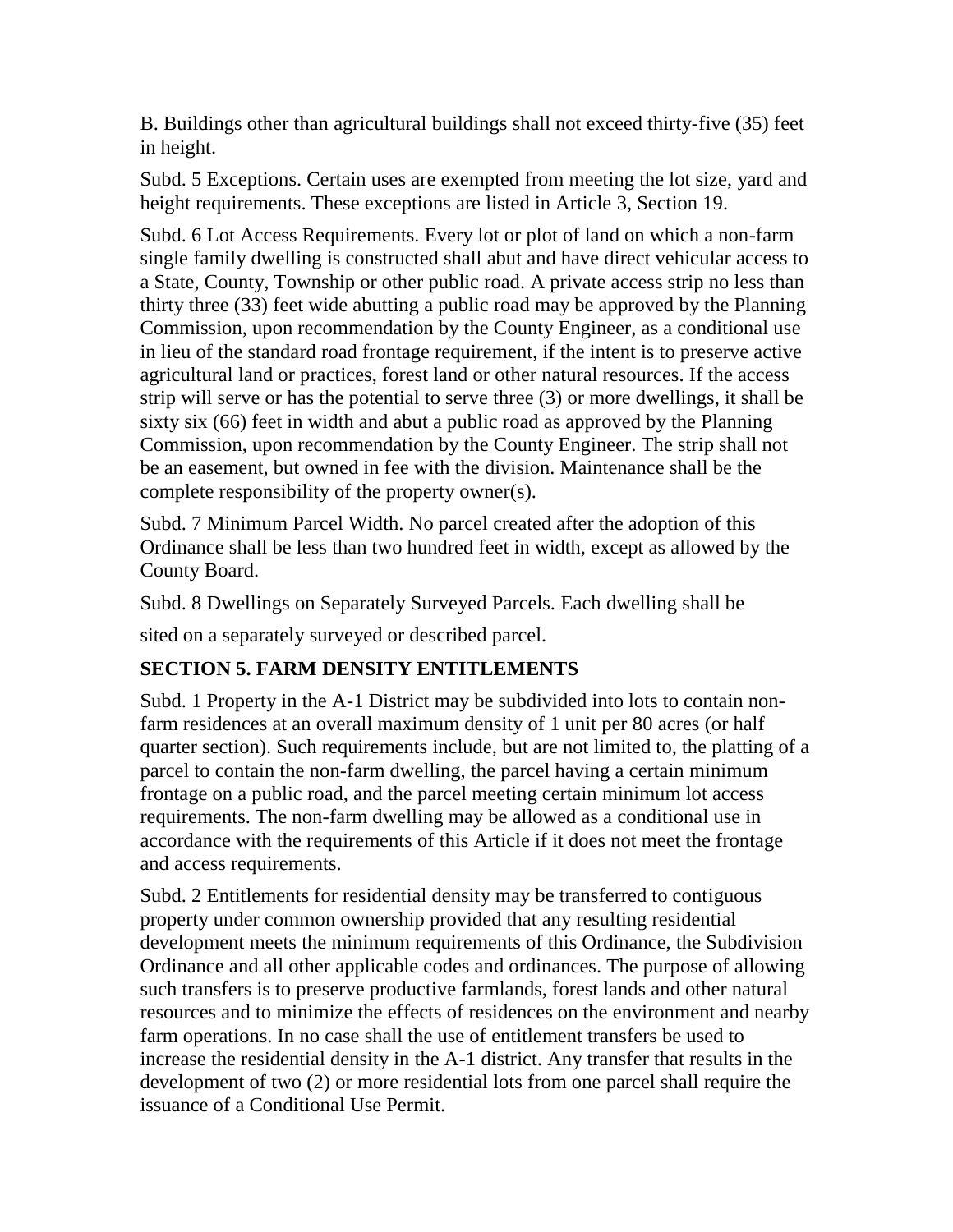B. Buildings other than agricultural buildings shall not exceed thirty-five (35) feet in height.

Subd. 5 Exceptions. Certain uses are exempted from meeting the lot size, yard and height requirements. These exceptions are listed in Article 3, Section 19.

Subd. 6 Lot Access Requirements. Every lot or plot of land on which a non-farm single family dwelling is constructed shall abut and have direct vehicular access to a State, County, Township or other public road. A private access strip no less than thirty three (33) feet wide abutting a public road may be approved by the Planning Commission, upon recommendation by the County Engineer, as a conditional use in lieu of the standard road frontage requirement, if the intent is to preserve active agricultural land or practices, forest land or other natural resources. If the access strip will serve or has the potential to serve three (3) or more dwellings, it shall be sixty six (66) feet in width and abut a public road as approved by the Planning Commission, upon recommendation by the County Engineer. The strip shall not be an easement, but owned in fee with the division. Maintenance shall be the complete responsibility of the property owner(s).

Subd. 7 Minimum Parcel Width. No parcel created after the adoption of this Ordinance shall be less than two hundred feet in width, except as allowed by the County Board.

Subd. 8 Dwellings on Separately Surveyed Parcels. Each dwelling shall be sited on a separately surveyed or described parcel.

## SECTION 5. FARM DENSITY ENTITLEMENTS

Subd. 1 Property in the A-1 District may be subdivided into lots to contain non-farm residences at an overall maximum density of 1 unit per 80 acres (or half quarter section). Such requirements include, but are not limited to, the platting of a parcel to contain the non-farm dwelling, the parcel having a certain minimum frontage on a public road, and the parcel meeting certain minimum lot access requirements. The non-farm dwelling may be allowed as a conditional use in accordance with the requirements of this Article if it does not meet the frontage and access requirements.

Subd. 2 Entitlements for residential density may be transferred to contiguous property under common ownership provided that any resulting residential development meets the minimum requirements of this Ordinance, the Subdivision Ordinance and all other applicable codes and ordinances. The purpose of allowing such transfers is to preserve productive farmlands, forest lands and other natural resources and to minimize the effects of residences on the environment and nearby farm operations. In no case shall the use of entitlement transfers be used to increase the residential density in the A-1 district. Any transfer that results in the development of two (2) or more residential lots from one parcel shall require the issuance of a Conditional Use Permit.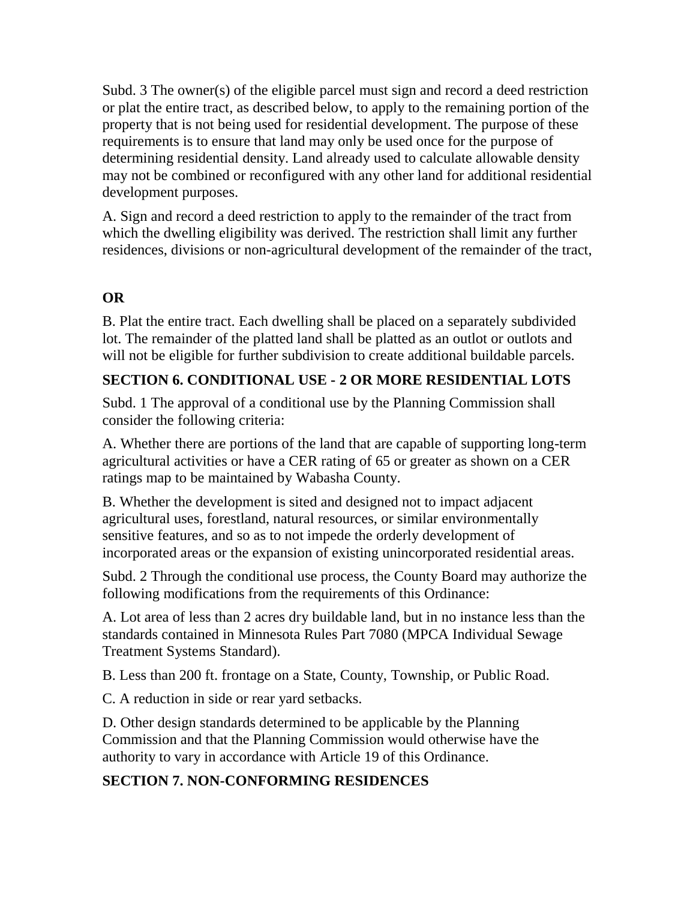Subd. 3 The owner(s) of the eligible parcel must sign and record a deed restriction or plat the entire tract, as described below, to apply to the remaining portion of the property that is not being used for residential development. The purpose of these requirements is to ensure that land may only be used once for the purpose of determining residential density. Land already used to calculate allowable density may not be combined or reconfigured with any other land for additional residential development purposes.

A. Sign and record a deed restriction to apply to the remainder of the tract from which the dwelling eligibility was derived. The restriction shall limit any further residences, divisions or non-agricultural development of the remainder of the tract,

**OR**

B. Plat the entire tract. Each dwelling shall be placed on a separately subdivided lot. The remainder of the platted land shall be platted as an outlot or outlots and will not be eligible for further subdivision to create additional buildable parcels.

## SECTION 6. CONDITIONAL USE - 2 OR MORE RESIDENTIAL LOTS

Subd. 1 The approval of a conditional use by the Planning Commission shall consider the following criteria:

A. Whether there are portions of the land that are capable of supporting long-term agricultural activities or have a CER rating of 65 or greater as shown on a CER ratings map to be maintained by Wabasha County.

B. Whether the development is sited and designed not to impact adjacent agricultural uses, forestland, natural resources, or similar environmentally sensitive features, and so as to not impede the orderly development of incorporated areas or the expansion of existing unincorporated residential areas.

Subd. 2 Through the conditional use process, the County Board may authorize the following modifications from the requirements of this Ordinance:

A. Lot area of less than 2 acres dry buildable land, but in no instance less than the standards contained in Minnesota Rules Part 7080 (MPCA Individual Sewage Treatment Systems Standard).

B. Less than 200 ft. frontage on a State, County, Township, or Public Road.

C. A reduction in side or rear yard setbacks.

D. Other design standards determined to be applicable by the Planning Commission and that the Planning Commission would otherwise have the authority to vary in accordance with Article 19 of this Ordinance.

## SECTION 7. NON-CONFORMING RESIDENCES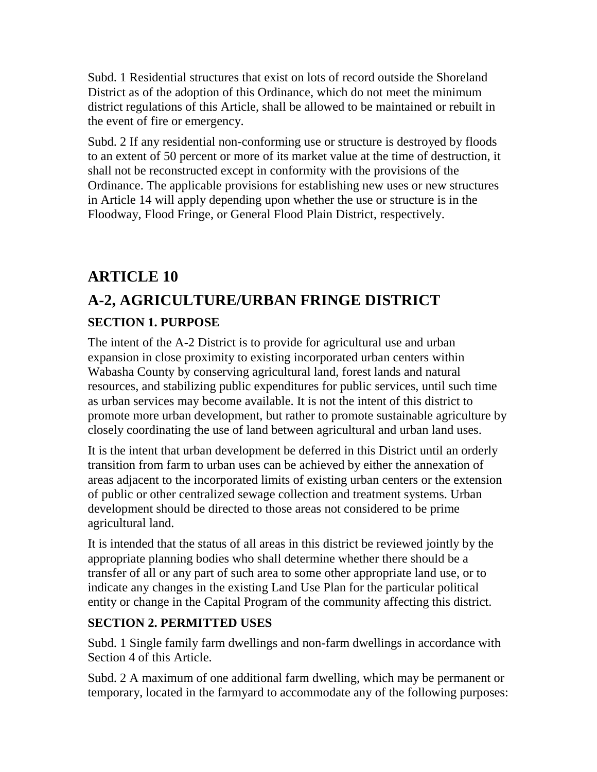Subd. 1 Residential structures that exist on lots of record outside the Shoreland District as of the adoption of this Ordinance, which do not meet the minimum district regulations of this Article, shall be allowed to be maintained or rebuilt in the event of fire or emergency.

Subd. 2 If any residential non-conforming use or structure is destroyed by floods to an extent of 50 percent or more of its market value at the time of destruction, it shall not be reconstructed except in conformity with the provisions of the Ordinance. The applicable provisions for establishing new uses or new structures in Article 14 will apply depending upon whether the use or structure is in the Floodway, Flood Fringe, or General Flood Plain District, respectively.

## ARTICLE 10

## A-2, AGRICULTURE/URBAN FRINGE DISTRICT

### SECTION 1. PURPOSE

The intent of the A-2 District is to provide for agricultural use and urban expansion in close proximity to existing incorporated urban centers within Wabasha County by conserving agricultural land, forest lands and natural resources, and stabilizing public expenditures for public services, until such time as urban services may become available. It is not the intent of this district to promote more urban development, but rather to promote sustainable agriculture by closely coordinating the use of land between agricultural and urban land uses.

It is the intent that urban development be deferred in this District until an orderly transition from farm to urban uses can be achieved by either the annexation of areas adjacent to the incorporated limits of existing urban centers or the extension of public or other centralized sewage collection and treatment systems. Urban development should be directed to those areas not considered to be prime agricultural land.

It is intended that the status of all areas in this district be reviewed jointly by the appropriate planning bodies who shall determine whether there should be a transfer of all or any part of such area to some other appropriate land use, or to indicate any changes in the existing Land Use Plan for the particular political entity or change in the Capital Program of the community affecting this district.

### SECTION 2. PERMITTED USES

Subd. 1 Single family farm dwellings and non-farm dwellings in accordance with Section 4 of this Article.

Subd. 2 A maximum of one additional farm dwelling, which may be permanent or temporary, located in the farmyard to accommodate any of the following purposes: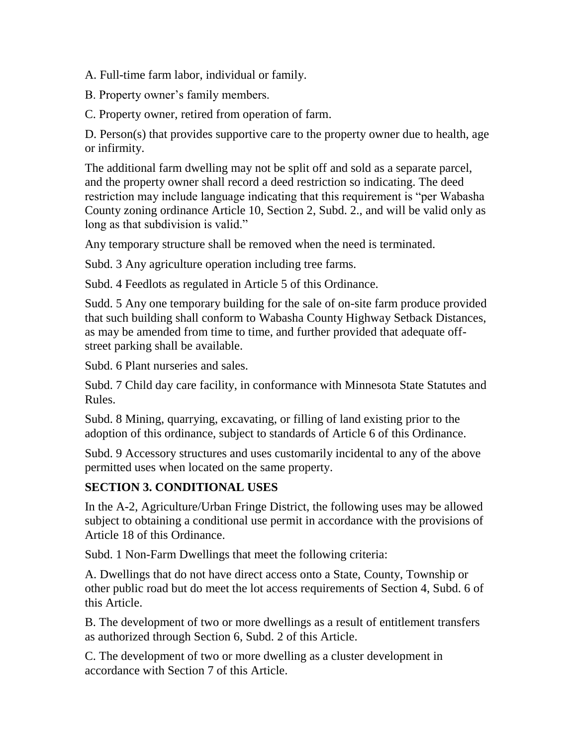A. Full-time farm labor, individual or family.

B. Property owner's family members.

C. Property owner, retired from operation of farm.

D. Person(s) that provides supportive care to the property owner due to health, age or infirmity.

The additional farm dwelling may not be split off and sold as a separate parcel, and the property owner shall record a deed restriction so indicating. The deed restriction may include language indicating that this requirement is "per Wabasha County zoning ordinance Article 10, Section 2, Subd. 2., and will be valid only as long as that subdivision is valid."

Any temporary structure shall be removed when the need is terminated.

Subd. 3 Any agriculture operation including tree farms.

Subd. 4 Feedlots as regulated in Article 5 of this Ordinance.

Sudd. 5 Any one temporary building for the sale of on-site farm produce provided that such building shall conform to Wabasha County Highway Setback Distances, as may be amended from time to time, and further provided that adequate off-street parking shall be available.

Subd. 6 Plant nurseries and sales.

Subd. 7 Child day care facility, in conformance with Minnesota State Statutes and Rules.

Subd. 8 Mining, quarrying, excavating, or filling of land existing prior to the adoption of this ordinance, subject to standards of Article 6 of this Ordinance.

Subd. 9 Accessory structures and uses customarily incidental to any of the above permitted uses when located on the same property.

## SECTION 3. CONDITIONAL USES

In the A-2, Agriculture/Urban Fringe District, the following uses may be allowed subject to obtaining a conditional use permit in accordance with the provisions of Article 18 of this Ordinance.

Subd. 1 Non-Farm Dwellings that meet the following criteria:

A. Dwellings that do not have direct access onto a State, County, Township or other public road but do meet the lot access requirements of Section 4, Subd. 6 of this Article.

B. The development of two or more dwellings as a result of entitlement transfers as authorized through Section 6, Subd. 2 of this Article.

C. The development of two or more dwelling as a cluster development in accordance with Section 7 of this Article.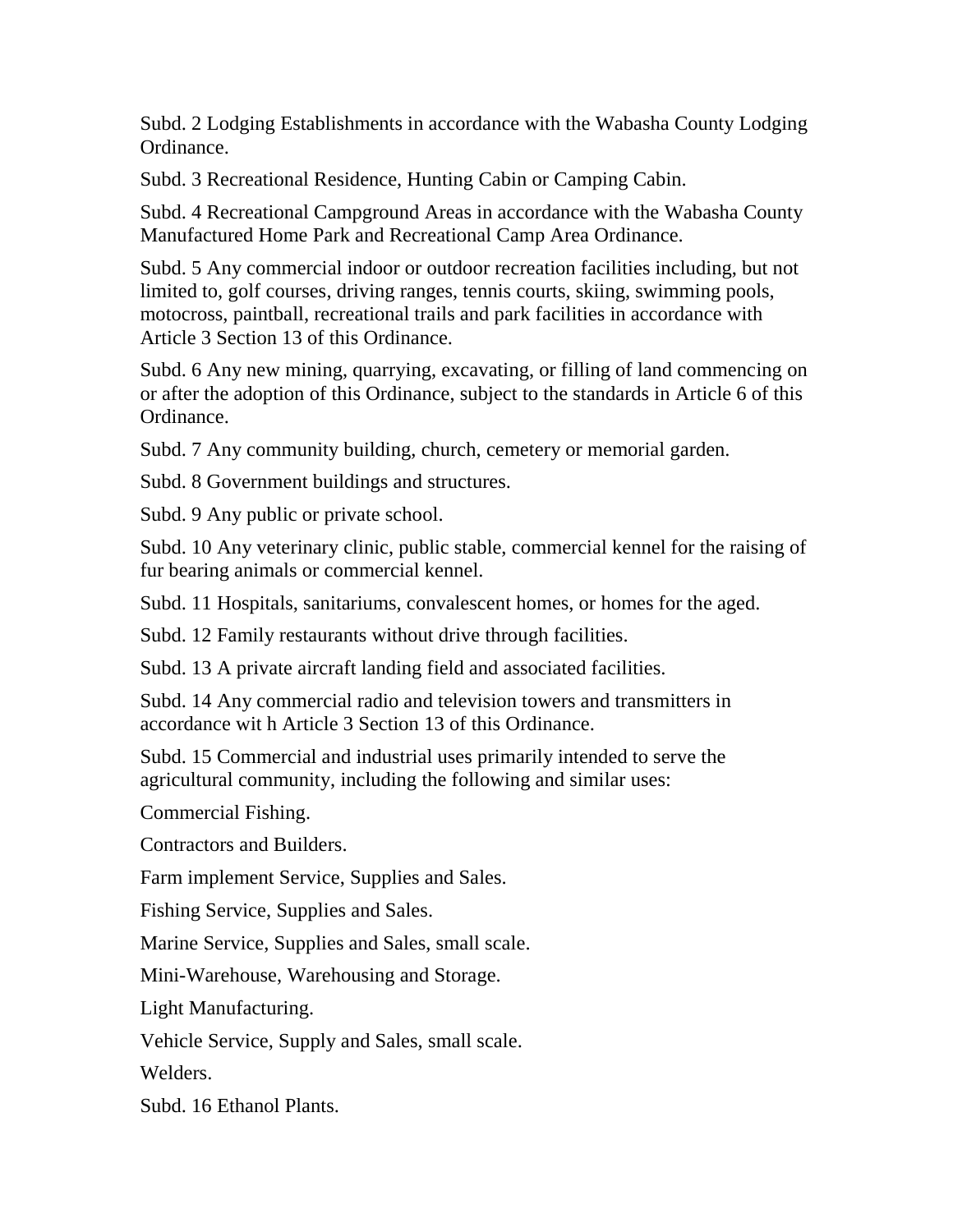Subd. 2 Lodging Establishments in accordance with the Wabasha County Lodging Ordinance.

Subd. 3 Recreational Residence, Hunting Cabin or Camping Cabin.

Subd. 4 Recreational Campground Areas in accordance with the Wabasha County Manufactured Home Park and Recreational Camp Area Ordinance.

Subd. 5 Any commercial indoor or outdoor recreation facilities including, but not limited to, golf courses, driving ranges, tennis courts, skiing, swimming pools, motocross, paintball, recreational trails and park facilities in accordance with Article 3 Section 13 of this Ordinance.

Subd. 6 Any new mining, quarrying, excavating, or filling of land commencing on or after the adoption of this Ordinance, subject to the standards in Article 6 of this Ordinance.

Subd. 7 Any community building, church, cemetery or memorial garden.

Subd. 8 Government buildings and structures.

Subd. 9 Any public or private school.

Subd. 10 Any veterinary clinic, public stable, commercial kennel for the raising of fur bearing animals or commercial kennel.

Subd. 11 Hospitals, sanitariums, convalescent homes, or homes for the aged.

Subd. 12 Family restaurants without drive through facilities.

Subd. 13 A private aircraft landing field and associated facilities.

Subd. 14 Any commercial radio and television towers and transmitters in accordance wit h Article 3 Section 13 of this Ordinance.

Subd. 15 Commercial and industrial uses primarily intended to serve the agricultural community, including the following and similar uses:

Commercial Fishing.

Contractors and Builders.

Farm implement Service, Supplies and Sales.

Fishing Service, Supplies and Sales.

Marine Service, Supplies and Sales, small scale.

Mini-Warehouse, Warehousing and Storage.

Light Manufacturing.

Vehicle Service, Supply and Sales, small scale.

Welders.

Subd. 16 Ethanol Plants.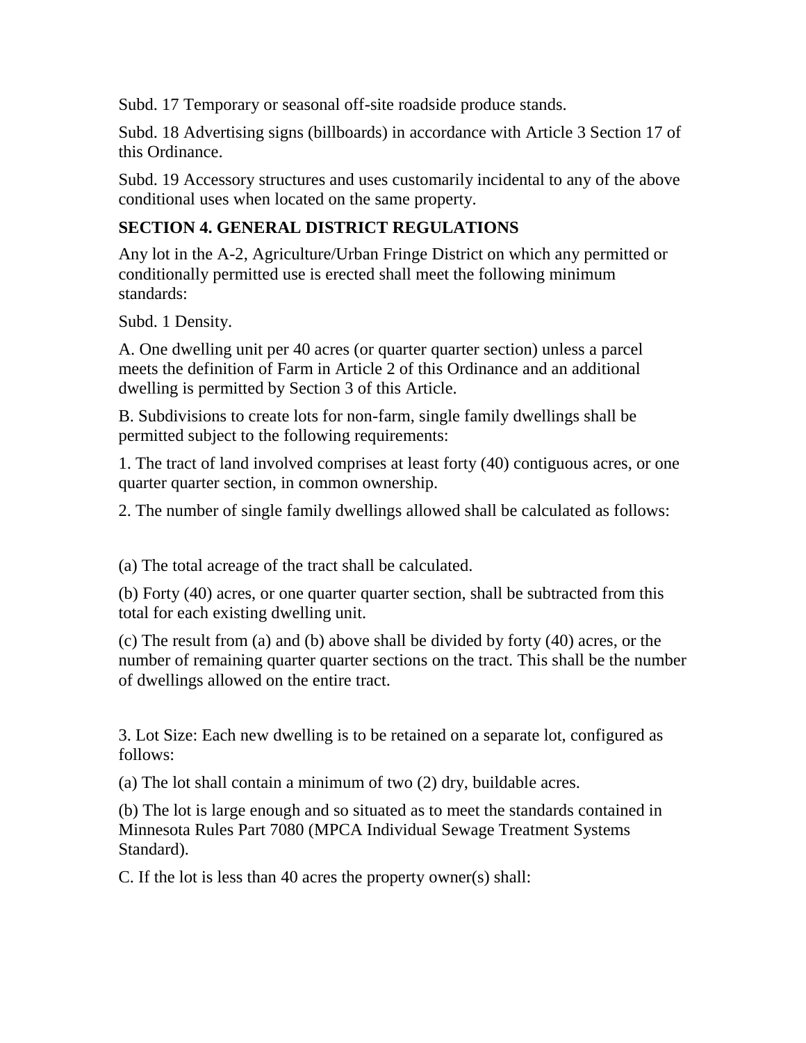Subd. 17 Temporary or seasonal off-site roadside produce stands.

Subd. 18 Advertising signs (billboards) in accordance with Article 3 Section 17 of this Ordinance.

Subd. 19 Accessory structures and uses customarily incidental to any of the above conditional uses when located on the same property.

## SECTION 4. GENERAL DISTRICT REGULATIONS

Any lot in the A-2, Agriculture/Urban Fringe District on which any permitted or conditionally permitted use is erected shall meet the following minimum standards:

Subd. 1 Density.

A. One dwelling unit per 40 acres (or quarter quarter section) unless a parcel meets the definition of Farm in Article 2 of this Ordinance and an additional dwelling is permitted by Section 3 of this Article.

B. Subdivisions to create lots for non-farm, single family dwellings shall be permitted subject to the following requirements:

1. The tract of land involved comprises at least forty (40) contiguous acres, or one quarter quarter section, in common ownership.

2. The number of single family dwellings allowed shall be calculated as follows:

(a) The total acreage of the tract shall be calculated.

(b) Forty (40) acres, or one quarter quarter section, shall be subtracted from this total for each existing dwelling unit.

(c) The result from (a) and (b) above shall be divided by forty (40) acres, or the number of remaining quarter quarter sections on the tract. This shall be the number of dwellings allowed on the entire tract.

3. Lot Size: Each new dwelling is to be retained on a separate lot, configured as follows:

(a) The lot shall contain a minimum of two (2) dry, buildable acres.

(b) The lot is large enough and so situated as to meet the standards contained in Minnesota Rules Part 7080 (MPCA Individual Sewage Treatment Systems Standard).

C. If the lot is less than 40 acres the property owner(s) shall: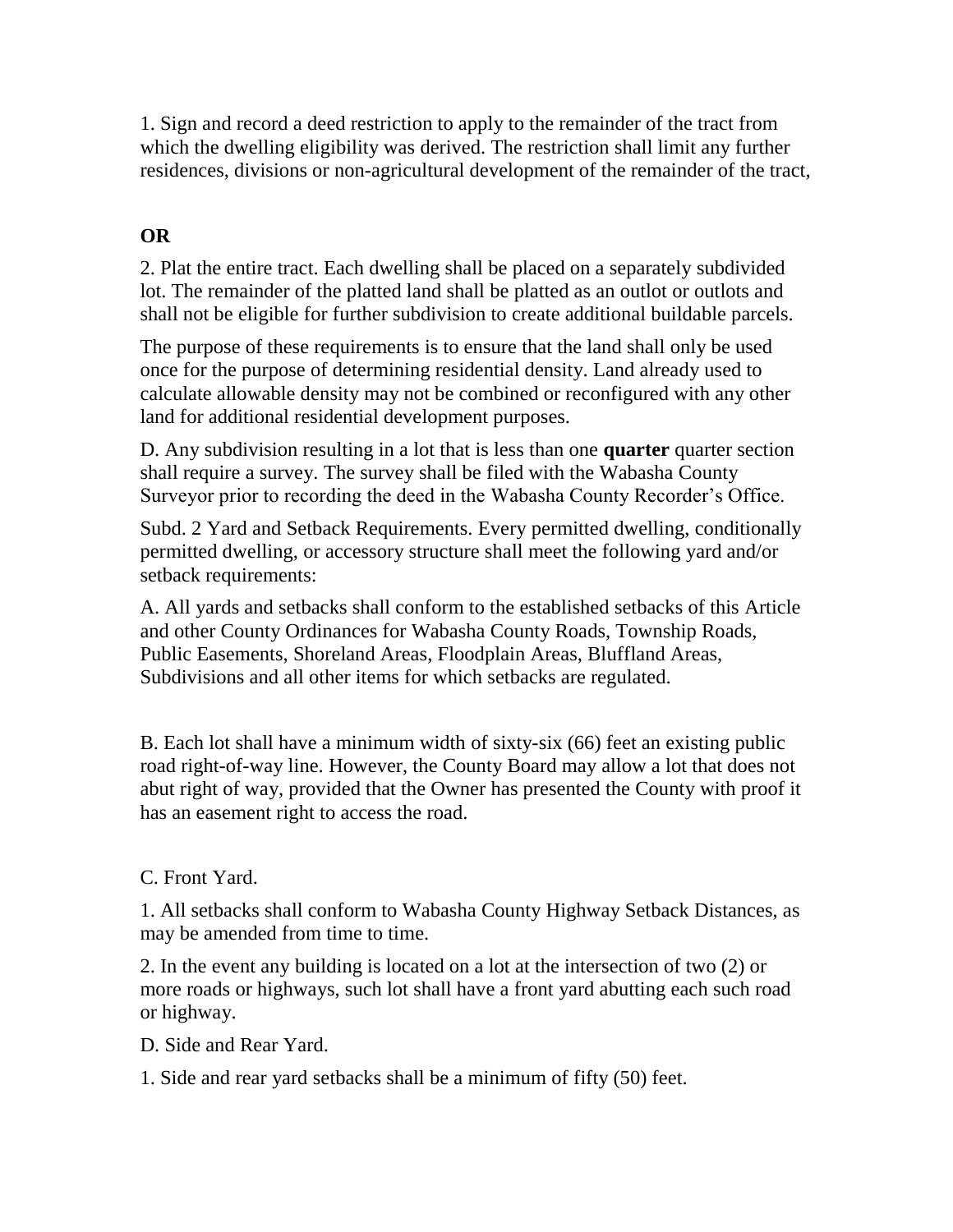1. Sign and record a deed restriction to apply to the remainder of the tract from which the dwelling eligibility was derived. The restriction shall limit any further residences, divisions or non-agricultural development of the remainder of the tract,

**OR**

2. Plat the entire tract. Each dwelling shall be placed on a separately subdivided lot. The remainder of the platted land shall be platted as an outlot or outlots and shall not be eligible for further subdivision to create additional buildable parcels.

The purpose of these requirements is to ensure that the land shall only be used once for the purpose of determining residential density. Land already used to calculate allowable density may not be combined or reconfigured with any other land for additional residential development purposes.

D. Any subdivision resulting in a lot that is less than one **quarter** quarter section shall require a survey. The survey shall be filed with the Wabasha County Surveyor prior to recording the deed in the Wabasha County Recorder's Office.

Subd. 2 Yard and Setback Requirements. Every permitted dwelling, conditionally permitted dwelling, or accessory structure shall meet the following yard and/or setback requirements:

A. All yards and setbacks shall conform to the established setbacks of this Article and other County Ordinances for Wabasha County Roads, Township Roads, Public Easements, Shoreland Areas, Floodplain Areas, Bluffland Areas, Subdivisions and all other items for which setbacks are regulated.

B. Each lot shall have a minimum width of sixty-six (66) feet an existing public road right-of-way line. However, the County Board may allow a lot that does not abut right of way, provided that the Owner has presented the County with proof it has an easement right to access the road.

C. Front Yard.

1. All setbacks shall conform to Wabasha County Highway Setback Distances, as may be amended from time to time.

2. In the event any building is located on a lot at the intersection of two (2) or more roads or highways, such lot shall have a front yard abutting each such road or highway.

D. Side and Rear Yard.

1. Side and rear yard setbacks shall be a minimum of fifty (50) feet.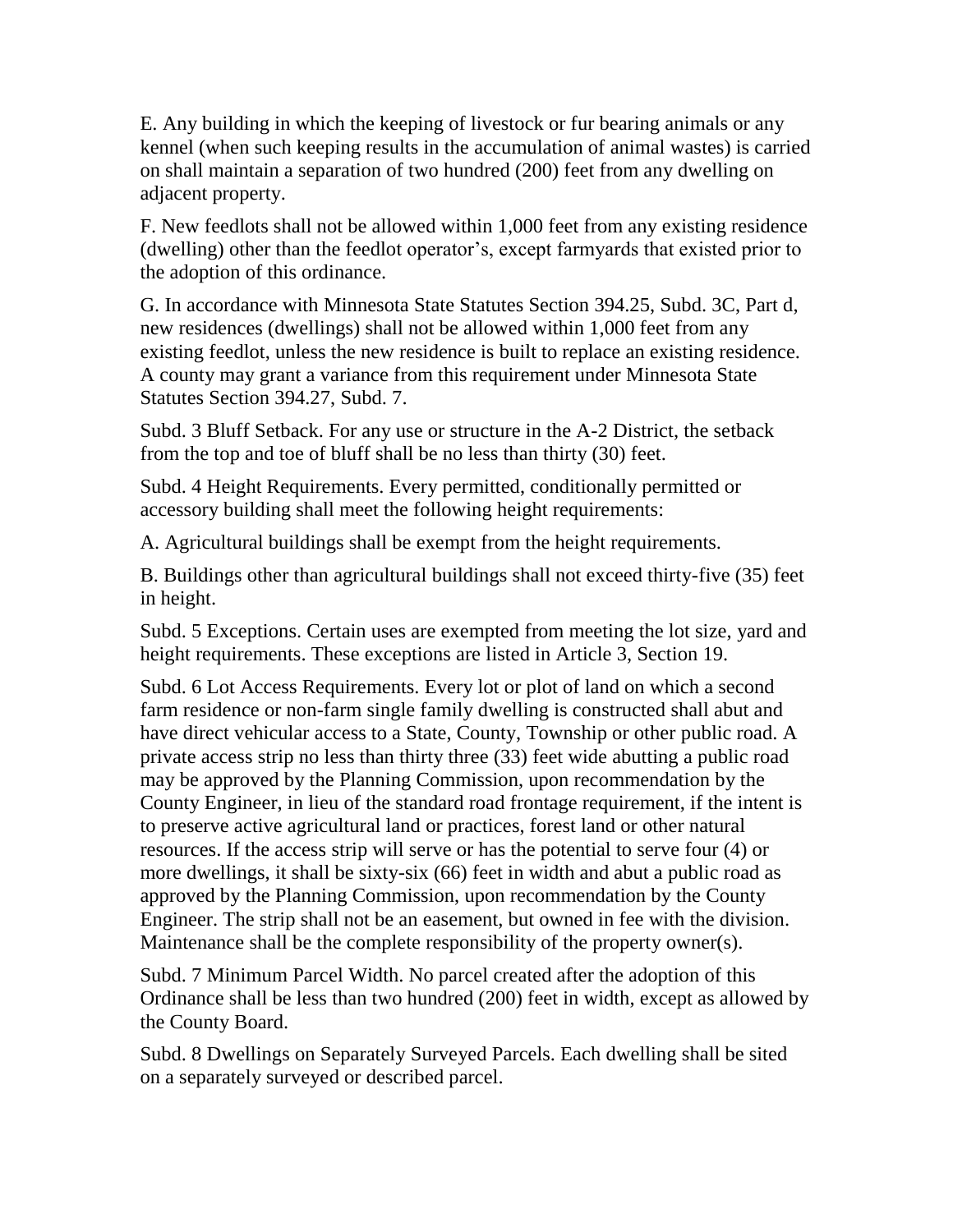E. Any building in which the keeping of livestock or fur bearing animals or any kennel (when such keeping results in the accumulation of animal wastes) is carried on shall maintain a separation of two hundred (200) feet from any dwelling on adjacent property.

F. New feedlots shall not be allowed within 1,000 feet from any existing residence (dwelling) other than the feedlot operator's, except farmyards that existed prior to the adoption of this ordinance.

G. In accordance with Minnesota State Statutes Section 394.25, Subd. 3C, Part d, new residences (dwellings) shall not be allowed within 1,000 feet from any existing feedlot, unless the new residence is built to replace an existing residence. A county may grant a variance from this requirement under Minnesota State Statutes Section 394.27, Subd. 7.

Subd. 3 Bluff Setback. For any use or structure in the A-2 District, the setback from the top and toe of bluff shall be no less than thirty (30) feet.

Subd. 4 Height Requirements. Every permitted, conditionally permitted or accessory building shall meet the following height requirements:

A. Agricultural buildings shall be exempt from the height requirements.

B. Buildings other than agricultural buildings shall not exceed thirty-five (35) feet in height.

Subd. 5 Exceptions. Certain uses are exempted from meeting the lot size, yard and height requirements. These exceptions are listed in Article 3, Section 19.

Subd. 6 Lot Access Requirements. Every lot or plot of land on which a second farm residence or non-farm single family dwelling is constructed shall abut and have direct vehicular access to a State, County, Township or other public road. A private access strip no less than thirty three (33) feet wide abutting a public road may be approved by the Planning Commission, upon recommendation by the County Engineer, in lieu of the standard road frontage requirement, if the intent is to preserve active agricultural land or practices, forest land or other natural resources. If the access strip will serve or has the potential to serve four (4) or more dwellings, it shall be sixty-six (66) feet in width and abut a public road as approved by the Planning Commission, upon recommendation by the County Engineer. The strip shall not be an easement, but owned in fee with the division. Maintenance shall be the complete responsibility of the property owner(s).

Subd. 7 Minimum Parcel Width. No parcel created after the adoption of this Ordinance shall be less than two hundred (200) feet in width, except as allowed by the County Board.

Subd. 8 Dwellings on Separately Surveyed Parcels. Each dwelling shall be sited on a separately surveyed or described parcel.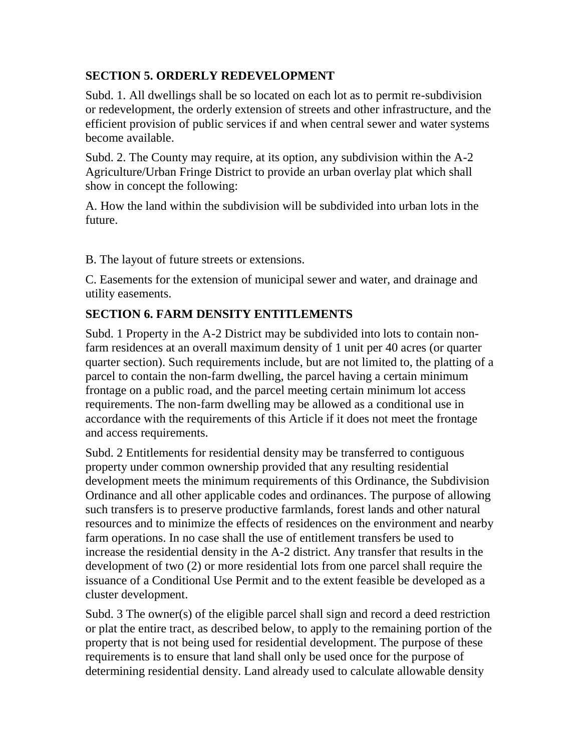## SECTION 5. ORDERLY REDEVELOPMENT

Subd. 1. All dwellings shall be so located on each lot as to permit re-subdivision or redevelopment, the orderly extension of streets and other infrastructure, and the efficient provision of public services if and when central sewer and water systems become available.

Subd. 2. The County may require, at its option, any subdivision within the A-2 Agriculture/Urban Fringe District to provide an urban overlay plat which shall show in concept the following:

A. How the land within the subdivision will be subdivided into urban lots in the future.

B. The layout of future streets or extensions.

C. Easements for the extension of municipal sewer and water, and drainage and utility easements.

## SECTION 6. FARM DENSITY ENTITLEMENTS

Subd. 1 Property in the A-2 District may be subdivided into lots to contain non-farm residences at an overall maximum density of 1 unit per 40 acres (or quarter quarter section). Such requirements include, but are not limited to, the platting of a parcel to contain the non-farm dwelling, the parcel having a certain minimum frontage on a public road, and the parcel meeting certain minimum lot access requirements. The non-farm dwelling may be allowed as a conditional use in accordance with the requirements of this Article if it does not meet the frontage and access requirements.

Subd. 2 Entitlements for residential density may be transferred to contiguous property under common ownership provided that any resulting residential development meets the minimum requirements of this Ordinance, the Subdivision Ordinance and all other applicable codes and ordinances. The purpose of allowing such transfers is to preserve productive farmlands, forest lands and other natural resources and to minimize the effects of residences on the environment and nearby farm operations. In no case shall the use of entitlement transfers be used to increase the residential density in the A-2 district. Any transfer that results in the development of two (2) or more residential lots from one parcel shall require the issuance of a Conditional Use Permit and to the extent feasible be developed as a cluster development.

Subd. 3 The owner(s) of the eligible parcel shall sign and record a deed restriction or plat the entire tract, as described below, to apply to the remaining portion of the property that is not being used for residential development. The purpose of these requirements is to ensure that land shall only be used once for the purpose of determining residential density. Land already used to calculate allowable density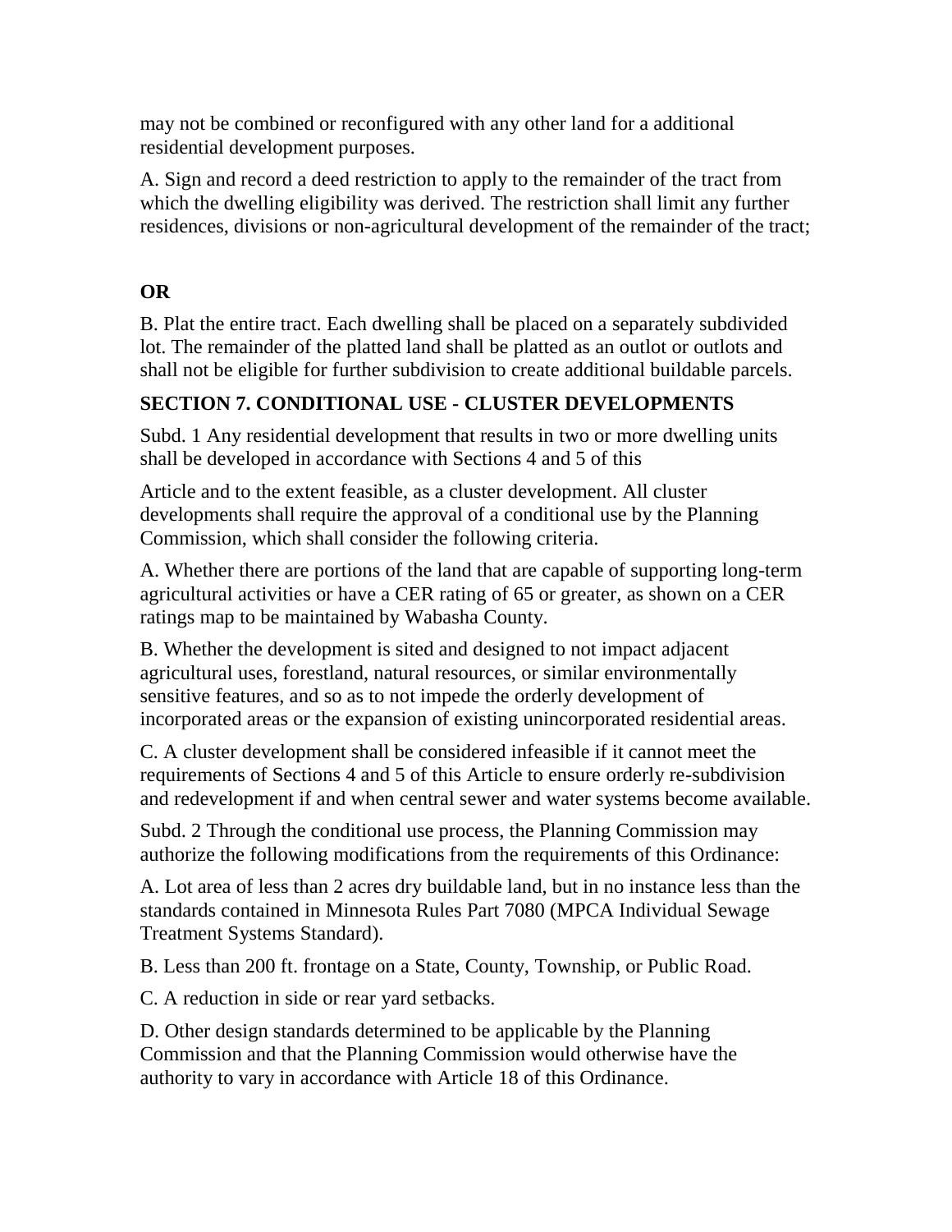may not be combined or reconfigured with any other land for a additional residential development purposes.

A. Sign and record a deed restriction to apply to the remainder of the tract from which the dwelling eligibility was derived. The restriction shall limit any further residences, divisions or non-agricultural development of the remainder of the tract;

**OR**

B. Plat the entire tract. Each dwelling shall be placed on a separately subdivided lot. The remainder of the platted land shall be platted as an outlot or outlots and shall not be eligible for further subdivision to create additional buildable parcels.

## SECTION 7. CONDITIONAL USE - CLUSTER DEVELOPMENTS

Subd. 1 Any residential development that results in two or more dwelling units shall be developed in accordance with Sections 4 and 5 of this

Article and to the extent feasible, as a cluster development. All cluster developments shall require the approval of a conditional use by the Planning Commission, which shall consider the following criteria.

A. Whether there are portions of the land that are capable of supporting long-term agricultural activities or have a CER rating of 65 or greater, as shown on a CER ratings map to be maintained by Wabasha County.

B. Whether the development is sited and designed to not impact adjacent agricultural uses, forestland, natural resources, or similar environmentally sensitive features, and so as to not impede the orderly development of incorporated areas or the expansion of existing unincorporated residential areas.

C. A cluster development shall be considered infeasible if it cannot meet the requirements of Sections 4 and 5 of this Article to ensure orderly re-subdivision and redevelopment if and when central sewer and water systems become available.

Subd. 2 Through the conditional use process, the Planning Commission may authorize the following modifications from the requirements of this Ordinance:

A. Lot area of less than 2 acres dry buildable land, but in no instance less than the standards contained in Minnesota Rules Part 7080 (MPCA Individual Sewage Treatment Systems Standard).

B. Less than 200 ft. frontage on a State, County, Township, or Public Road.

C. A reduction in side or rear yard setbacks.

D. Other design standards determined to be applicable by the Planning Commission and that the Planning Commission would otherwise have the authority to vary in accordance with Article 18 of this Ordinance.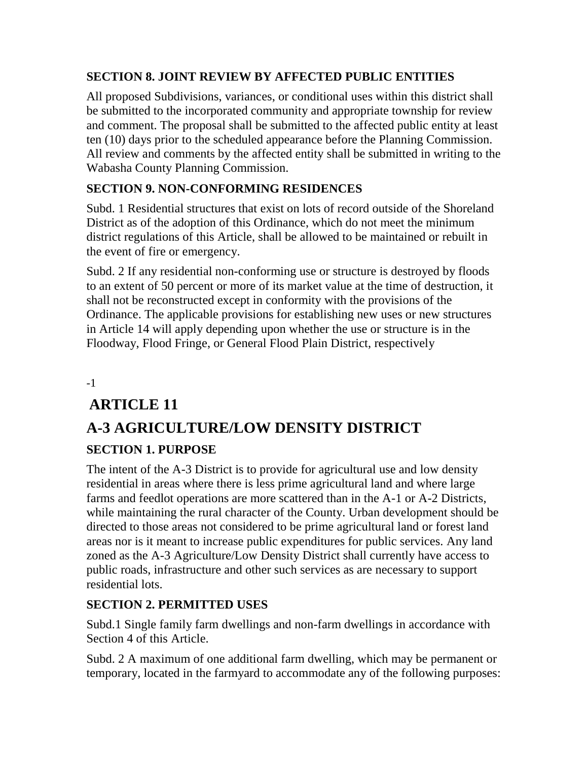### SECTION 8. JOINT REVIEW BY AFFECTED PUBLIC ENTITIES

All proposed Subdivisions, variances, or conditional uses within this district shall be submitted to the incorporated community and appropriate township for review and comment. The proposal shall be submitted to the affected public entity at least ten (10) days prior to the scheduled appearance before the Planning Commission. All review and comments by the affected entity shall be submitted in writing to the Wabasha County Planning Commission.

### SECTION 9. NON-CONFORMING RESIDENCES

Subd. 1 Residential structures that exist on lots of record outside of the Shoreland District as of the adoption of this Ordinance, which do not meet the minimum district regulations of this Article, shall be allowed to be maintained or rebuilt in the event of fire or emergency.

Subd. 2 If any residential non-conforming use or structure is destroyed by floods to an extent of 50 percent or more of its market value at the time of destruction, it shall not be reconstructed except in conformity with the provisions of the Ordinance. The applicable provisions for establishing new uses or new structures in Article 14 will apply depending upon whether the use or structure is in the Floodway, Flood Fringe, or General Flood Plain District, respectively

-1

## ARTICLE 11

## A-3 AGRICULTURE/LOW DENSITY DISTRICT

### SECTION 1. PURPOSE

The intent of the A-3 District is to provide for agricultural use and low density residential in areas where there is less prime agricultural land and where large farms and feedlot operations are more scattered than in the A-1 or A-2 Districts, while maintaining the rural character of the County. Urban development should be directed to those areas not considered to be prime agricultural land or forest land areas nor is it meant to increase public expenditures for public services. Any land zoned as the A-3 Agriculture/Low Density District shall currently have access to public roads, infrastructure and other such services as are necessary to support residential lots.

### SECTION 2. PERMITTED USES

Subd.1 Single family farm dwellings and non-farm dwellings in accordance with Section 4 of this Article.

Subd. 2 A maximum of one additional farm dwelling, which may be permanent or temporary, located in the farmyard to accommodate any of the following purposes: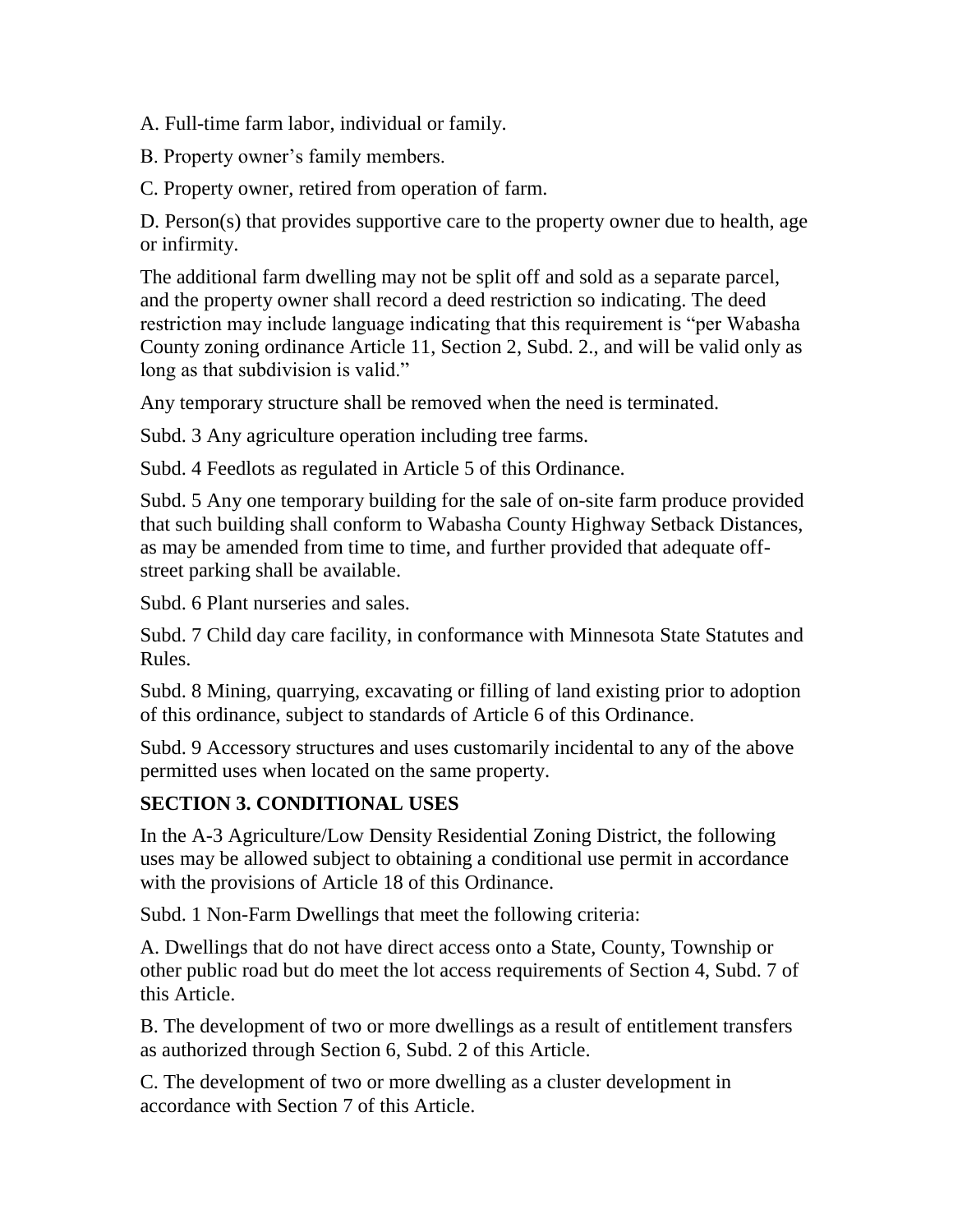A. Full-time farm labor, individual or family.

B. Property owner's family members.

C. Property owner, retired from operation of farm.

D. Person(s) that provides supportive care to the property owner due to health, age or infirmity.

The additional farm dwelling may not be split off and sold as a separate parcel, and the property owner shall record a deed restriction so indicating. The deed restriction may include language indicating that this requirement is "per Wabasha County zoning ordinance Article 11, Section 2, Subd. 2., and will be valid only as long as that subdivision is valid."

Any temporary structure shall be removed when the need is terminated.

Subd. 3 Any agriculture operation including tree farms.

Subd. 4 Feedlots as regulated in Article 5 of this Ordinance.

Subd. 5 Any one temporary building for the sale of on-site farm produce provided that such building shall conform to Wabasha County Highway Setback Distances, as may be amended from time to time, and further provided that adequate off-street parking shall be available.

Subd. 6 Plant nurseries and sales.

Subd. 7 Child day care facility, in conformance with Minnesota State Statutes and Rules.

Subd. 8 Mining, quarrying, excavating or filling of land existing prior to adoption of this ordinance, subject to standards of Article 6 of this Ordinance.

Subd. 9 Accessory structures and uses customarily incidental to any of the above permitted uses when located on the same property.

## SECTION 3. CONDITIONAL USES

In the A-3 Agriculture/Low Density Residential Zoning District, the following uses may be allowed subject to obtaining a conditional use permit in accordance with the provisions of Article 18 of this Ordinance.

Subd. 1 Non-Farm Dwellings that meet the following criteria:

A. Dwellings that do not have direct access onto a State, County, Township or other public road but do meet the lot access requirements of Section 4, Subd. 7 of this Article.

B. The development of two or more dwellings as a result of entitlement transfers as authorized through Section 6, Subd. 2 of this Article.

C. The development of two or more dwelling as a cluster development in accordance with Section 7 of this Article.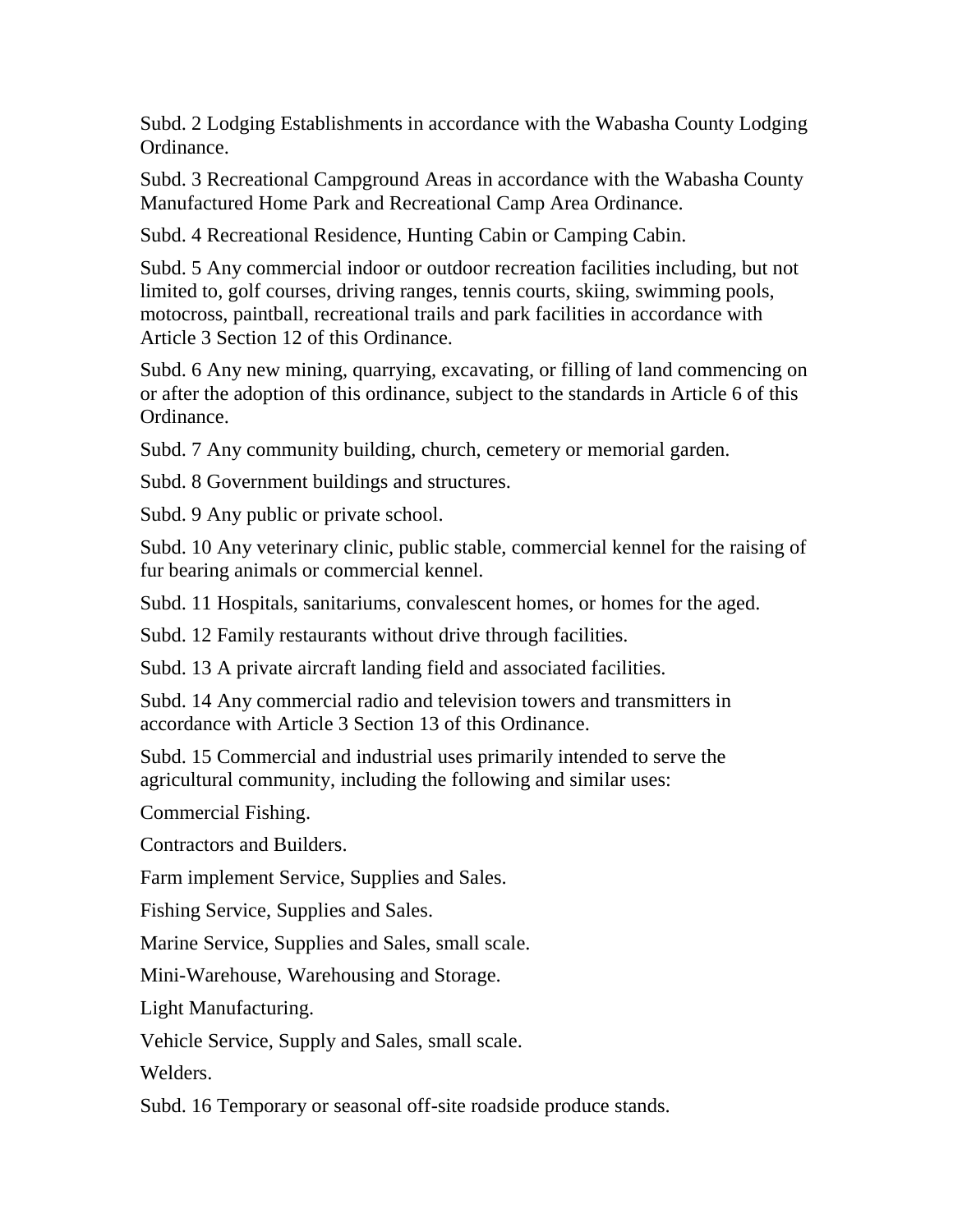Subd. 2 Lodging Establishments in accordance with the Wabasha County Lodging Ordinance.

Subd. 3 Recreational Campground Areas in accordance with the Wabasha County Manufactured Home Park and Recreational Camp Area Ordinance.

Subd. 4 Recreational Residence, Hunting Cabin or Camping Cabin.

Subd. 5 Any commercial indoor or outdoor recreation facilities including, but not limited to, golf courses, driving ranges, tennis courts, skiing, swimming pools, motocross, paintball, recreational trails and park facilities in accordance with Article 3 Section 12 of this Ordinance.

Subd. 6 Any new mining, quarrying, excavating, or filling of land commencing on or after the adoption of this ordinance, subject to the standards in Article 6 of this Ordinance.

Subd. 7 Any community building, church, cemetery or memorial garden.

Subd. 8 Government buildings and structures.

Subd. 9 Any public or private school.

Subd. 10 Any veterinary clinic, public stable, commercial kennel for the raising of fur bearing animals or commercial kennel.

Subd. 11 Hospitals, sanitariums, convalescent homes, or homes for the aged.

Subd. 12 Family restaurants without drive through facilities.

Subd. 13 A private aircraft landing field and associated facilities.

Subd. 14 Any commercial radio and television towers and transmitters in accordance with Article 3 Section 13 of this Ordinance.

Subd. 15 Commercial and industrial uses primarily intended to serve the agricultural community, including the following and similar uses:

Commercial Fishing.

Contractors and Builders.

Farm implement Service, Supplies and Sales.

Fishing Service, Supplies and Sales.

Marine Service, Supplies and Sales, small scale.

Mini-Warehouse, Warehousing and Storage.

Light Manufacturing.

Vehicle Service, Supply and Sales, small scale.

Welders.

Subd. 16 Temporary or seasonal off-site roadside produce stands.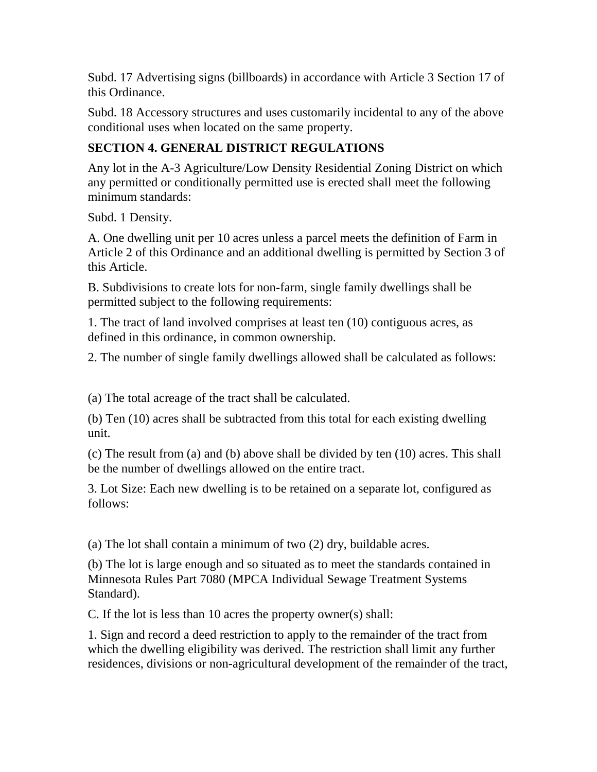Subd. 17 Advertising signs (billboards) in accordance with Article 3 Section 17 of this Ordinance.

Subd. 18 Accessory structures and uses customarily incidental to any of the above conditional uses when located on the same property.

**SECTION 4. GENERAL DISTRICT REGULATIONS**

Any lot in the A-3 Agriculture/Low Density Residential Zoning District on which any permitted or conditionally permitted use is erected shall meet the following minimum standards:

Subd. 1 Density.

A. One dwelling unit per 10 acres unless a parcel meets the definition of Farm in Article 2 of this Ordinance and an additional dwelling is permitted by Section 3 of this Article.

B. Subdivisions to create lots for non-farm, single family dwellings shall be permitted subject to the following requirements:

1. The tract of land involved comprises at least ten (10) contiguous acres, as defined in this ordinance, in common ownership.

2. The number of single family dwellings allowed shall be calculated as follows:

(a) The total acreage of the tract shall be calculated.

(b) Ten (10) acres shall be subtracted from this total for each existing dwelling unit.

(c) The result from (a) and (b) above shall be divided by ten (10) acres. This shall be the number of dwellings allowed on the entire tract.

3. Lot Size: Each new dwelling is to be retained on a separate lot, configured as follows:

(a) The lot shall contain a minimum of two (2) dry, buildable acres.

(b) The lot is large enough and so situated as to meet the standards contained in Minnesota Rules Part 7080 (MPCA Individual Sewage Treatment Systems Standard).

C. If the lot is less than 10 acres the property owner(s) shall:

1. Sign and record a deed restriction to apply to the remainder of the tract from which the dwelling eligibility was derived. The restriction shall limit any further residences, divisions or non-agricultural development of the remainder of the tract,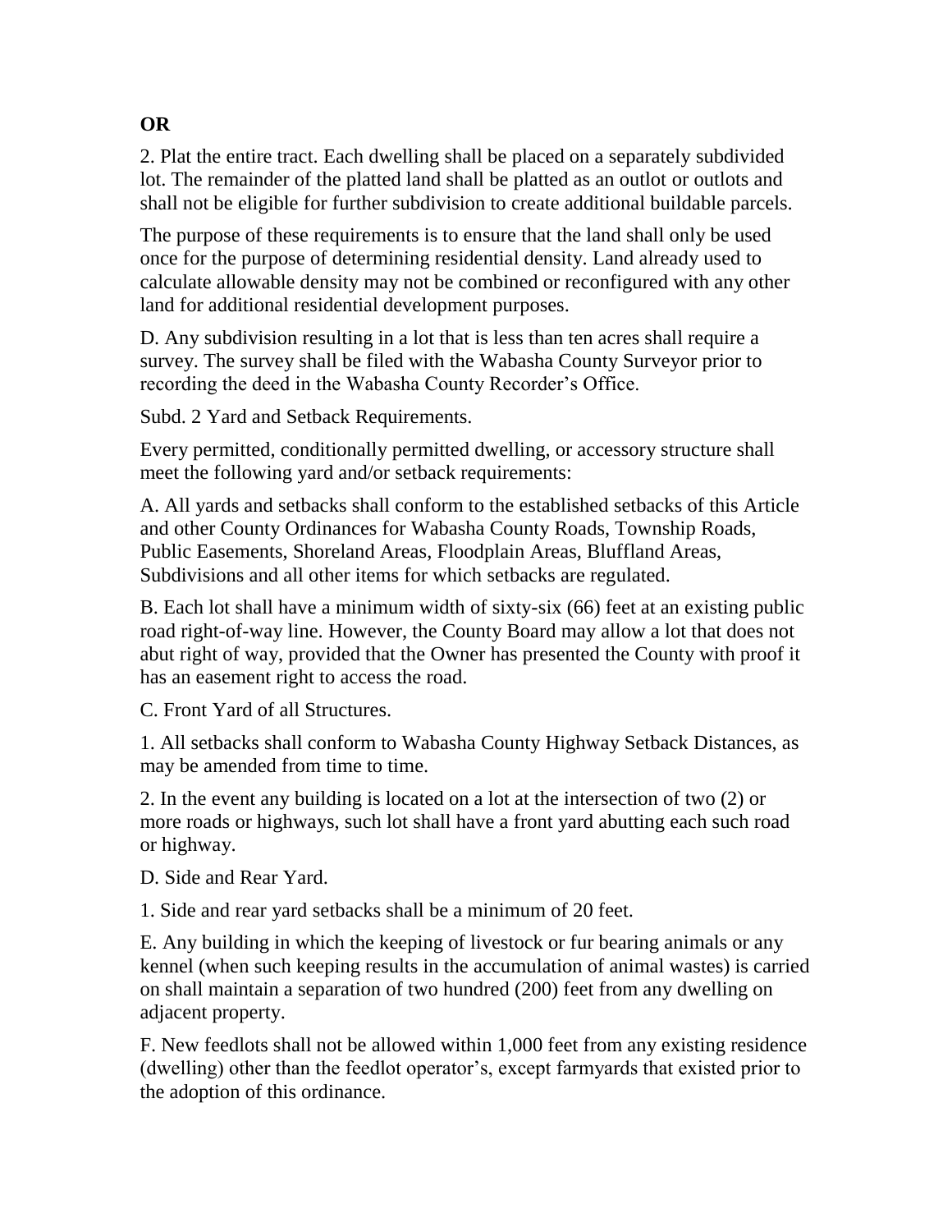**OR**

2. Plat the entire tract. Each dwelling shall be placed on a separately subdivided lot. The remainder of the platted land shall be platted as an outlot or outlots and shall not be eligible for further subdivision to create additional buildable parcels.

The purpose of these requirements is to ensure that the land shall only be used once for the purpose of determining residential density. Land already used to calculate allowable density may not be combined or reconfigured with any other land for additional residential development purposes.

D. Any subdivision resulting in a lot that is less than ten acres shall require a survey. The survey shall be filed with the Wabasha County Surveyor prior to recording the deed in the Wabasha County Recorder's Office.

Subd. 2 Yard and Setback Requirements.

Every permitted, conditionally permitted dwelling, or accessory structure shall meet the following yard and/or setback requirements:

A. All yards and setbacks shall conform to the established setbacks of this Article and other County Ordinances for Wabasha County Roads, Township Roads, Public Easements, Shoreland Areas, Floodplain Areas, Bluffland Areas, Subdivisions and all other items for which setbacks are regulated.

B. Each lot shall have a minimum width of sixty-six (66) feet at an existing public road right-of-way line. However, the County Board may allow a lot that does not abut right of way, provided that the Owner has presented the County with proof it has an easement right to access the road.

C. Front Yard of all Structures.

1. All setbacks shall conform to Wabasha County Highway Setback Distances, as may be amended from time to time.

2. In the event any building is located on a lot at the intersection of two (2) or more roads or highways, such lot shall have a front yard abutting each such road or highway.

D. Side and Rear Yard.

1. Side and rear yard setbacks shall be a minimum of 20 feet.

E. Any building in which the keeping of livestock or fur bearing animals or any kennel (when such keeping results in the accumulation of animal wastes) is carried on shall maintain a separation of two hundred (200) feet from any dwelling on adjacent property.

F. New feedlots shall not be allowed within 1,000 feet from any existing residence (dwelling) other than the feedlot operator's, except farmyards that existed prior to the adoption of this ordinance.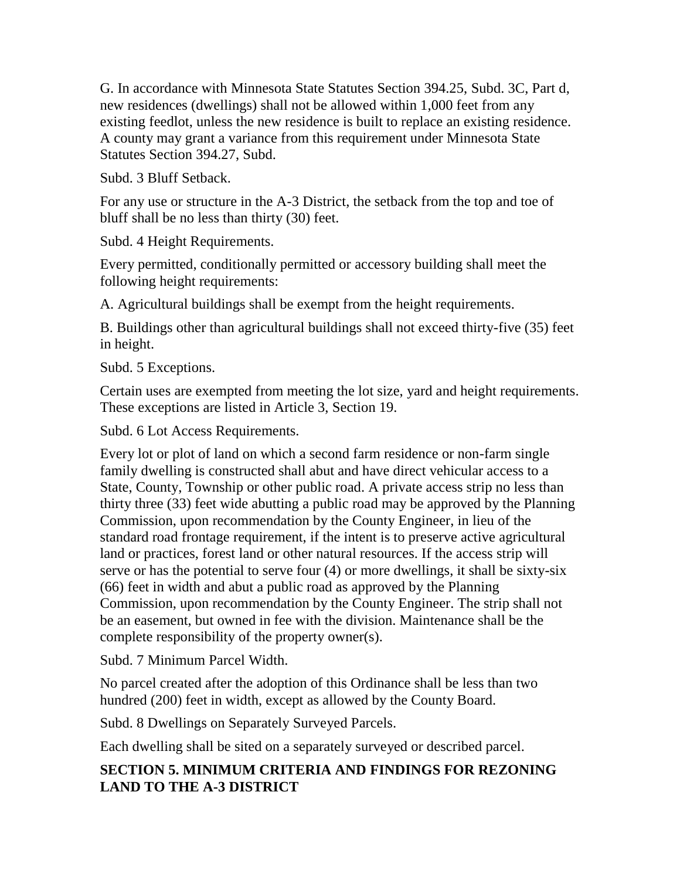G. In accordance with Minnesota State Statutes Section 394.25, Subd. 3C, Part d, new residences (dwellings) shall not be allowed within 1,000 feet from any existing feedlot, unless the new residence is built to replace an existing residence. A county may grant a variance from this requirement under Minnesota State Statutes Section 394.27, Subd.

Subd. 3 Bluff Setback.

For any use or structure in the A-3 District, the setback from the top and toe of bluff shall be no less than thirty (30) feet.

Subd. 4 Height Requirements.

Every permitted, conditionally permitted or accessory building shall meet the following height requirements:

A. Agricultural buildings shall be exempt from the height requirements.

B. Buildings other than agricultural buildings shall not exceed thirty-five (35) feet in height.

Subd. 5 Exceptions.

Certain uses are exempted from meeting the lot size, yard and height requirements. These exceptions are listed in Article 3, Section 19.

Subd. 6 Lot Access Requirements.

Every lot or plot of land on which a second farm residence or non-farm single family dwelling is constructed shall abut and have direct vehicular access to a State, County, Township or other public road. A private access strip no less than thirty three (33) feet wide abutting a public road may be approved by the Planning Commission, upon recommendation by the County Engineer, in lieu of the standard road frontage requirement, if the intent is to preserve active agricultural land or practices, forest land or other natural resources. If the access strip will serve or has the potential to serve four (4) or more dwellings, it shall be sixty-six (66) feet in width and abut a public road as approved by the Planning Commission, upon recommendation by the County Engineer. The strip shall not be an easement, but owned in fee with the division. Maintenance shall be the complete responsibility of the property owner(s).

Subd. 7 Minimum Parcel Width.

No parcel created after the adoption of this Ordinance shall be less than two hundred (200) feet in width, except as allowed by the County Board.

Subd. 8 Dwellings on Separately Surveyed Parcels.

Each dwelling shall be sited on a separately surveyed or described parcel.

## SECTION 5. MINIMUM CRITERIA AND FINDINGS FOR REZONING LAND TO THE A-3 DISTRICT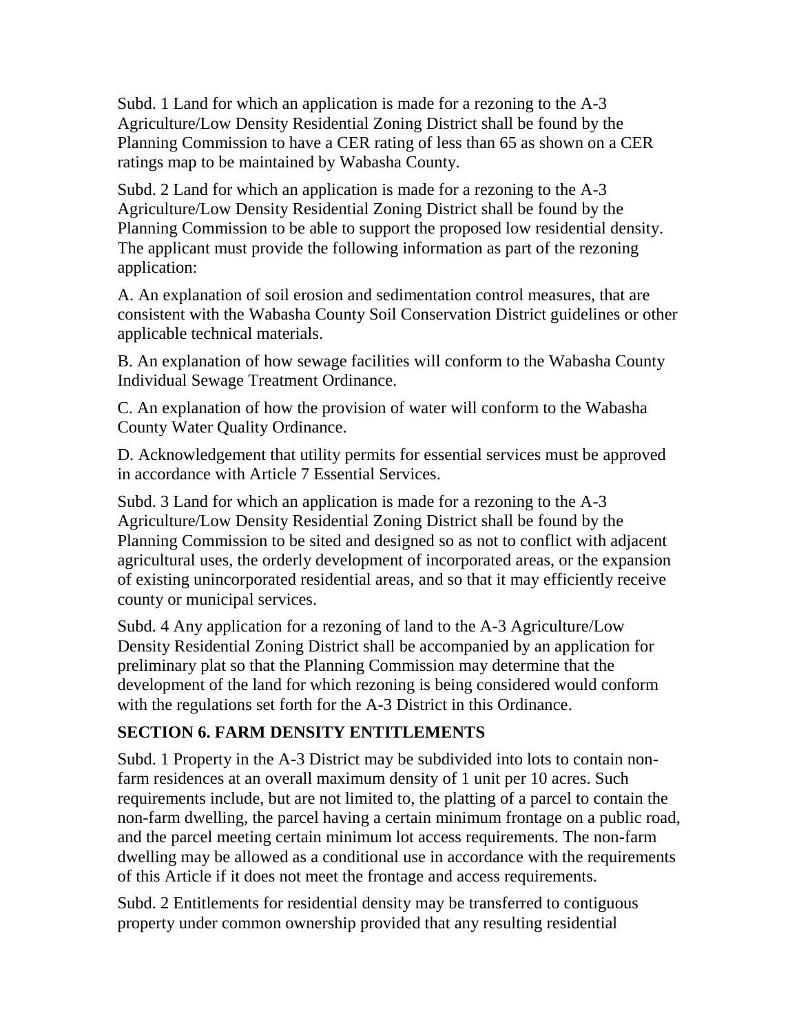Subd. 1 Land for which an application is made for a rezoning to the A-3 Agriculture/Low Density Residential Zoning District shall be found by the Planning Commission to have a CER rating of less than 65 as shown on a CER ratings map to be maintained by Wabasha County.

Subd. 2 Land for which an application is made for a rezoning to the A-3 Agriculture/Low Density Residential Zoning District shall be found by the Planning Commission to be able to support the proposed low residential density. The applicant must provide the following information as part of the rezoning application:

A. An explanation of soil erosion and sedimentation control measures, that are consistent with the Wabasha County Soil Conservation District guidelines or other applicable technical materials.

B. An explanation of how sewage facilities will conform to the Wabasha County Individual Sewage Treatment Ordinance.

C. An explanation of how the provision of water will conform to the Wabasha County Water Quality Ordinance.

D. Acknowledgement that utility permits for essential services must be approved in accordance with Article 7 Essential Services.

Subd. 3 Land for which an application is made for a rezoning to the A-3 Agriculture/Low Density Residential Zoning District shall be found by the Planning Commission to be sited and designed so as not to conflict with adjacent agricultural uses, the orderly development of incorporated areas, or the expansion of existing unincorporated residential areas, and so that it may efficiently receive county or municipal services.

Subd. 4 Any application for a rezoning of land to the A-3 Agriculture/Low Density Residential Zoning District shall be accompanied by an application for preliminary plat so that the Planning Commission may determine that the development of the land for which rezoning is being considered would conform with the regulations set forth for the A-3 District in this Ordinance.

## SECTION 6. FARM DENSITY ENTITLEMENTS

Subd. 1 Property in the A-3 District may be subdivided into lots to contain non-farm residences at an overall maximum density of 1 unit per 10 acres. Such requirements include, but are not limited to, the platting of a parcel to contain the non-farm dwelling, the parcel having a certain minimum frontage on a public road, and the parcel meeting certain minimum lot access requirements. The non-farm dwelling may be allowed as a conditional use in accordance with the requirements of this Article if it does not meet the frontage and access requirements.

Subd. 2 Entitlements for residential density may be transferred to contiguous property under common ownership provided that any resulting residential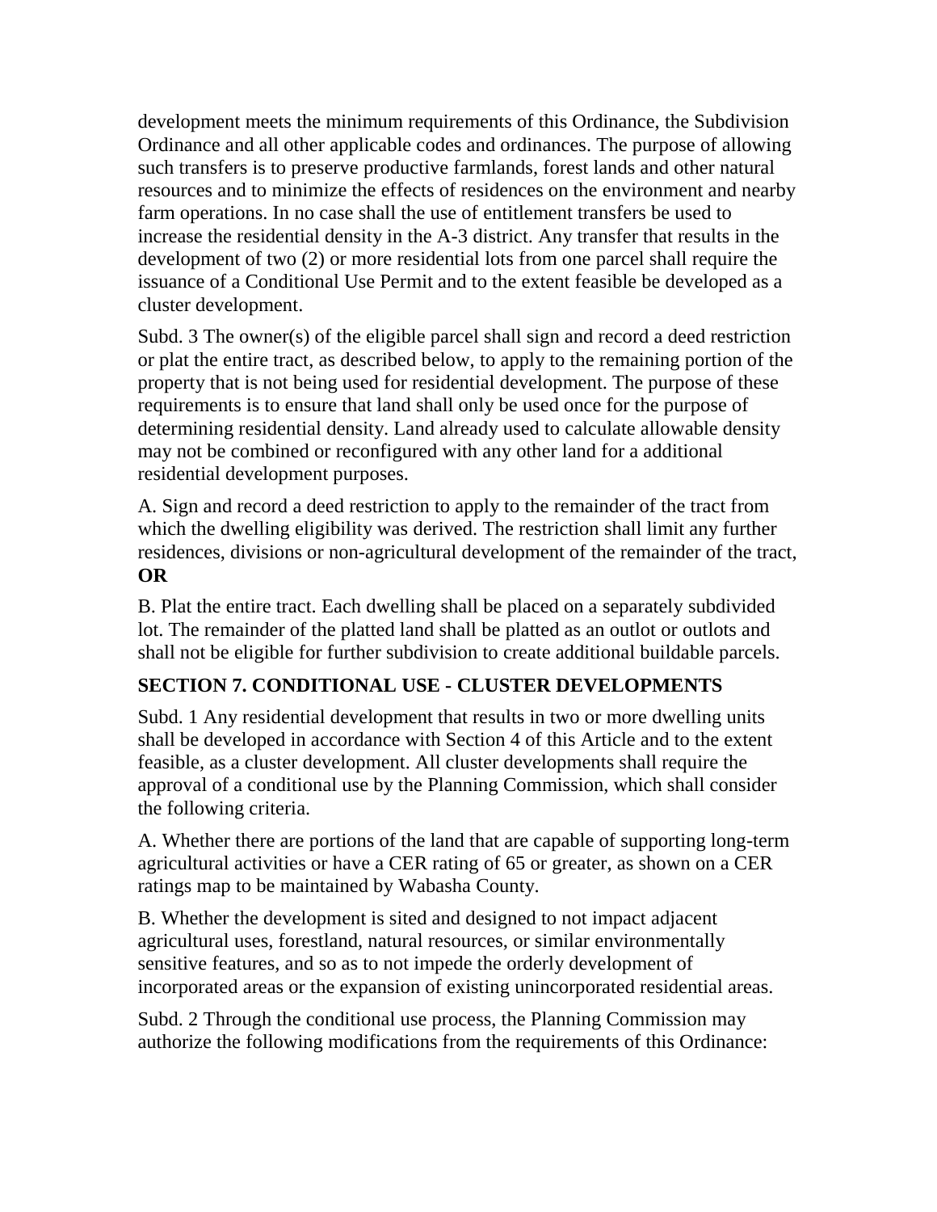development meets the minimum requirements of this Ordinance, the Subdivision Ordinance and all other applicable codes and ordinances. The purpose of allowing such transfers is to preserve productive farmlands, forest lands and other natural resources and to minimize the effects of residences on the environment and nearby farm operations. In no case shall the use of entitlement transfers be used to increase the residential density in the A-3 district. Any transfer that results in the development of two (2) or more residential lots from one parcel shall require the issuance of a Conditional Use Permit and to the extent feasible be developed as a cluster development.

Subd. 3 The owner(s) of the eligible parcel shall sign and record a deed restriction or plat the entire tract, as described below, to apply to the remaining portion of the property that is not being used for residential development. The purpose of these requirements is to ensure that land shall only be used once for the purpose of determining residential density. Land already used to calculate allowable density may not be combined or reconfigured with any other land for a additional residential development purposes.

A. Sign and record a deed restriction to apply to the remainder of the tract from which the dwelling eligibility was derived. The restriction shall limit any further residences, divisions or non-agricultural development of the remainder of the tract, **OR**

B. Plat the entire tract. Each dwelling shall be placed on a separately subdivided lot. The remainder of the platted land shall be platted as an outlot or outlots and shall not be eligible for further subdivision to create additional buildable parcels.

## SECTION 7. CONDITIONAL USE - CLUSTER DEVELOPMENTS

Subd. 1 Any residential development that results in two or more dwelling units shall be developed in accordance with Section 4 of this Article and to the extent feasible, as a cluster development. All cluster developments shall require the approval of a conditional use by the Planning Commission, which shall consider the following criteria.

A. Whether there are portions of the land that are capable of supporting long-term agricultural activities or have a CER rating of 65 or greater, as shown on a CER ratings map to be maintained by Wabasha County.

B. Whether the development is sited and designed to not impact adjacent agricultural uses, forestland, natural resources, or similar environmentally sensitive features, and so as to not impede the orderly development of incorporated areas or the expansion of existing unincorporated residential areas.

Subd. 2 Through the conditional use process, the Planning Commission may authorize the following modifications from the requirements of this Ordinance: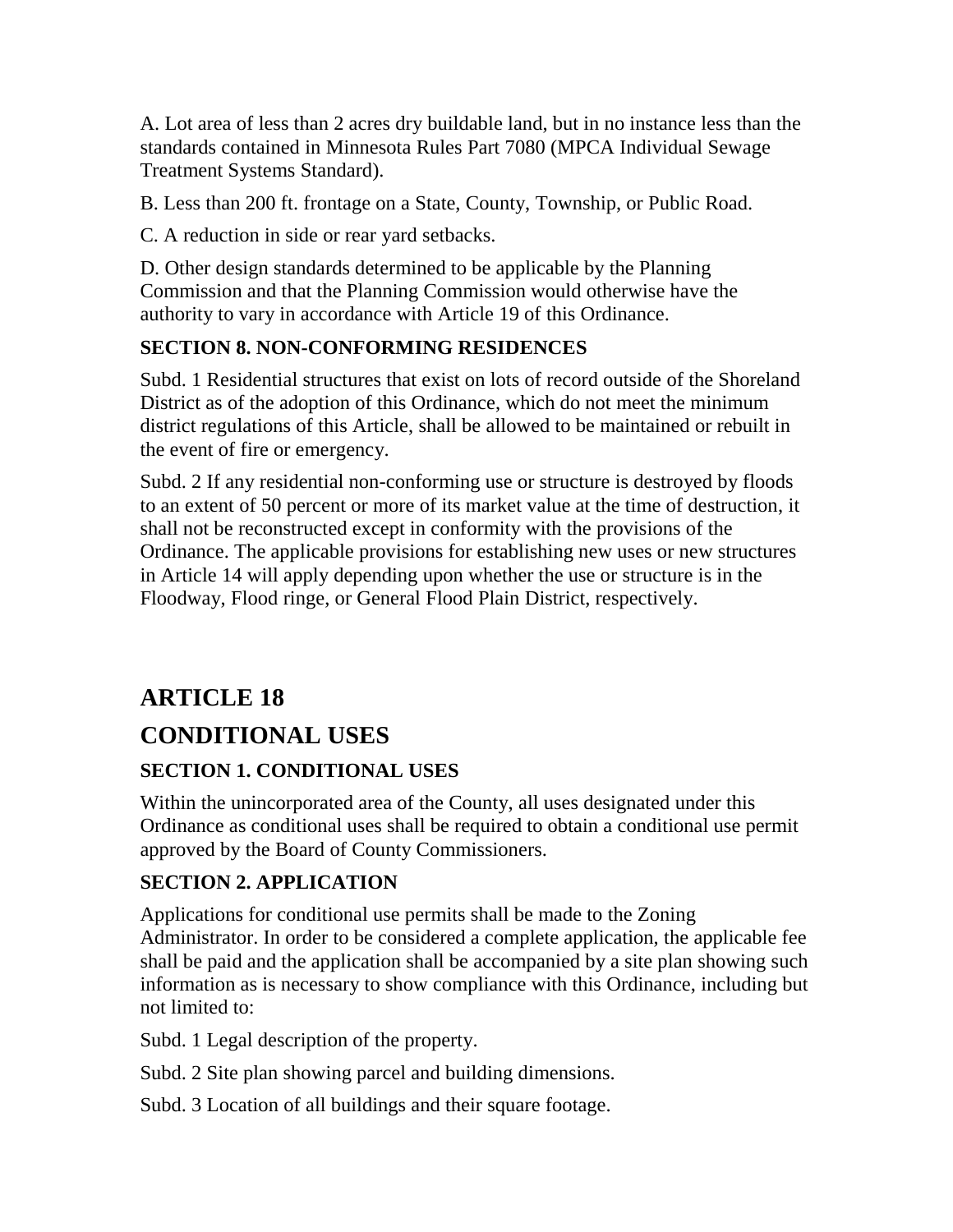A. Lot area of less than 2 acres dry buildable land, but in no instance less than the standards contained in Minnesota Rules Part 7080 (MPCA Individual Sewage Treatment Systems Standard).

B. Less than 200 ft. frontage on a State, County, Township, or Public Road.

C. A reduction in side or rear yard setbacks.

D. Other design standards determined to be applicable by the Planning Commission and that the Planning Commission would otherwise have the authority to vary in accordance with Article 19 of this Ordinance.

### SECTION 8. NON-CONFORMING RESIDENCES

Subd. 1 Residential structures that exist on lots of record outside of the Shoreland District as of the adoption of this Ordinance, which do not meet the minimum district regulations of this Article, shall be allowed to be maintained or rebuilt in the event of fire or emergency.

Subd. 2 If any residential non-conforming use or structure is destroyed by floods to an extent of 50 percent or more of its market value at the time of destruction, it shall not be reconstructed except in conformity with the provisions of the Ordinance. The applicable provisions for establishing new uses or new structures in Article 14 will apply depending upon whether the use or structure is in the Floodway, Flood ringe, or General Flood Plain District, respectively.

## ARTICLE 18

## CONDITIONAL USES

### SECTION 1. CONDITIONAL USES

Within the unincorporated area of the County, all uses designated under this Ordinance as conditional uses shall be required to obtain a conditional use permit approved by the Board of County Commissioners.

### SECTION 2. APPLICATION

Applications for conditional use permits shall be made to the Zoning Administrator. In order to be considered a complete application, the applicable fee shall be paid and the application shall be accompanied by a site plan showing such information as is necessary to show compliance with this Ordinance, including but not limited to:

Subd. 1 Legal description of the property.

Subd. 2 Site plan showing parcel and building dimensions.

Subd. 3 Location of all buildings and their square footage.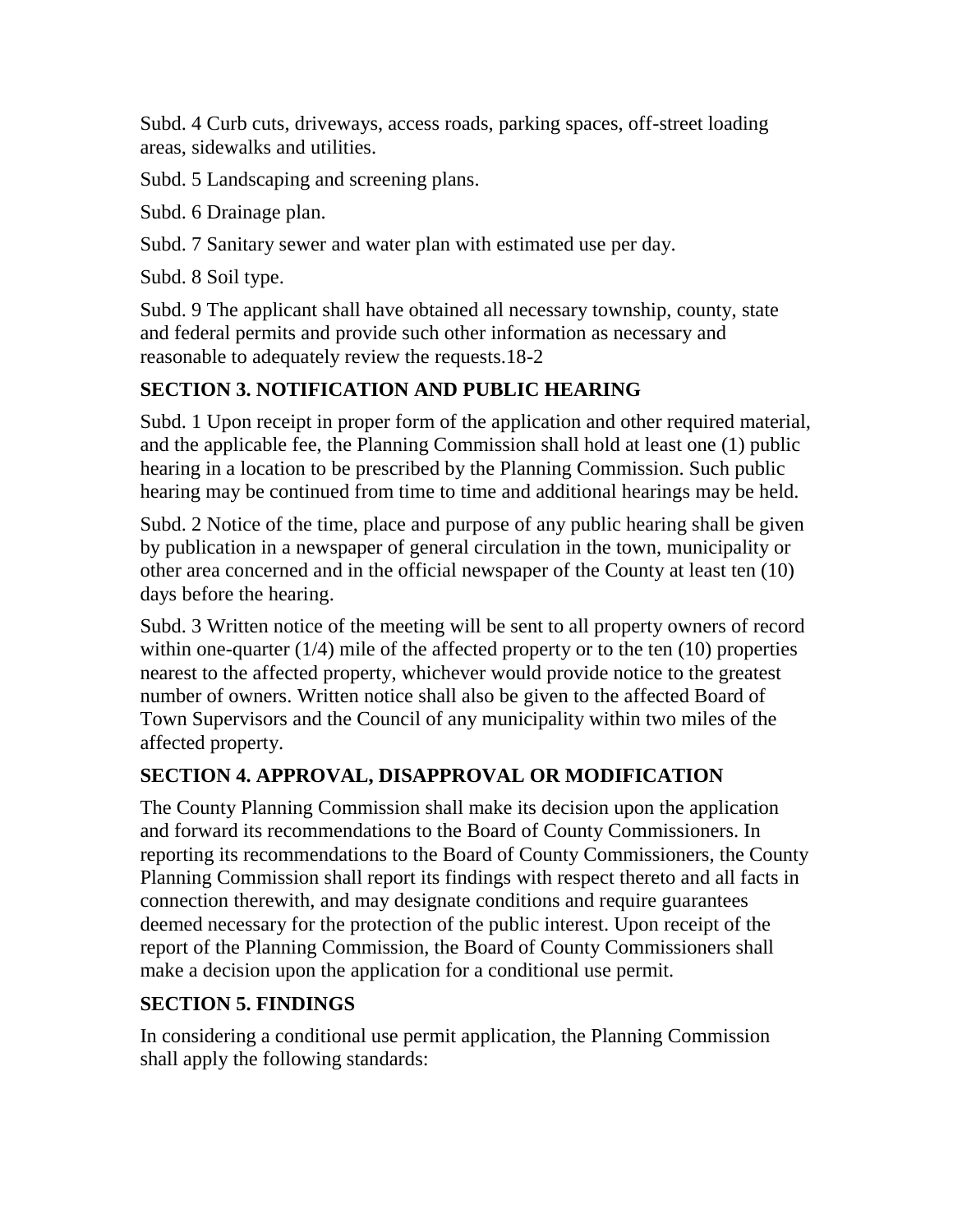Subd. 4 Curb cuts, driveways, access roads, parking spaces, off-street loading areas, sidewalks and utilities.

Subd. 5 Landscaping and screening plans.

Subd. 6 Drainage plan.

Subd. 7 Sanitary sewer and water plan with estimated use per day.

Subd. 8 Soil type.

Subd. 9 The applicant shall have obtained all necessary township, county, state and federal permits and provide such other information as necessary and reasonable to adequately review the requests.18-2

## SECTION 3. NOTIFICATION AND PUBLIC HEARING

Subd. 1 Upon receipt in proper form of the application and other required material, and the applicable fee, the Planning Commission shall hold at least one (1) public hearing in a location to be prescribed by the Planning Commission. Such public hearing may be continued from time to time and additional hearings may be held.

Subd. 2 Notice of the time, place and purpose of any public hearing shall be given by publication in a newspaper of general circulation in the town, municipality or other area concerned and in the official newspaper of the County at least ten (10) days before the hearing.

Subd. 3 Written notice of the meeting will be sent to all property owners of record within one-quarter (1/4) mile of the affected property or to the ten (10) properties nearest to the affected property, whichever would provide notice to the greatest number of owners. Written notice shall also be given to the affected Board of Town Supervisors and the Council of any municipality within two miles of the affected property.

## SECTION 4. APPROVAL, DISAPPROVAL OR MODIFICATION

The County Planning Commission shall make its decision upon the application and forward its recommendations to the Board of County Commissioners. In reporting its recommendations to the Board of County Commissioners, the County Planning Commission shall report its findings with respect thereto and all facts in connection therewith, and may designate conditions and require guarantees deemed necessary for the protection of the public interest. Upon receipt of the report of the Planning Commission, the Board of County Commissioners shall make a decision upon the application for a conditional use permit.

## SECTION 5. FINDINGS

In considering a conditional use permit application, the Planning Commission shall apply the following standards: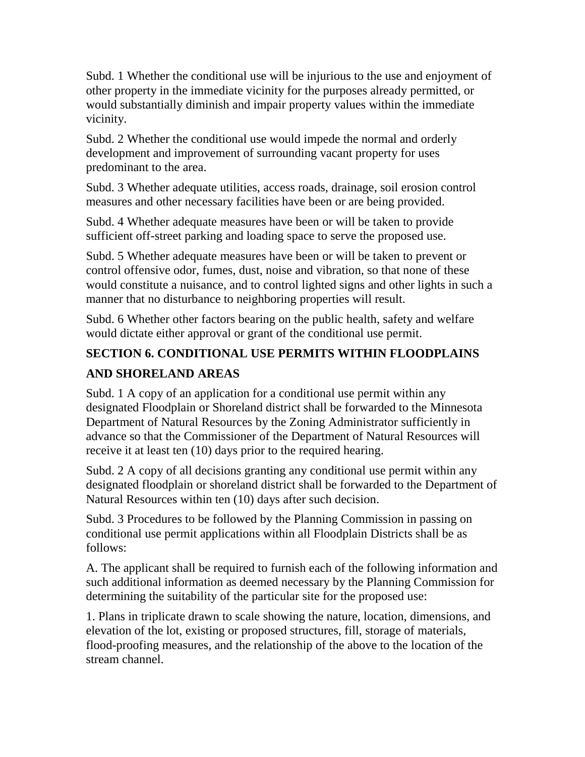Subd. 1 Whether the conditional use will be injurious to the use and enjoyment of other property in the immediate vicinity for the purposes already permitted, or would substantially diminish and impair property values within the immediate vicinity.

Subd. 2 Whether the conditional use would impede the normal and orderly development and improvement of surrounding vacant property for uses predominant to the area.

Subd. 3 Whether adequate utilities, access roads, drainage, soil erosion control measures and other necessary facilities have been or are being provided.

Subd. 4 Whether adequate measures have been or will be taken to provide sufficient off-street parking and loading space to serve the proposed use.

Subd. 5 Whether adequate measures have been or will be taken to prevent or control offensive odor, fumes, dust, noise and vibration, so that none of these would constitute a nuisance, and to control lighted signs and other lights in such a manner that no disturbance to neighboring properties will result.

Subd. 6 Whether other factors bearing on the public health, safety and welfare would dictate either approval or grant of the conditional use permit.

## SECTION 6. CONDITIONAL USE PERMITS WITHIN FLOODPLAINS AND SHORELAND AREAS

Subd. 1 A copy of an application for a conditional use permit within any designated Floodplain or Shoreland district shall be forwarded to the Minnesota Department of Natural Resources by the Zoning Administrator sufficiently in advance so that the Commissioner of the Department of Natural Resources will receive it at least ten (10) days prior to the required hearing.

Subd. 2 A copy of all decisions granting any conditional use permit within any designated floodplain or shoreland district shall be forwarded to the Department of Natural Resources within ten (10) days after such decision.

Subd. 3 Procedures to be followed by the Planning Commission in passing on conditional use permit applications within all Floodplain Districts shall be as follows:

A. The applicant shall be required to furnish each of the following information and such additional information as deemed necessary by the Planning Commission for determining the suitability of the particular site for the proposed use:

1. Plans in triplicate drawn to scale showing the nature, location, dimensions, and elevation of the lot, existing or proposed structures, fill, storage of materials, flood-proofing measures, and the relationship of the above to the location of the stream channel.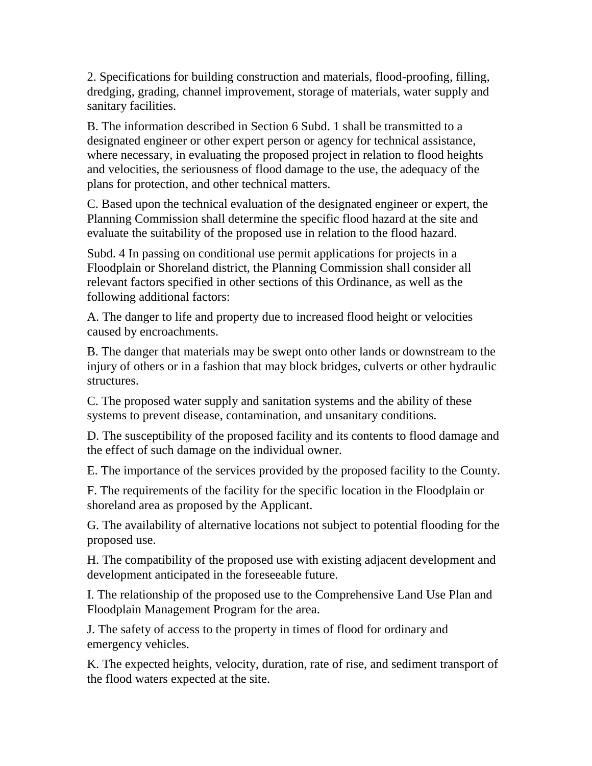2. Specifications for building construction and materials, flood-proofing, filling, dredging, grading, channel improvement, storage of materials, water supply and sanitary facilities.

B. The information described in Section 6 Subd. 1 shall be transmitted to a designated engineer or other expert person or agency for technical assistance, where necessary, in evaluating the proposed project in relation to flood heights and velocities, the seriousness of flood damage to the use, the adequacy of the plans for protection, and other technical matters.

C. Based upon the technical evaluation of the designated engineer or expert, the Planning Commission shall determine the specific flood hazard at the site and evaluate the suitability of the proposed use in relation to the flood hazard.

Subd. 4 In passing on conditional use permit applications for projects in a Floodplain or Shoreland district, the Planning Commission shall consider all relevant factors specified in other sections of this Ordinance, as well as the following additional factors:

A. The danger to life and property due to increased flood height or velocities caused by encroachments.

B. The danger that materials may be swept onto other lands or downstream to the injury of others or in a fashion that may block bridges, culverts or other hydraulic structures.

C. The proposed water supply and sanitation systems and the ability of these systems to prevent disease, contamination, and unsanitary conditions.

D. The susceptibility of the proposed facility and its contents to flood damage and the effect of such damage on the individual owner.

E. The importance of the services provided by the proposed facility to the County.

F. The requirements of the facility for the specific location in the Floodplain or shoreland area as proposed by the Applicant.

G. The availability of alternative locations not subject to potential flooding for the proposed use.

H. The compatibility of the proposed use with existing adjacent development and development anticipated in the foreseeable future.

I. The relationship of the proposed use to the Comprehensive Land Use Plan and Floodplain Management Program for the area.

J. The safety of access to the property in times of flood for ordinary and emergency vehicles.

K. The expected heights, velocity, duration, rate of rise, and sediment transport of the flood waters expected at the site.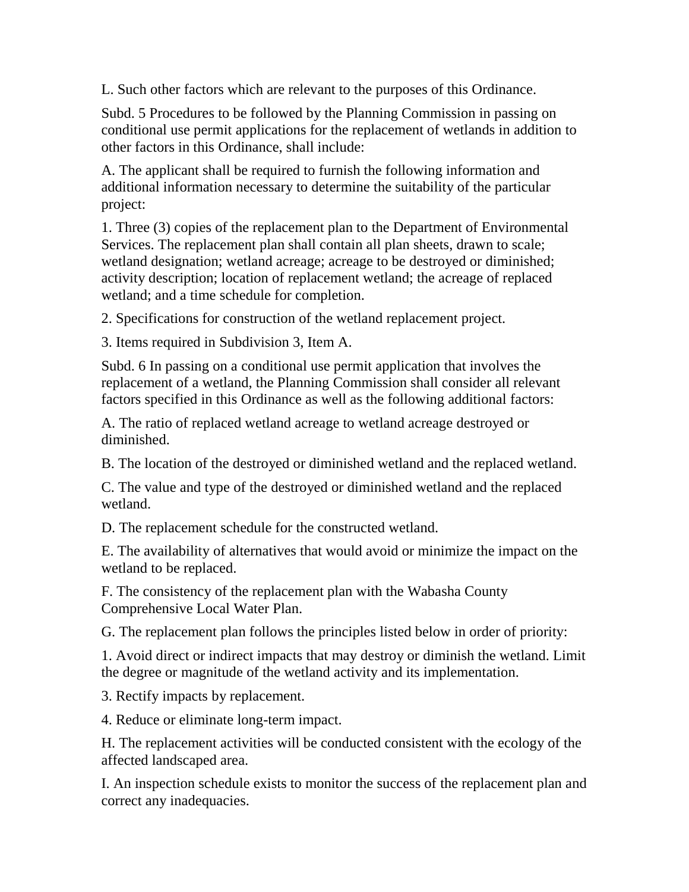L. Such other factors which are relevant to the purposes of this Ordinance.

Subd. 5 Procedures to be followed by the Planning Commission in passing on conditional use permit applications for the replacement of wetlands in addition to other factors in this Ordinance, shall include:

A. The applicant shall be required to furnish the following information and additional information necessary to determine the suitability of the particular project:

1. Three (3) copies of the replacement plan to the Department of Environmental Services. The replacement plan shall contain all plan sheets, drawn to scale; wetland designation; wetland acreage; acreage to be destroyed or diminished; activity description; location of replacement wetland; the acreage of replaced wetland; and a time schedule for completion.

2. Specifications for construction of the wetland replacement project.

3. Items required in Subdivision 3, Item A.

Subd. 6 In passing on a conditional use permit application that involves the replacement of a wetland, the Planning Commission shall consider all relevant factors specified in this Ordinance as well as the following additional factors:

A. The ratio of replaced wetland acreage to wetland acreage destroyed or diminished.

B. The location of the destroyed or diminished wetland and the replaced wetland.

C. The value and type of the destroyed or diminished wetland and the replaced wetland.

D. The replacement schedule for the constructed wetland.

E. The availability of alternatives that would avoid or minimize the impact on the wetland to be replaced.

F. The consistency of the replacement plan with the Wabasha County Comprehensive Local Water Plan.

G. The replacement plan follows the principles listed below in order of priority:

1. Avoid direct or indirect impacts that may destroy or diminish the wetland. Limit the degree or magnitude of the wetland activity and its implementation.

3. Rectify impacts by replacement.

4. Reduce or eliminate long-term impact.

H. The replacement activities will be conducted consistent with the ecology of the affected landscaped area.

I. An inspection schedule exists to monitor the success of the replacement plan and correct any inadequacies.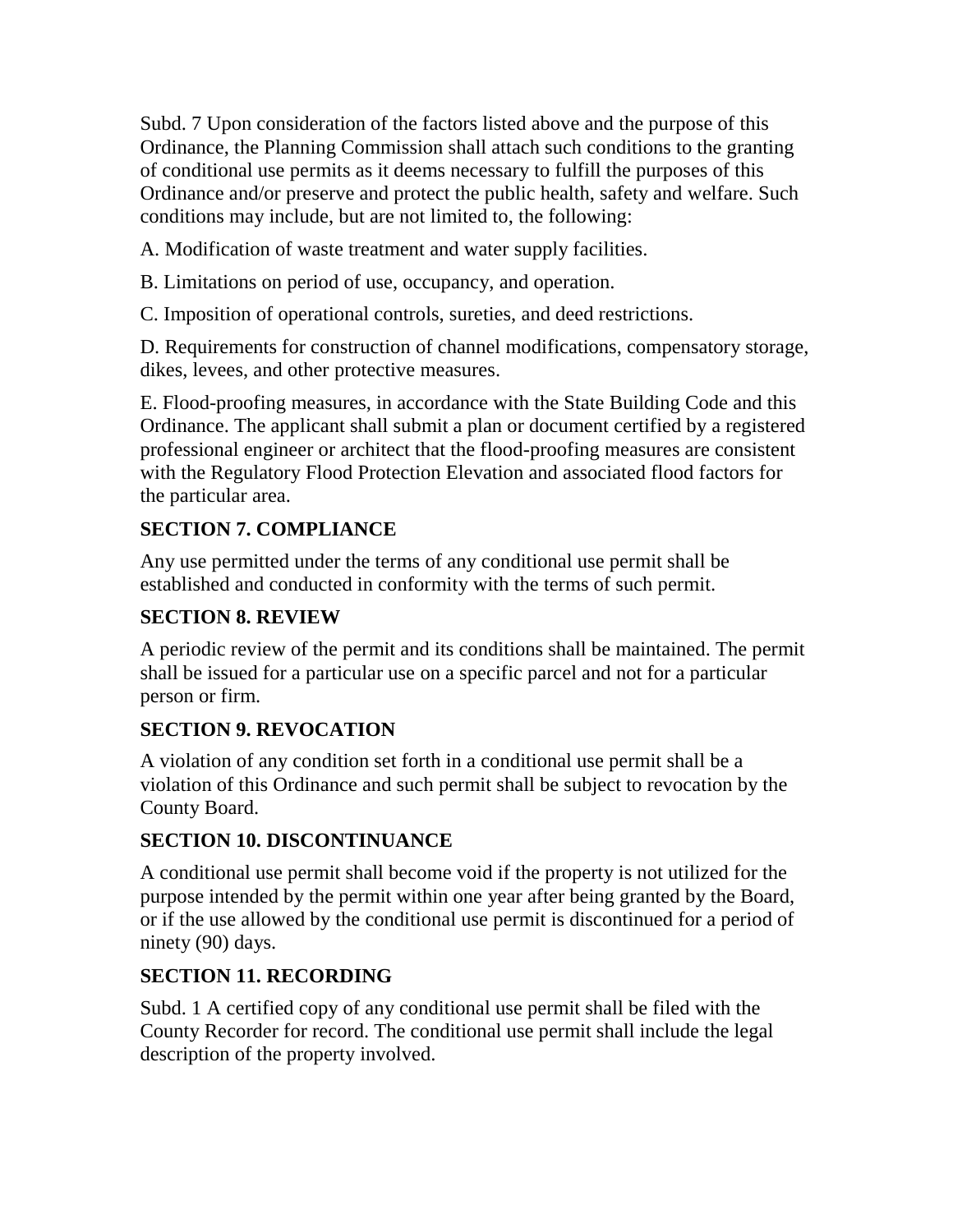Subd. 7 Upon consideration of the factors listed above and the purpose of this Ordinance, the Planning Commission shall attach such conditions to the granting of conditional use permits as it deems necessary to fulfill the purposes of this Ordinance and/or preserve and protect the public health, safety and welfare. Such conditions may include, but are not limited to, the following:

A. Modification of waste treatment and water supply facilities.

B. Limitations on period of use, occupancy, and operation.

C. Imposition of operational controls, sureties, and deed restrictions.

D. Requirements for construction of channel modifications, compensatory storage, dikes, levees, and other protective measures.

E. Flood-proofing measures, in accordance with the State Building Code and this Ordinance. The applicant shall submit a plan or document certified by a registered professional engineer or architect that the flood-proofing measures are consistent with the Regulatory Flood Protection Elevation and associated flood factors for the particular area.

### SECTION 7. COMPLIANCE

Any use permitted under the terms of any conditional use permit shall be established and conducted in conformity with the terms of such permit.

### SECTION 8. REVIEW

A periodic review of the permit and its conditions shall be maintained. The permit shall be issued for a particular use on a specific parcel and not for a particular person or firm.

### SECTION 9. REVOCATION

A violation of any condition set forth in a conditional use permit shall be a violation of this Ordinance and such permit shall be subject to revocation by the County Board.

### SECTION 10. DISCONTINUANCE

A conditional use permit shall become void if the property is not utilized for the purpose intended by the permit within one year after being granted by the Board, or if the use allowed by the conditional use permit is discontinued for a period of ninety (90) days.

### SECTION 11. RECORDING

Subd. 1 A certified copy of any conditional use permit shall be filed with the County Recorder for record. The conditional use permit shall include the legal description of the property involved.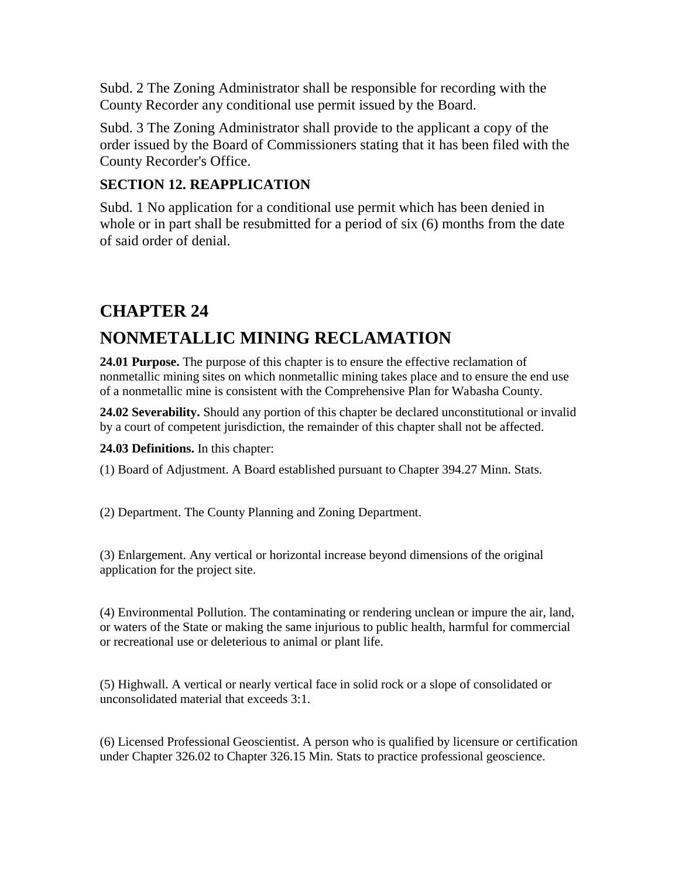Subd. 2 The Zoning Administrator shall be responsible for recording with the County Recorder any conditional use permit issued by the Board.

Subd. 3 The Zoning Administrator shall provide to the applicant a copy of the order issued by the Board of Commissioners stating that it has been filed with the County Recorder's Office.

### SECTION 12. REAPPLICATION

Subd. 1 No application for a conditional use permit which has been denied in whole or in part shall be resubmitted for a period of six (6) months from the date of said order of denial.

# CHAPTER 24

# NONMETALLIC MINING RECLAMATION

**24.01 Purpose.** The purpose of this chapter is to ensure the effective reclamation of nonmetallic mining sites on which nonmetallic mining takes place and to ensure the end use of a nonmetallic mine is consistent with the Comprehensive Plan for Wabasha County.

**24.02 Severability.** Should any portion of this chapter be declared unconstitutional or invalid by a court of competent jurisdiction, the remainder of this chapter shall not be affected.

**24.03 Definitions.** In this chapter:

(1) Board of Adjustment. A Board established pursuant to Chapter 394.27 Minn. Stats.

(2) Department. The County Planning and Zoning Department.

(3) Enlargement. Any vertical or horizontal increase beyond dimensions of the original application for the project site.

(4) Environmental Pollution. The contaminating or rendering unclean or impure the air, land, or waters of the State or making the same injurious to public health, harmful for commercial or recreational use or deleterious to animal or plant life.

(5) Highwall. A vertical or nearly vertical face in solid rock or a slope of consolidated or unconsolidated material that exceeds 3:1.

(6) Licensed Professional Geoscientist. A person who is qualified by licensure or certification under Chapter 326.02 to Chapter 326.15 Min. Stats to practice professional geoscience.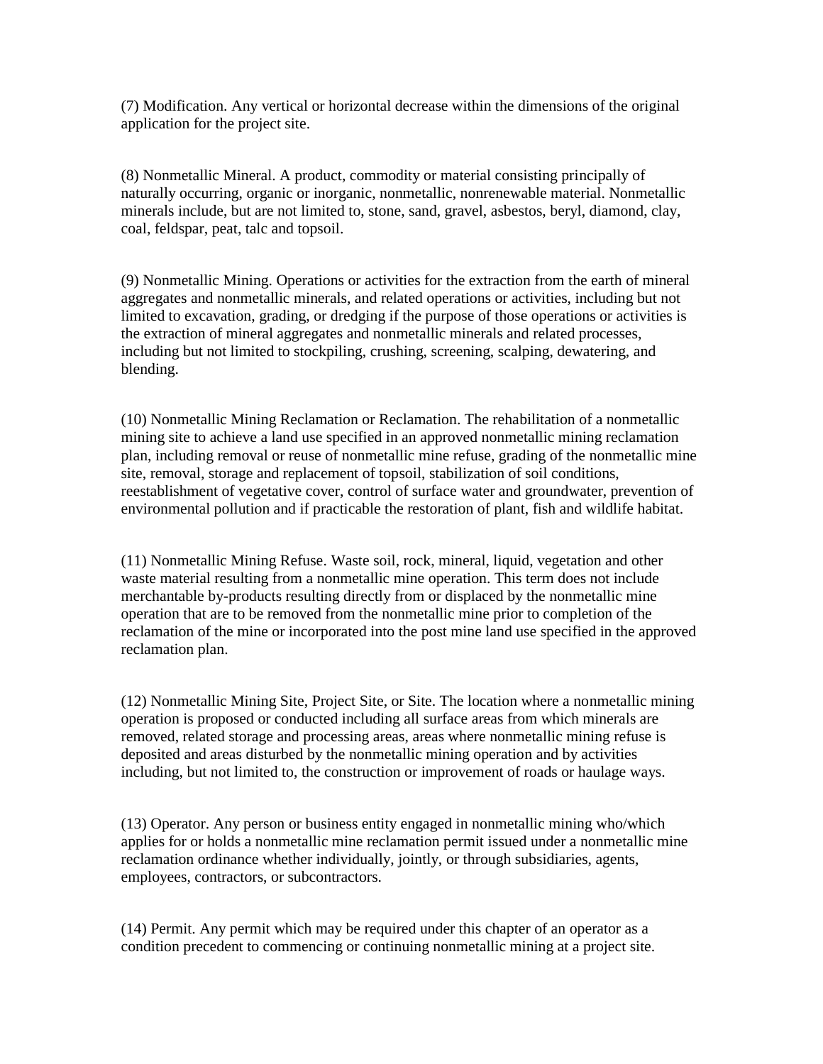(7) Modification. Any vertical or horizontal decrease within the dimensions of the original application for the project site.

(8) Nonmetallic Mineral. A product, commodity or material consisting principally of naturally occurring, organic or inorganic, nonmetallic, nonrenewable material. Nonmetallic minerals include, but are not limited to, stone, sand, gravel, asbestos, beryl, diamond, clay, coal, feldspar, peat, talc and topsoil.

(9) Nonmetallic Mining. Operations or activities for the extraction from the earth of mineral aggregates and nonmetallic minerals, and related operations or activities, including but not limited to excavation, grading, or dredging if the purpose of those operations or activities is the extraction of mineral aggregates and nonmetallic minerals and related processes, including but not limited to stockpiling, crushing, screening, scalping, dewatering, and blending.

(10) Nonmetallic Mining Reclamation or Reclamation. The rehabilitation of a nonmetallic mining site to achieve a land use specified in an approved nonmetallic mining reclamation plan, including removal or reuse of nonmetallic mine refuse, grading of the nonmetallic mine site, removal, storage and replacement of topsoil, stabilization of soil conditions, reestablishment of vegetative cover, control of surface water and groundwater, prevention of environmental pollution and if practicable the restoration of plant, fish and wildlife habitat.

(11) Nonmetallic Mining Refuse. Waste soil, rock, mineral, liquid, vegetation and other waste material resulting from a nonmetallic mine operation. This term does not include merchantable by-products resulting directly from or displaced by the nonmetallic mine operation that are to be removed from the nonmetallic mine prior to completion of the reclamation of the mine or incorporated into the post mine land use specified in the approved reclamation plan.

(12) Nonmetallic Mining Site, Project Site, or Site. The location where a nonmetallic mining operation is proposed or conducted including all surface areas from which minerals are removed, related storage and processing areas, areas where nonmetallic mining refuse is deposited and areas disturbed by the nonmetallic mining operation and by activities including, but not limited to, the construction or improvement of roads or haulage ways.

(13) Operator. Any person or business entity engaged in nonmetallic mining who/which applies for or holds a nonmetallic mine reclamation permit issued under a nonmetallic mine reclamation ordinance whether individually, jointly, or through subsidiaries, agents, employees, contractors, or subcontractors.

(14) Permit. Any permit which may be required under this chapter of an operator as a condition precedent to commencing or continuing nonmetallic mining at a project site.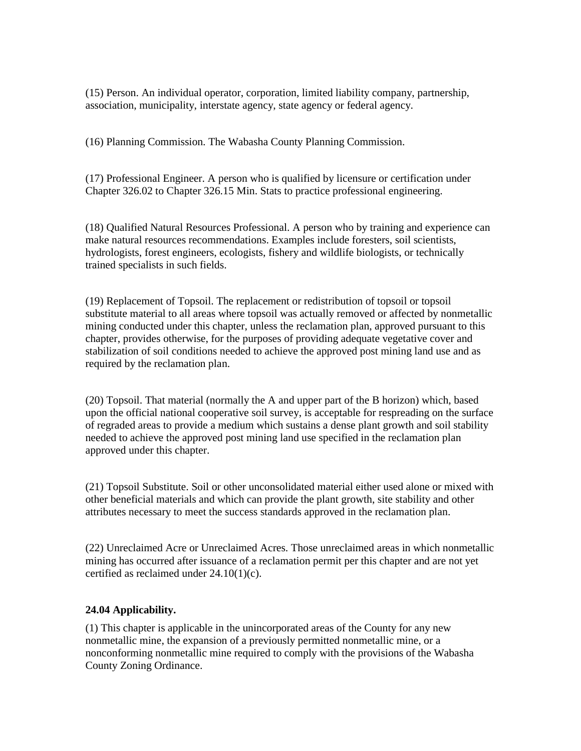(15) Person. An individual operator, corporation, limited liability company, partnership, association, municipality, interstate agency, state agency or federal agency.

(16) Planning Commission. The Wabasha County Planning Commission.

(17) Professional Engineer. A person who is qualified by licensure or certification under Chapter 326.02 to Chapter 326.15 Min. Stats to practice professional engineering.

(18) Qualified Natural Resources Professional. A person who by training and experience can make natural resources recommendations. Examples include foresters, soil scientists, hydrologists, forest engineers, ecologists, fishery and wildlife biologists, or technically trained specialists in such fields.

(19) Replacement of Topsoil. The replacement or redistribution of topsoil or topsoil substitute material to all areas where topsoil was actually removed or affected by nonmetallic mining conducted under this chapter, unless the reclamation plan, approved pursuant to this chapter, provides otherwise, for the purposes of providing adequate vegetative cover and stabilization of soil conditions needed to achieve the approved post mining land use and as required by the reclamation plan.

(20) Topsoil. That material (normally the A and upper part of the B horizon) which, based upon the official national cooperative soil survey, is acceptable for respreading on the surface of regraded areas to provide a medium which sustains a dense plant growth and soil stability needed to achieve the approved post mining land use specified in the reclamation plan approved under this chapter.

(21) Topsoil Substitute. Soil or other unconsolidated material either used alone or mixed with other beneficial materials and which can provide the plant growth, site stability and other attributes necessary to meet the success standards approved in the reclamation plan.

(22) Unreclaimed Acre or Unreclaimed Acres. Those unreclaimed areas in which nonmetallic mining has occurred after issuance of a reclamation permit per this chapter and are not yet certified as reclaimed under 24.10(1)(c).

**24.04 Applicability.**

(1) This chapter is applicable in the unincorporated areas of the County for any new nonmetallic mine, the expansion of a previously permitted nonmetallic mine, or a nonconforming nonmetallic mine required to comply with the provisions of the Wabasha County Zoning Ordinance.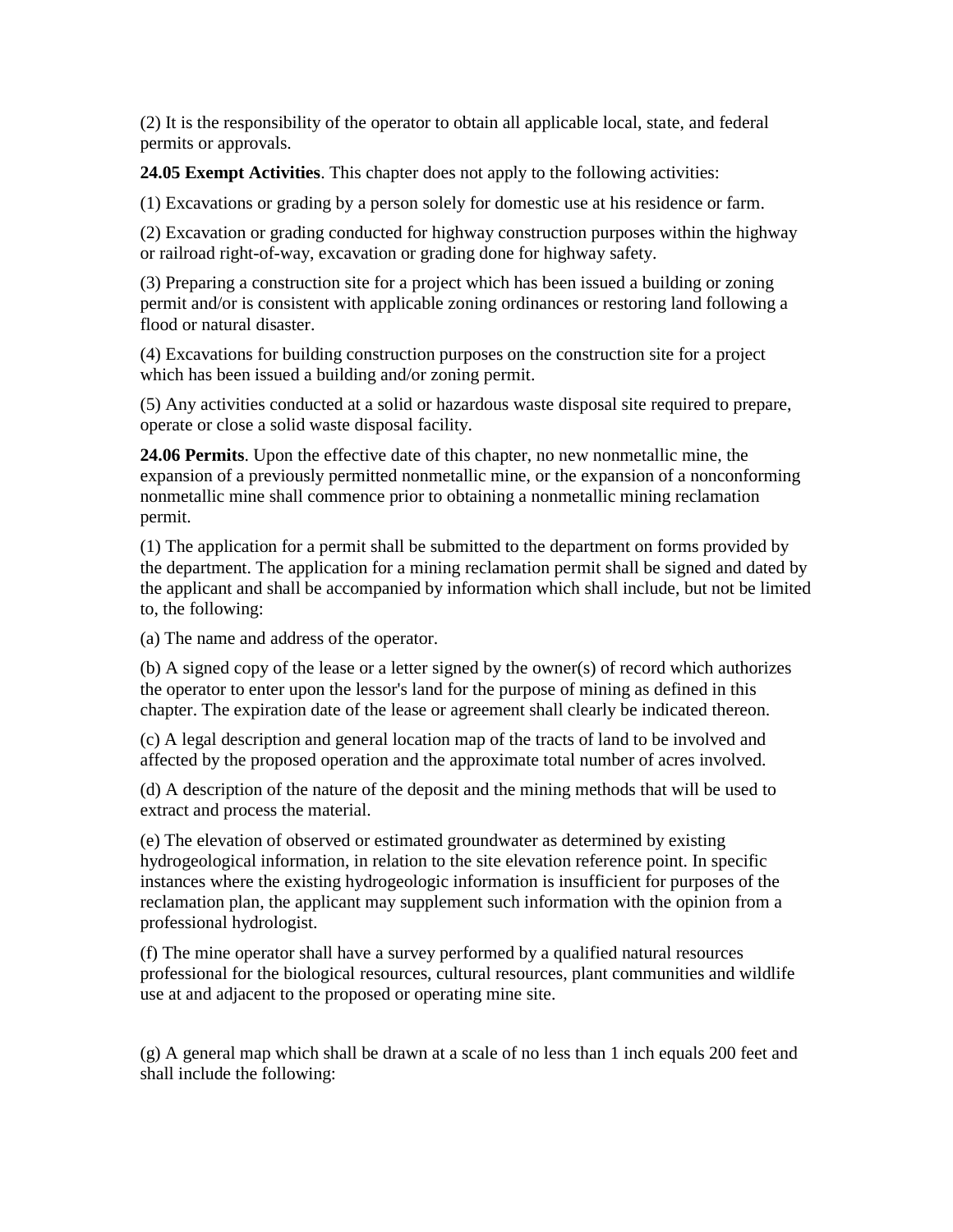(2) It is the responsibility of the operator to obtain all applicable local, state, and federal permits or approvals.

**24.05 Exempt Activities**. This chapter does not apply to the following activities:

(1) Excavations or grading by a person solely for domestic use at his residence or farm.

(2) Excavation or grading conducted for highway construction purposes within the highway or railroad right-of-way, excavation or grading done for highway safety.

(3) Preparing a construction site for a project which has been issued a building or zoning permit and/or is consistent with applicable zoning ordinances or restoring land following a flood or natural disaster.

(4) Excavations for building construction purposes on the construction site for a project which has been issued a building and/or zoning permit.

(5) Any activities conducted at a solid or hazardous waste disposal site required to prepare, operate or close a solid waste disposal facility.

**24.06 Permits**. Upon the effective date of this chapter, no new nonmetallic mine, the expansion of a previously permitted nonmetallic mine, or the expansion of a nonconforming nonmetallic mine shall commence prior to obtaining a nonmetallic mining reclamation permit.

(1) The application for a permit shall be submitted to the department on forms provided by the department. The application for a mining reclamation permit shall be signed and dated by the applicant and shall be accompanied by information which shall include, but not be limited to, the following:

(a) The name and address of the operator.

(b) A signed copy of the lease or a letter signed by the owner(s) of record which authorizes the operator to enter upon the lessor's land for the purpose of mining as defined in this chapter. The expiration date of the lease or agreement shall clearly be indicated thereon.

(c) A legal description and general location map of the tracts of land to be involved and affected by the proposed operation and the approximate total number of acres involved.

(d) A description of the nature of the deposit and the mining methods that will be used to extract and process the material.

(e) The elevation of observed or estimated groundwater as determined by existing hydrogeological information, in relation to the site elevation reference point. In specific instances where the existing hydrogeologic information is insufficient for purposes of the reclamation plan, the applicant may supplement such information with the opinion from a professional hydrologist.

(f) The mine operator shall have a survey performed by a qualified natural resources professional for the biological resources, cultural resources, plant communities and wildlife use at and adjacent to the proposed or operating mine site.

(g) A general map which shall be drawn at a scale of no less than 1 inch equals 200 feet and shall include the following: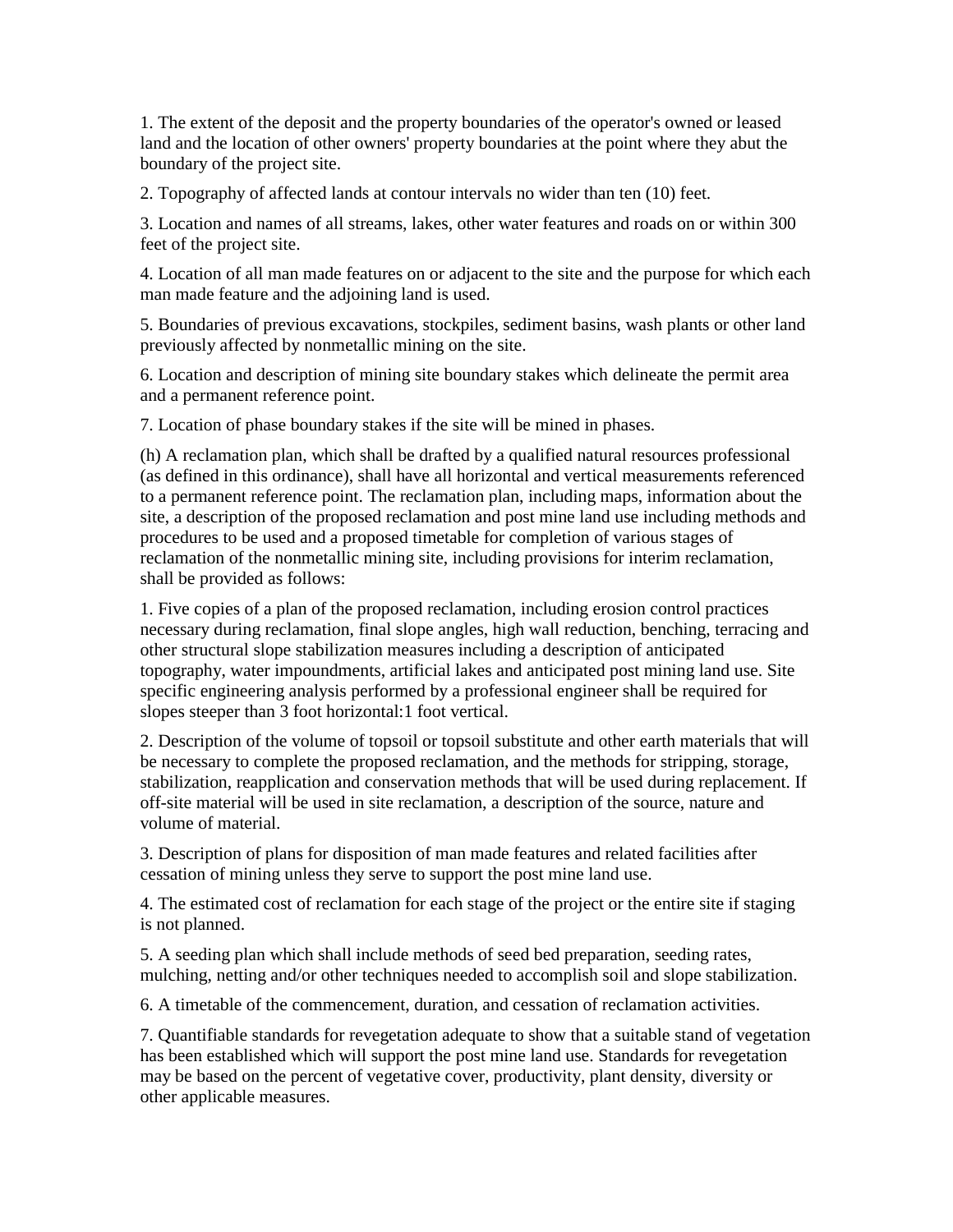1. The extent of the deposit and the property boundaries of the operator's owned or leased land and the location of other owners' property boundaries at the point where they abut the boundary of the project site.

2. Topography of affected lands at contour intervals no wider than ten (10) feet.

3. Location and names of all streams, lakes, other water features and roads on or within 300 feet of the project site.

4. Location of all man made features on or adjacent to the site and the purpose for which each man made feature and the adjoining land is used.

5. Boundaries of previous excavations, stockpiles, sediment basins, wash plants or other land previously affected by nonmetallic mining on the site.

6. Location and description of mining site boundary stakes which delineate the permit area and a permanent reference point.

7. Location of phase boundary stakes if the site will be mined in phases.

(h) A reclamation plan, which shall be drafted by a qualified natural resources professional (as defined in this ordinance), shall have all horizontal and vertical measurements referenced to a permanent reference point. The reclamation plan, including maps, information about the site, a description of the proposed reclamation and post mine land use including methods and procedures to be used and a proposed timetable for completion of various stages of reclamation of the nonmetallic mining site, including provisions for interim reclamation, shall be provided as follows:

1. Five copies of a plan of the proposed reclamation, including erosion control practices necessary during reclamation, final slope angles, high wall reduction, benching, terracing and other structural slope stabilization measures including a description of anticipated topography, water impoundments, artificial lakes and anticipated post mining land use. Site specific engineering analysis performed by a professional engineer shall be required for slopes steeper than 3 foot horizontal:1 foot vertical.

2. Description of the volume of topsoil or topsoil substitute and other earth materials that will be necessary to complete the proposed reclamation, and the methods for stripping, storage, stabilization, reapplication and conservation methods that will be used during replacement. If off-site material will be used in site reclamation, a description of the source, nature and volume of material.

3. Description of plans for disposition of man made features and related facilities after cessation of mining unless they serve to support the post mine land use.

4. The estimated cost of reclamation for each stage of the project or the entire site if staging is not planned.

5. A seeding plan which shall include methods of seed bed preparation, seeding rates, mulching, netting and/or other techniques needed to accomplish soil and slope stabilization.

6. A timetable of the commencement, duration, and cessation of reclamation activities.

7. Quantifiable standards for revegetation adequate to show that a suitable stand of vegetation has been established which will support the post mine land use. Standards for revegetation may be based on the percent of vegetative cover, productivity, plant density, diversity or other applicable measures.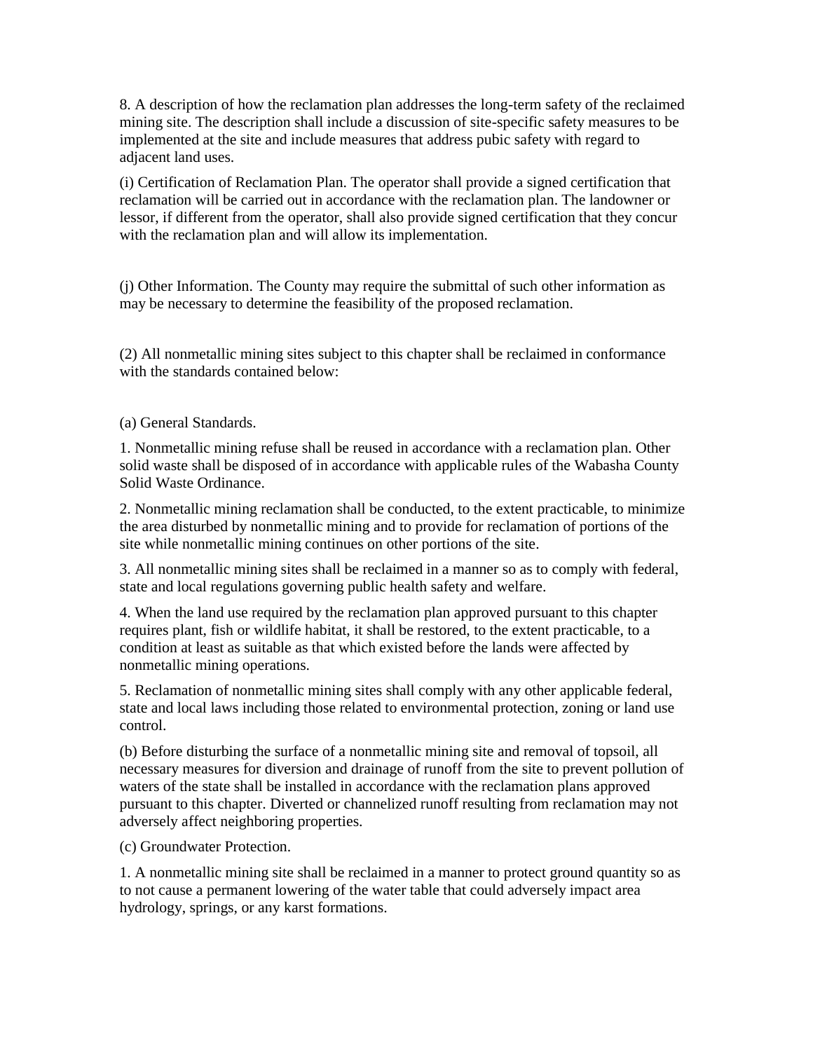8. A description of how the reclamation plan addresses the long-term safety of the reclaimed mining site. The description shall include a discussion of site-specific safety measures to be implemented at the site and include measures that address pubic safety with regard to adjacent land uses.

(i) Certification of Reclamation Plan. The operator shall provide a signed certification that reclamation will be carried out in accordance with the reclamation plan. The landowner or lessor, if different from the operator, shall also provide signed certification that they concur with the reclamation plan and will allow its implementation.

(j) Other Information. The County may require the submittal of such other information as may be necessary to determine the feasibility of the proposed reclamation.

(2) All nonmetallic mining sites subject to this chapter shall be reclaimed in conformance with the standards contained below:

(a) General Standards.

1. Nonmetallic mining refuse shall be reused in accordance with a reclamation plan. Other solid waste shall be disposed of in accordance with applicable rules of the Wabasha County Solid Waste Ordinance.

2. Nonmetallic mining reclamation shall be conducted, to the extent practicable, to minimize the area disturbed by nonmetallic mining and to provide for reclamation of portions of the site while nonmetallic mining continues on other portions of the site.

3. All nonmetallic mining sites shall be reclaimed in a manner so as to comply with federal, state and local regulations governing public health safety and welfare.

4. When the land use required by the reclamation plan approved pursuant to this chapter requires plant, fish or wildlife habitat, it shall be restored, to the extent practicable, to a condition at least as suitable as that which existed before the lands were affected by nonmetallic mining operations.

5. Reclamation of nonmetallic mining sites shall comply with any other applicable federal, state and local laws including those related to environmental protection, zoning or land use control.

(b) Before disturbing the surface of a nonmetallic mining site and removal of topsoil, all necessary measures for diversion and drainage of runoff from the site to prevent pollution of waters of the state shall be installed in accordance with the reclamation plans approved pursuant to this chapter. Diverted or channelized runoff resulting from reclamation may not adversely affect neighboring properties.

(c) Groundwater Protection.

1. A nonmetallic mining site shall be reclaimed in a manner to protect ground quantity so as to not cause a permanent lowering of the water table that could adversely impact area hydrology, springs, or any karst formations.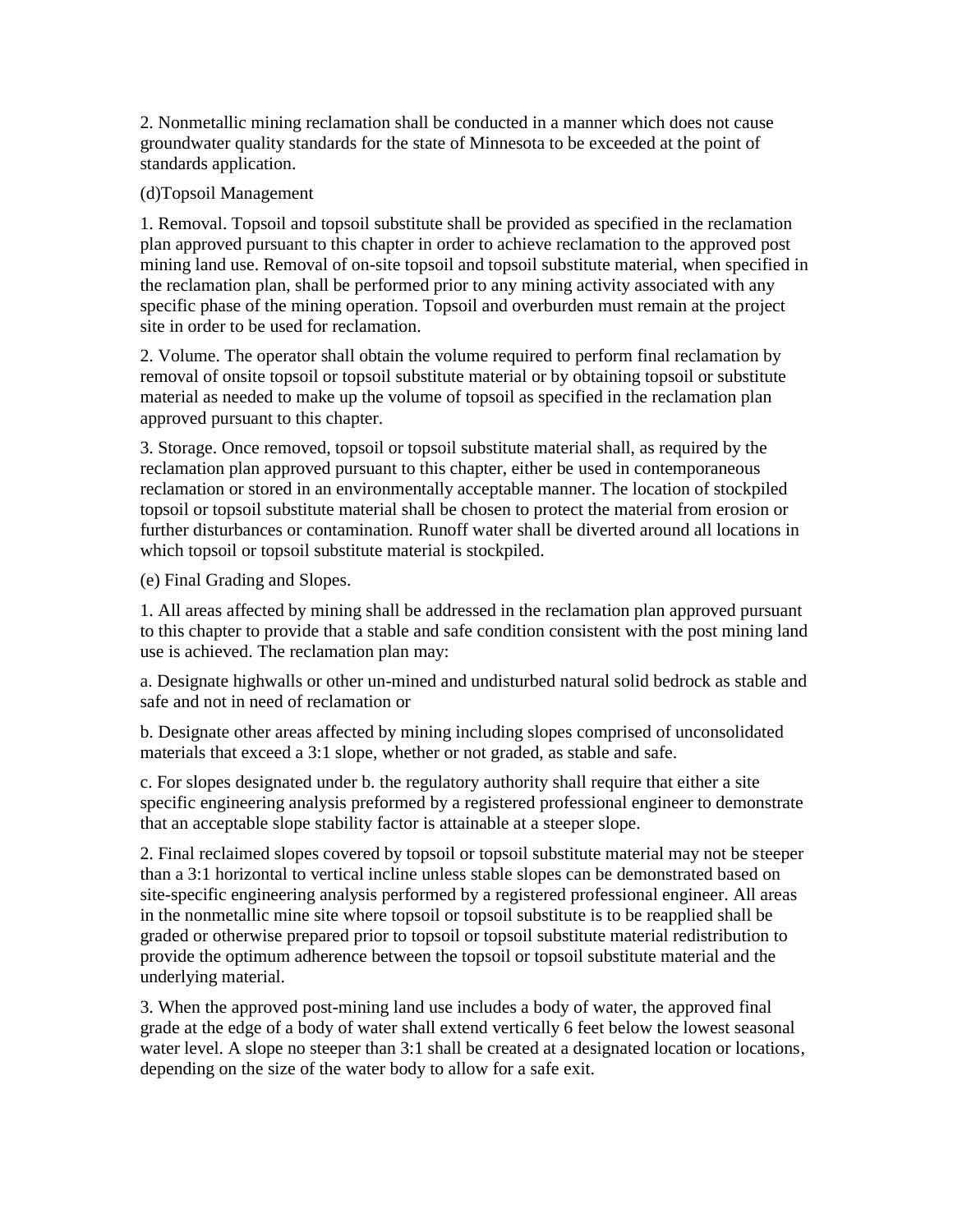2. Nonmetallic mining reclamation shall be conducted in a manner which does not cause groundwater quality standards for the state of Minnesota to be exceeded at the point of standards application.

(d)Topsoil Management

1. Removal. Topsoil and topsoil substitute shall be provided as specified in the reclamation plan approved pursuant to this chapter in order to achieve reclamation to the approved post mining land use. Removal of on-site topsoil and topsoil substitute material, when specified in the reclamation plan, shall be performed prior to any mining activity associated with any specific phase of the mining operation. Topsoil and overburden must remain at the project site in order to be used for reclamation.

2. Volume. The operator shall obtain the volume required to perform final reclamation by removal of onsite topsoil or topsoil substitute material or by obtaining topsoil or substitute material as needed to make up the volume of topsoil as specified in the reclamation plan approved pursuant to this chapter.

3. Storage. Once removed, topsoil or topsoil substitute material shall, as required by the reclamation plan approved pursuant to this chapter, either be used in contemporaneous reclamation or stored in an environmentally acceptable manner. The location of stockpiled topsoil or topsoil substitute material shall be chosen to protect the material from erosion or further disturbances or contamination. Runoff water shall be diverted around all locations in which topsoil or topsoil substitute material is stockpiled.

(e) Final Grading and Slopes.

1. All areas affected by mining shall be addressed in the reclamation plan approved pursuant to this chapter to provide that a stable and safe condition consistent with the post mining land use is achieved. The reclamation plan may:

a. Designate highwalls or other un-mined and undisturbed natural solid bedrock as stable and safe and not in need of reclamation or

b. Designate other areas affected by mining including slopes comprised of unconsolidated materials that exceed a 3:1 slope, whether or not graded, as stable and safe.

c. For slopes designated under b. the regulatory authority shall require that either a site specific engineering analysis preformed by a registered professional engineer to demonstrate that an acceptable slope stability factor is attainable at a steeper slope.

2. Final reclaimed slopes covered by topsoil or topsoil substitute material may not be steeper than a 3:1 horizontal to vertical incline unless stable slopes can be demonstrated based on site-specific engineering analysis performed by a registered professional engineer. All areas in the nonmetallic mine site where topsoil or topsoil substitute is to be reapplied shall be graded or otherwise prepared prior to topsoil or topsoil substitute material redistribution to provide the optimum adherence between the topsoil or topsoil substitute material and the underlying material.

3. When the approved post-mining land use includes a body of water, the approved final grade at the edge of a body of water shall extend vertically 6 feet below the lowest seasonal water level. A slope no steeper than 3:1 shall be created at a designated location or locations, depending on the size of the water body to allow for a safe exit.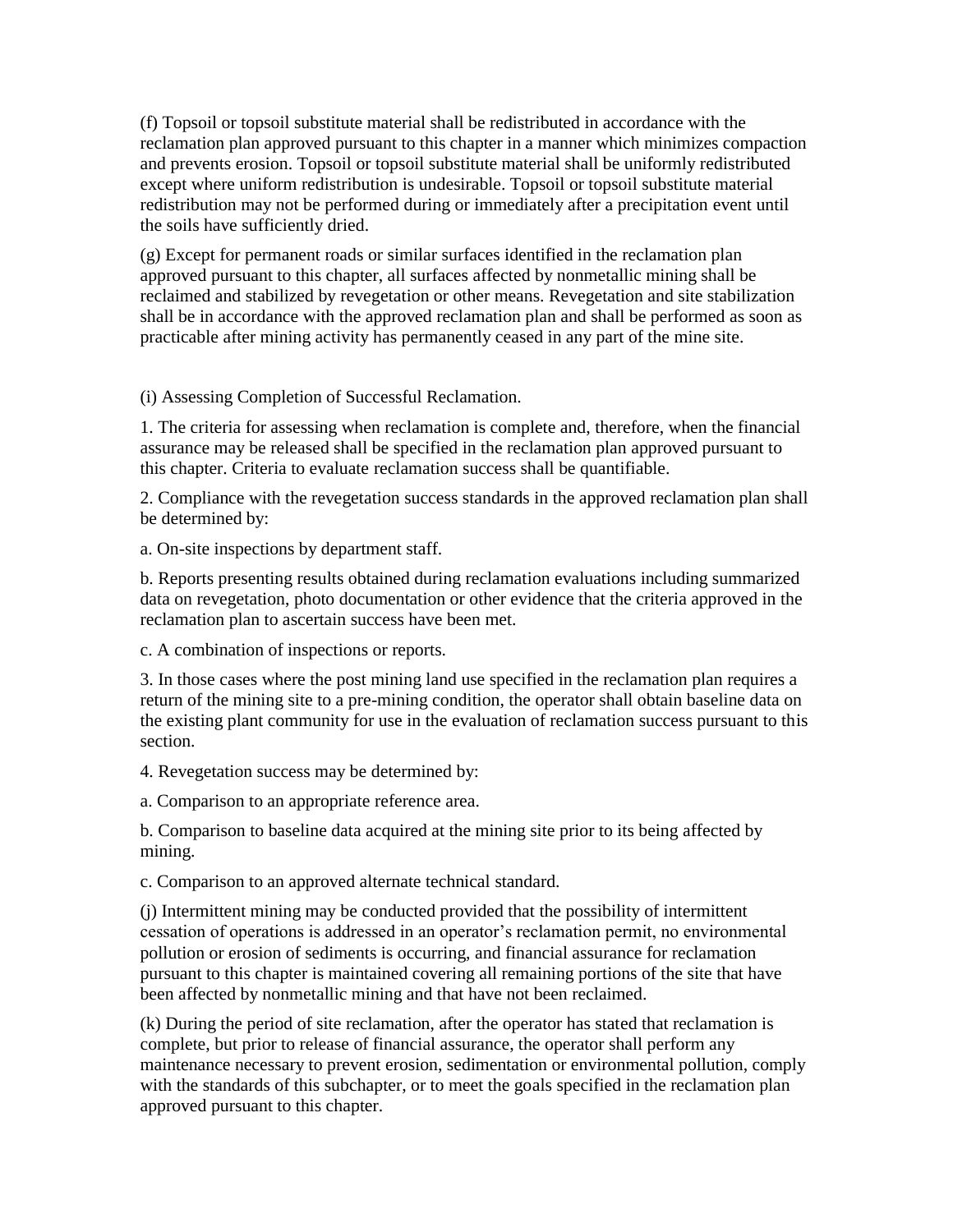(f) Topsoil or topsoil substitute material shall be redistributed in accordance with the reclamation plan approved pursuant to this chapter in a manner which minimizes compaction and prevents erosion. Topsoil or topsoil substitute material shall be uniformly redistributed except where uniform redistribution is undesirable. Topsoil or topsoil substitute material redistribution may not be performed during or immediately after a precipitation event until the soils have sufficiently dried.

(g) Except for permanent roads or similar surfaces identified in the reclamation plan approved pursuant to this chapter, all surfaces affected by nonmetallic mining shall be reclaimed and stabilized by revegetation or other means. Revegetation and site stabilization shall be in accordance with the approved reclamation plan and shall be performed as soon as practicable after mining activity has permanently ceased in any part of the mine site.

(i) Assessing Completion of Successful Reclamation.

1. The criteria for assessing when reclamation is complete and, therefore, when the financial assurance may be released shall be specified in the reclamation plan approved pursuant to this chapter. Criteria to evaluate reclamation success shall be quantifiable.

2. Compliance with the revegetation success standards in the approved reclamation plan shall be determined by:

a. On-site inspections by department staff.

b. Reports presenting results obtained during reclamation evaluations including summarized data on revegetation, photo documentation or other evidence that the criteria approved in the reclamation plan to ascertain success have been met.

c. A combination of inspections or reports.

3. In those cases where the post mining land use specified in the reclamation plan requires a return of the mining site to a pre-mining condition, the operator shall obtain baseline data on the existing plant community for use in the evaluation of reclamation success pursuant to this section.

4. Revegetation success may be determined by:

a. Comparison to an appropriate reference area.

b. Comparison to baseline data acquired at the mining site prior to its being affected by mining.

c. Comparison to an approved alternate technical standard.

(j) Intermittent mining may be conducted provided that the possibility of intermittent cessation of operations is addressed in an operator's reclamation permit, no environmental pollution or erosion of sediments is occurring, and financial assurance for reclamation pursuant to this chapter is maintained covering all remaining portions of the site that have been affected by nonmetallic mining and that have not been reclaimed.

(k) During the period of site reclamation, after the operator has stated that reclamation is complete, but prior to release of financial assurance, the operator shall perform any maintenance necessary to prevent erosion, sedimentation or environmental pollution, comply with the standards of this subchapter, or to meet the goals specified in the reclamation plan approved pursuant to this chapter.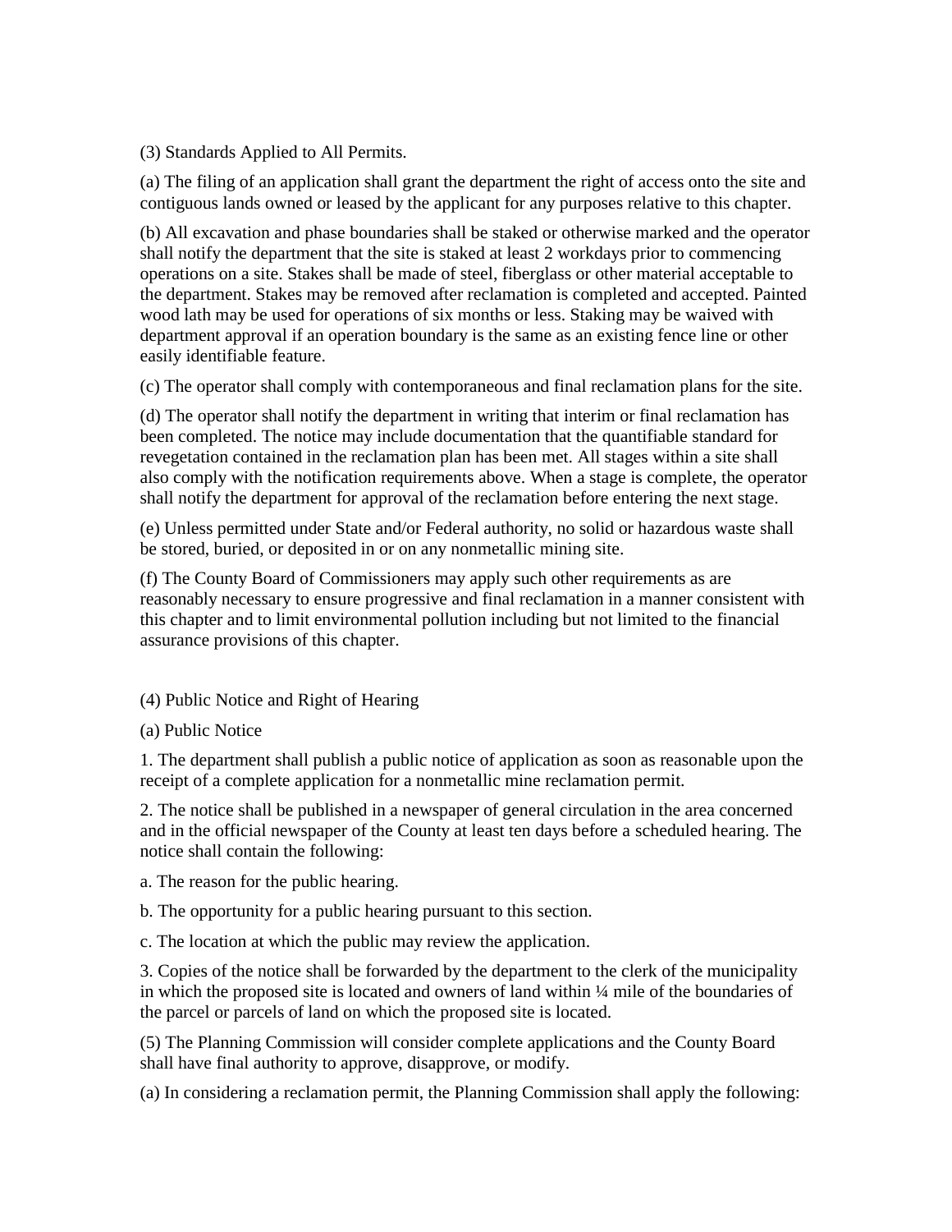(3) Standards Applied to All Permits.

(a) The filing of an application shall grant the department the right of access onto the site and contiguous lands owned or leased by the applicant for any purposes relative to this chapter.

(b) All excavation and phase boundaries shall be staked or otherwise marked and the operator shall notify the department that the site is staked at least 2 workdays prior to commencing operations on a site. Stakes shall be made of steel, fiberglass or other material acceptable to the department. Stakes may be removed after reclamation is completed and accepted. Painted wood lath may be used for operations of six months or less. Staking may be waived with department approval if an operation boundary is the same as an existing fence line or other easily identifiable feature.

(c) The operator shall comply with contemporaneous and final reclamation plans for the site.

(d) The operator shall notify the department in writing that interim or final reclamation has been completed. The notice may include documentation that the quantifiable standard for revegetation contained in the reclamation plan has been met. All stages within a site shall also comply with the notification requirements above. When a stage is complete, the operator shall notify the department for approval of the reclamation before entering the next stage.

(e) Unless permitted under State and/or Federal authority, no solid or hazardous waste shall be stored, buried, or deposited in or on any nonmetallic mining site.

(f) The County Board of Commissioners may apply such other requirements as are reasonably necessary to ensure progressive and final reclamation in a manner consistent with this chapter and to limit environmental pollution including but not limited to the financial assurance provisions of this chapter.

(4) Public Notice and Right of Hearing

(a) Public Notice

1. The department shall publish a public notice of application as soon as reasonable upon the receipt of a complete application for a nonmetallic mine reclamation permit.

2. The notice shall be published in a newspaper of general circulation in the area concerned and in the official newspaper of the County at least ten days before a scheduled hearing. The notice shall contain the following:

a. The reason for the public hearing.

b. The opportunity for a public hearing pursuant to this section.

c. The location at which the public may review the application.

3. Copies of the notice shall be forwarded by the department to the clerk of the municipality in which the proposed site is located and owners of land within ¼ mile of the boundaries of the parcel or parcels of land on which the proposed site is located.

(5) The Planning Commission will consider complete applications and the County Board shall have final authority to approve, disapprove, or modify.

(a) In considering a reclamation permit, the Planning Commission shall apply the following: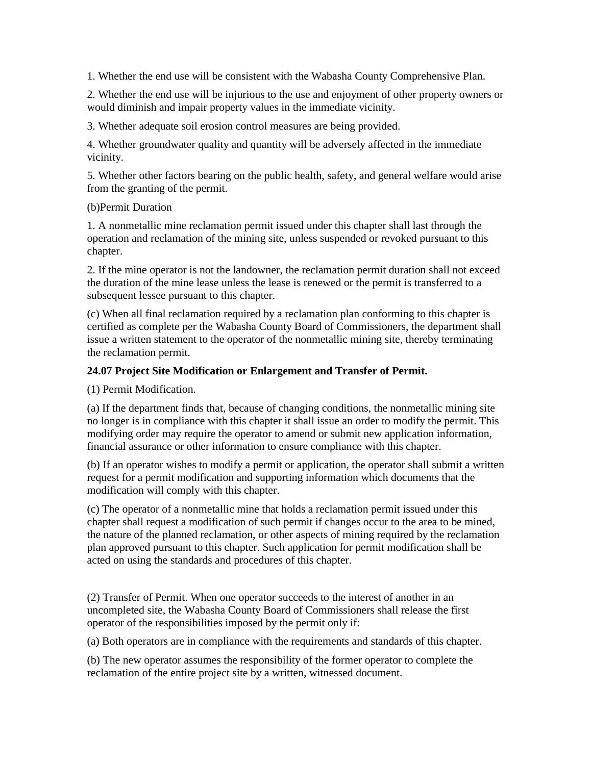1. Whether the end use will be consistent with the Wabasha County Comprehensive Plan.

2. Whether the end use will be injurious to the use and enjoyment of other property owners or would diminish and impair property values in the immediate vicinity.

3. Whether adequate soil erosion control measures are being provided.

4. Whether groundwater quality and quantity will be adversely affected in the immediate vicinity.

5. Whether other factors bearing on the public health, safety, and general welfare would arise from the granting of the permit.

(b)Permit Duration

1. A nonmetallic mine reclamation permit issued under this chapter shall last through the operation and reclamation of the mining site, unless suspended or revoked pursuant to this chapter.

2. If the mine operator is not the landowner, the reclamation permit duration shall not exceed the duration of the mine lease unless the lease is renewed or the permit is transferred to a subsequent lessee pursuant to this chapter.

(c) When all final reclamation required by a reclamation plan conforming to this chapter is certified as complete per the Wabasha County Board of Commissioners, the department shall issue a written statement to the operator of the nonmetallic mining site, thereby terminating the reclamation permit.

**24.07 Project Site Modification or Enlargement and Transfer of Permit.**

(1) Permit Modification.

(a) If the department finds that, because of changing conditions, the nonmetallic mining site no longer is in compliance with this chapter it shall issue an order to modify the permit. This modifying order may require the operator to amend or submit new application information, financial assurance or other information to ensure compliance with this chapter.

(b) If an operator wishes to modify a permit or application, the operator shall submit a written request for a permit modification and supporting information which documents that the modification will comply with this chapter.

(c) The operator of a nonmetallic mine that holds a reclamation permit issued under this chapter shall request a modification of such permit if changes occur to the area to be mined, the nature of the planned reclamation, or other aspects of mining required by the reclamation plan approved pursuant to this chapter. Such application for permit modification shall be acted on using the standards and procedures of this chapter.

(2) Transfer of Permit. When one operator succeeds to the interest of another in an uncompleted site, the Wabasha County Board of Commissioners shall release the first operator of the responsibilities imposed by the permit only if:

(a) Both operators are in compliance with the requirements and standards of this chapter.

(b) The new operator assumes the responsibility of the former operator to complete the reclamation of the entire project site by a written, witnessed document.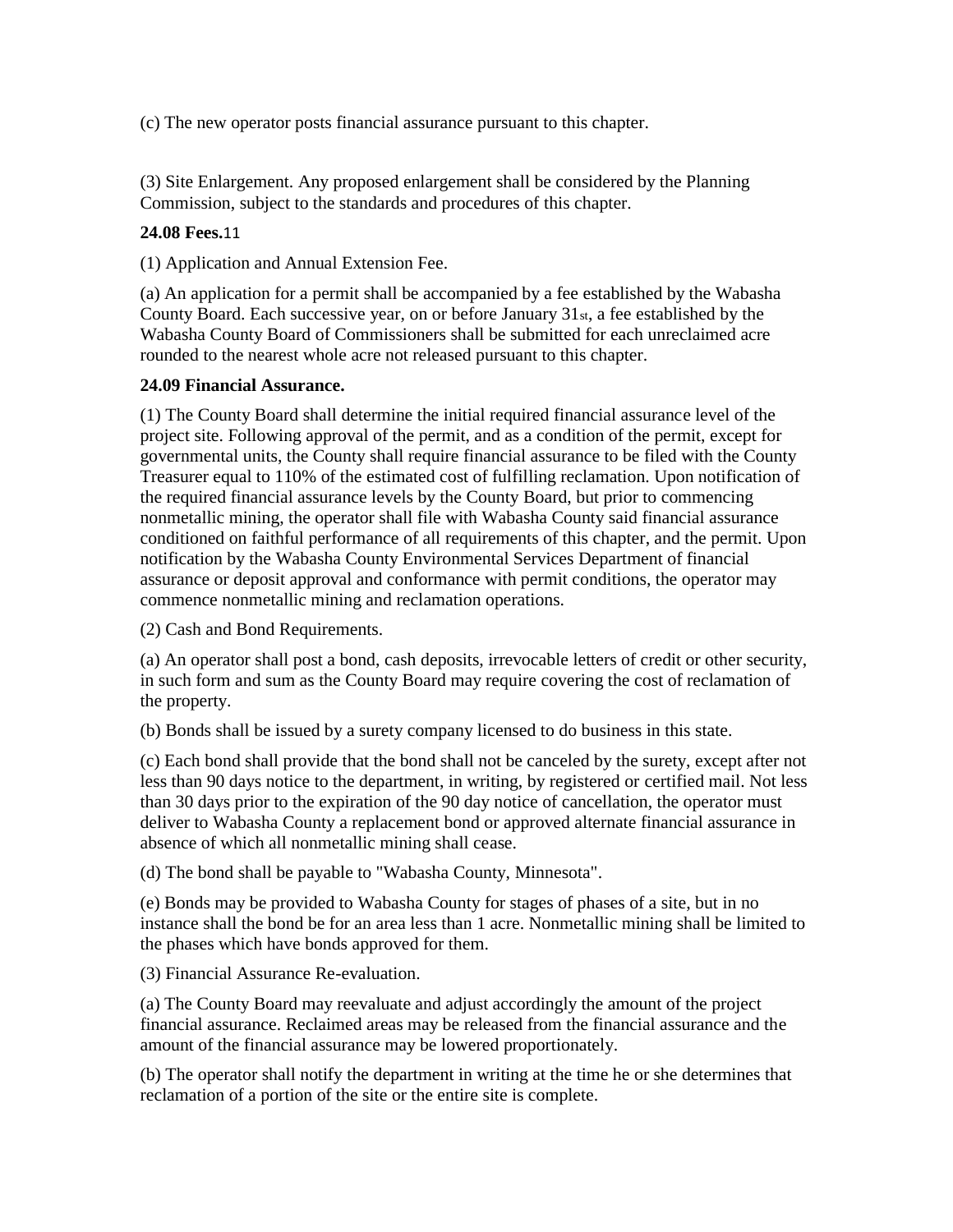(c) The new operator posts financial assurance pursuant to this chapter.

(3) Site Enlargement. Any proposed enlargement shall be considered by the Planning Commission, subject to the standards and procedures of this chapter.

**24.08 Fees.**[11]

(1) Application and Annual Extension Fee.

(a) An application for a permit shall be accompanied by a fee established by the Wabasha County Board. Each successive year, on or before January 31st, a fee established by the Wabasha County Board of Commissioners shall be submitted for each unreclaimed acre rounded to the nearest whole acre not released pursuant to this chapter.

**24.09 Financial Assurance.**

(1) The County Board shall determine the initial required financial assurance level of the project site. Following approval of the permit, and as a condition of the permit, except for governmental units, the County shall require financial assurance to be filed with the County Treasurer equal to 110% of the estimated cost of fulfilling reclamation. Upon notification of the required financial assurance levels by the County Board, but prior to commencing nonmetallic mining, the operator shall file with Wabasha County said financial assurance conditioned on faithful performance of all requirements of this chapter, and the permit. Upon notification by the Wabasha County Environmental Services Department of financial assurance or deposit approval and conformance with permit conditions, the operator may commence nonmetallic mining and reclamation operations.

(2) Cash and Bond Requirements.

(a) An operator shall post a bond, cash deposits, irrevocable letters of credit or other security, in such form and sum as the County Board may require covering the cost of reclamation of the property.

(b) Bonds shall be issued by a surety company licensed to do business in this state.

(c) Each bond shall provide that the bond shall not be canceled by the surety, except after not less than 90 days notice to the department, in writing, by registered or certified mail. Not less than 30 days prior to the expiration of the 90 day notice of cancellation, the operator must deliver to Wabasha County a replacement bond or approved alternate financial assurance in absence of which all nonmetallic mining shall cease.

(d) The bond shall be payable to "Wabasha County, Minnesota".

(e) Bonds may be provided to Wabasha County for stages of phases of a site, but in no instance shall the bond be for an area less than 1 acre. Nonmetallic mining shall be limited to the phases which have bonds approved for them.

(3) Financial Assurance Re-evaluation.

(a) The County Board may reevaluate and adjust accordingly the amount of the project financial assurance. Reclaimed areas may be released from the financial assurance and the amount of the financial assurance may be lowered proportionately.

(b) The operator shall notify the department in writing at the time he or she determines that reclamation of a portion of the site or the entire site is complete.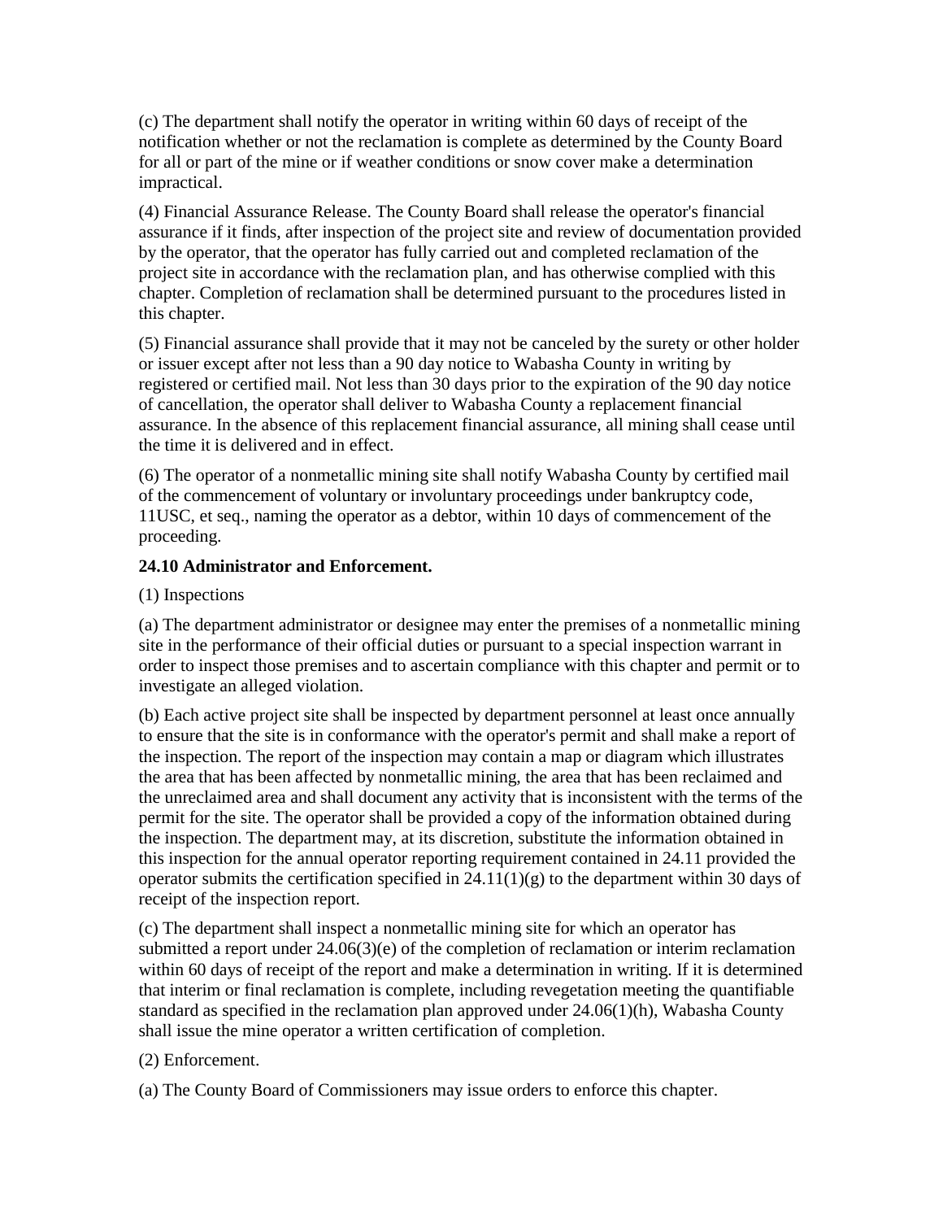(c) The department shall notify the operator in writing within 60 days of receipt of the notification whether or not the reclamation is complete as determined by the County Board for all or part of the mine or if weather conditions or snow cover make a determination impractical.

(4) Financial Assurance Release. The County Board shall release the operator's financial assurance if it finds, after inspection of the project site and review of documentation provided by the operator, that the operator has fully carried out and completed reclamation of the project site in accordance with the reclamation plan, and has otherwise complied with this chapter. Completion of reclamation shall be determined pursuant to the procedures listed in this chapter.

(5) Financial assurance shall provide that it may not be canceled by the surety or other holder or issuer except after not less than a 90 day notice to Wabasha County in writing by registered or certified mail. Not less than 30 days prior to the expiration of the 90 day notice of cancellation, the operator shall deliver to Wabasha County a replacement financial assurance. In the absence of this replacement financial assurance, all mining shall cease until the time it is delivered and in effect.

(6) The operator of a nonmetallic mining site shall notify Wabasha County by certified mail of the commencement of voluntary or involuntary proceedings under bankruptcy code, 11USC, et seq., naming the operator as a debtor, within 10 days of commencement of the proceeding.

**24.10 Administrator and Enforcement.**

(1) Inspections

(a) The department administrator or designee may enter the premises of a nonmetallic mining site in the performance of their official duties or pursuant to a special inspection warrant in order to inspect those premises and to ascertain compliance with this chapter and permit or to investigate an alleged violation.

(b) Each active project site shall be inspected by department personnel at least once annually to ensure that the site is in conformance with the operator's permit and shall make a report of the inspection. The report of the inspection may contain a map or diagram which illustrates the area that has been affected by nonmetallic mining, the area that has been reclaimed and the unreclaimed area and shall document any activity that is inconsistent with the terms of the permit for the site. The operator shall be provided a copy of the information obtained during the inspection. The department may, at its discretion, substitute the information obtained in this inspection for the annual operator reporting requirement contained in 24.11 provided the operator submits the certification specified in 24.11(1)(g) to the department within 30 days of receipt of the inspection report.

(c) The department shall inspect a nonmetallic mining site for which an operator has submitted a report under 24.06(3)(e) of the completion of reclamation or interim reclamation within 60 days of receipt of the report and make a determination in writing. If it is determined that interim or final reclamation is complete, including revegetation meeting the quantifiable standard as specified in the reclamation plan approved under 24.06(1)(h), Wabasha County shall issue the mine operator a written certification of completion.

(2) Enforcement.

(a) The County Board of Commissioners may issue orders to enforce this chapter.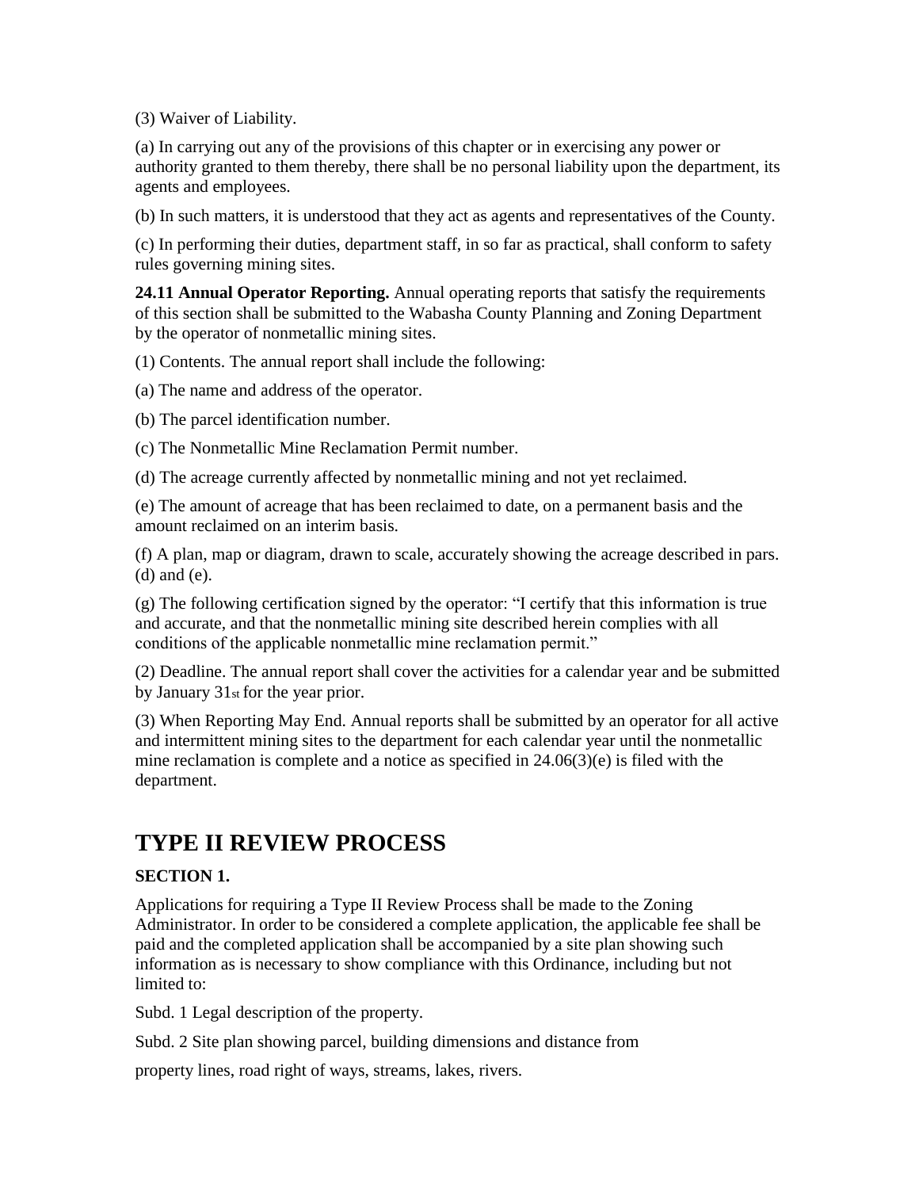(3) Waiver of Liability.

(a) In carrying out any of the provisions of this chapter or in exercising any power or authority granted to them thereby, there shall be no personal liability upon the department, its agents and employees.

(b) In such matters, it is understood that they act as agents and representatives of the County.

(c) In performing their duties, department staff, in so far as practical, shall conform to safety rules governing mining sites.

**24.11 Annual Operator Reporting.** Annual operating reports that satisfy the requirements of this section shall be submitted to the Wabasha County Planning and Zoning Department by the operator of nonmetallic mining sites.

(1) Contents. The annual report shall include the following:

(a) The name and address of the operator.

(b) The parcel identification number.

(c) The Nonmetallic Mine Reclamation Permit number.

(d) The acreage currently affected by nonmetallic mining and not yet reclaimed.

(e) The amount of acreage that has been reclaimed to date, on a permanent basis and the amount reclaimed on an interim basis.

(f) A plan, map or diagram, drawn to scale, accurately showing the acreage described in pars. (d) and (e).

(g) The following certification signed by the operator: "I certify that this information is true and accurate, and that the nonmetallic mining site described herein complies with all conditions of the applicable nonmetallic mine reclamation permit."

(2) Deadline. The annual report shall cover the activities for a calendar year and be submitted by January 31st for the year prior.

(3) When Reporting May End. Annual reports shall be submitted by an operator for all active and intermittent mining sites to the department for each calendar year until the nonmetallic mine reclamation is complete and a notice as specified in 24.06(3)(e) is filed with the department.

# TYPE II REVIEW PROCESS

**SECTION 1.**

Applications for requiring a Type II Review Process shall be made to the Zoning Administrator. In order to be considered a complete application, the applicable fee shall be paid and the completed application shall be accompanied by a site plan showing such information as is necessary to show compliance with this Ordinance, including but not limited to:

Subd. 1 Legal description of the property.

Subd. 2 Site plan showing parcel, building dimensions and distance from

property lines, road right of ways, streams, lakes, rivers.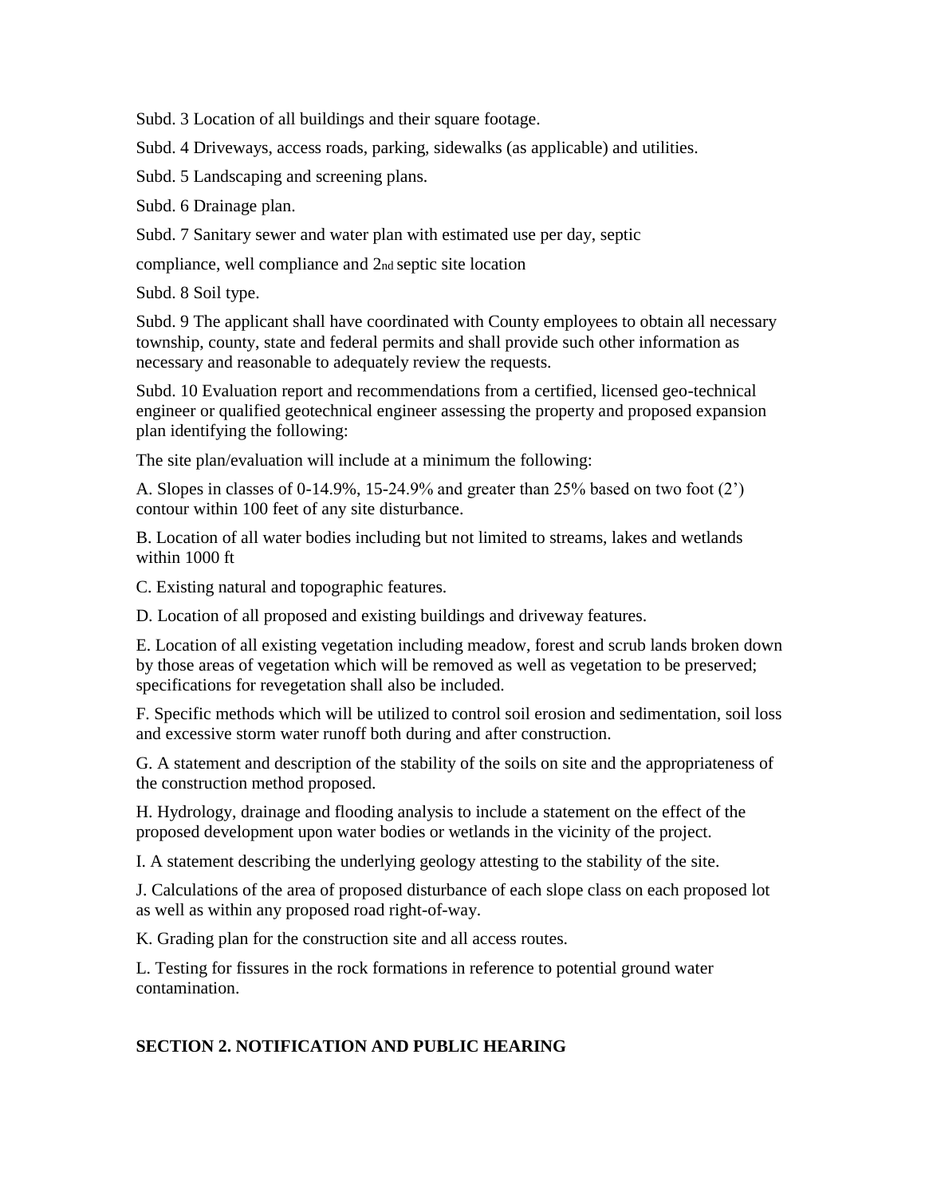Subd. 3 Location of all buildings and their square footage.

Subd. 4 Driveways, access roads, parking, sidewalks (as applicable) and utilities.

Subd. 5 Landscaping and screening plans.

Subd. 6 Drainage plan.

Subd. 7 Sanitary sewer and water plan with estimated use per day, septic

compliance, well compliance and 2nd septic site location

Subd. 8 Soil type.

Subd. 9 The applicant shall have coordinated with County employees to obtain all necessary township, county, state and federal permits and shall provide such other information as necessary and reasonable to adequately review the requests.

Subd. 10 Evaluation report and recommendations from a certified, licensed geo-technical engineer or qualified geotechnical engineer assessing the property and proposed expansion plan identifying the following:

The site plan/evaluation will include at a minimum the following:

A. Slopes in classes of 0-14.9%, 15-24.9% and greater than 25% based on two foot (2') contour within 100 feet of any site disturbance.

B. Location of all water bodies including but not limited to streams, lakes and wetlands within 1000 ft

C. Existing natural and topographic features.

D. Location of all proposed and existing buildings and driveway features.

E. Location of all existing vegetation including meadow, forest and scrub lands broken down by those areas of vegetation which will be removed as well as vegetation to be preserved; specifications for revegetation shall also be included.

F. Specific methods which will be utilized to control soil erosion and sedimentation, soil loss and excessive storm water runoff both during and after construction.

G. A statement and description of the stability of the soils on site and the appropriateness of the construction method proposed.

H. Hydrology, drainage and flooding analysis to include a statement on the effect of the proposed development upon water bodies or wetlands in the vicinity of the project.

I. A statement describing the underlying geology attesting to the stability of the site.

J. Calculations of the area of proposed disturbance of each slope class on each proposed lot as well as within any proposed road right-of-way.

K. Grading plan for the construction site and all access routes.

L. Testing for fissures in the rock formations in reference to potential ground water contamination.

**SECTION 2. NOTIFICATION AND PUBLIC HEARING**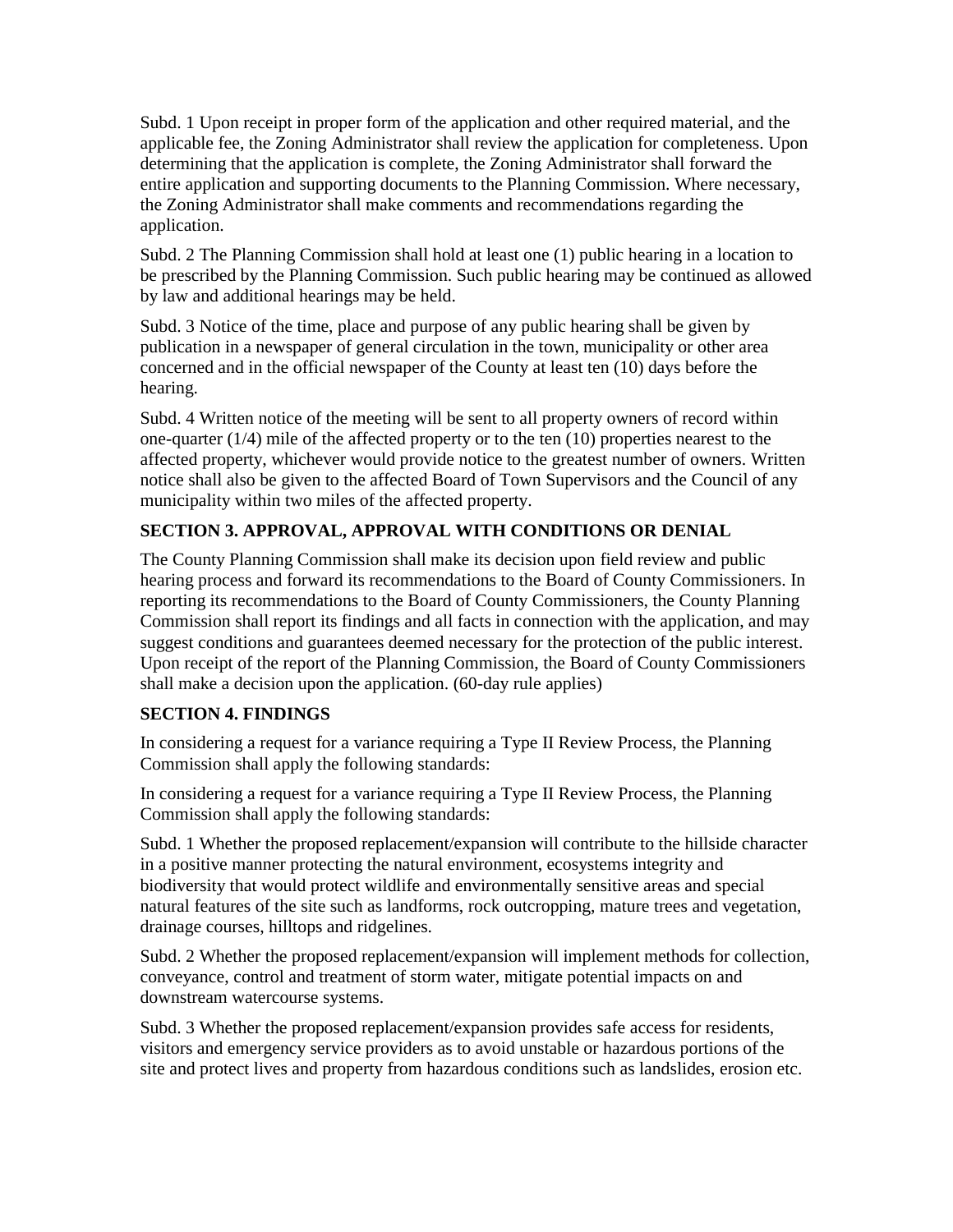Subd. 1 Upon receipt in proper form of the application and other required material, and the applicable fee, the Zoning Administrator shall review the application for completeness. Upon determining that the application is complete, the Zoning Administrator shall forward the entire application and supporting documents to the Planning Commission. Where necessary, the Zoning Administrator shall make comments and recommendations regarding the application.

Subd. 2 The Planning Commission shall hold at least one (1) public hearing in a location to be prescribed by the Planning Commission. Such public hearing may be continued as allowed by law and additional hearings may be held.

Subd. 3 Notice of the time, place and purpose of any public hearing shall be given by publication in a newspaper of general circulation in the town, municipality or other area concerned and in the official newspaper of the County at least ten (10) days before the hearing.

Subd. 4 Written notice of the meeting will be sent to all property owners of record within one-quarter (1/4) mile of the affected property or to the ten (10) properties nearest to the affected property, whichever would provide notice to the greatest number of owners. Written notice shall also be given to the affected Board of Town Supervisors and the Council of any municipality within two miles of the affected property.

## SECTION 3. APPROVAL, APPROVAL WITH CONDITIONS OR DENIAL

The County Planning Commission shall make its decision upon field review and public hearing process and forward its recommendations to the Board of County Commissioners. In reporting its recommendations to the Board of County Commissioners, the County Planning Commission shall report its findings and all facts in connection with the application, and may suggest conditions and guarantees deemed necessary for the protection of the public interest. Upon receipt of the report of the Planning Commission, the Board of County Commissioners shall make a decision upon the application. (60-day rule applies)

## SECTION 4. FINDINGS

In considering a request for a variance requiring a Type II Review Process, the Planning Commission shall apply the following standards:

In considering a request for a variance requiring a Type II Review Process, the Planning Commission shall apply the following standards:

Subd. 1 Whether the proposed replacement/expansion will contribute to the hillside character in a positive manner protecting the natural environment, ecosystems integrity and biodiversity that would protect wildlife and environmentally sensitive areas and special natural features of the site such as landforms, rock outcropping, mature trees and vegetation, drainage courses, hilltops and ridgelines.

Subd. 2 Whether the proposed replacement/expansion will implement methods for collection, conveyance, control and treatment of storm water, mitigate potential impacts on and downstream watercourse systems.

Subd. 3 Whether the proposed replacement/expansion provides safe access for residents, visitors and emergency service providers as to avoid unstable or hazardous portions of the site and protect lives and property from hazardous conditions such as landslides, erosion etc.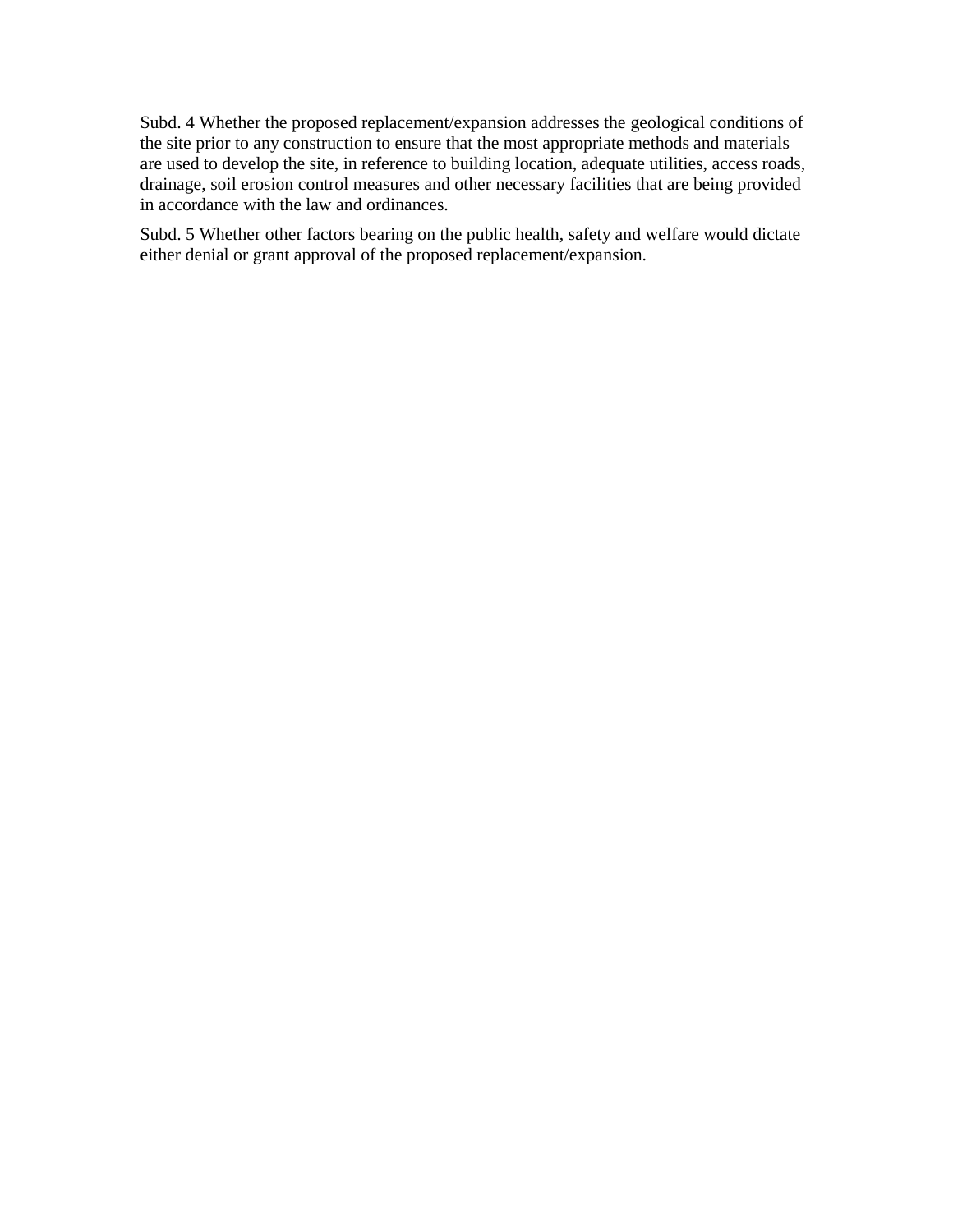Subd. 4 Whether the proposed replacement/expansion addresses the geological conditions of the site prior to any construction to ensure that the most appropriate methods and materials are used to develop the site, in reference to building location, adequate utilities, access roads, drainage, soil erosion control measures and other necessary facilities that are being provided in accordance with the law and ordinances.

Subd. 5 Whether other factors bearing on the public health, safety and welfare would dictate either denial or grant approval of the proposed replacement/expansion.